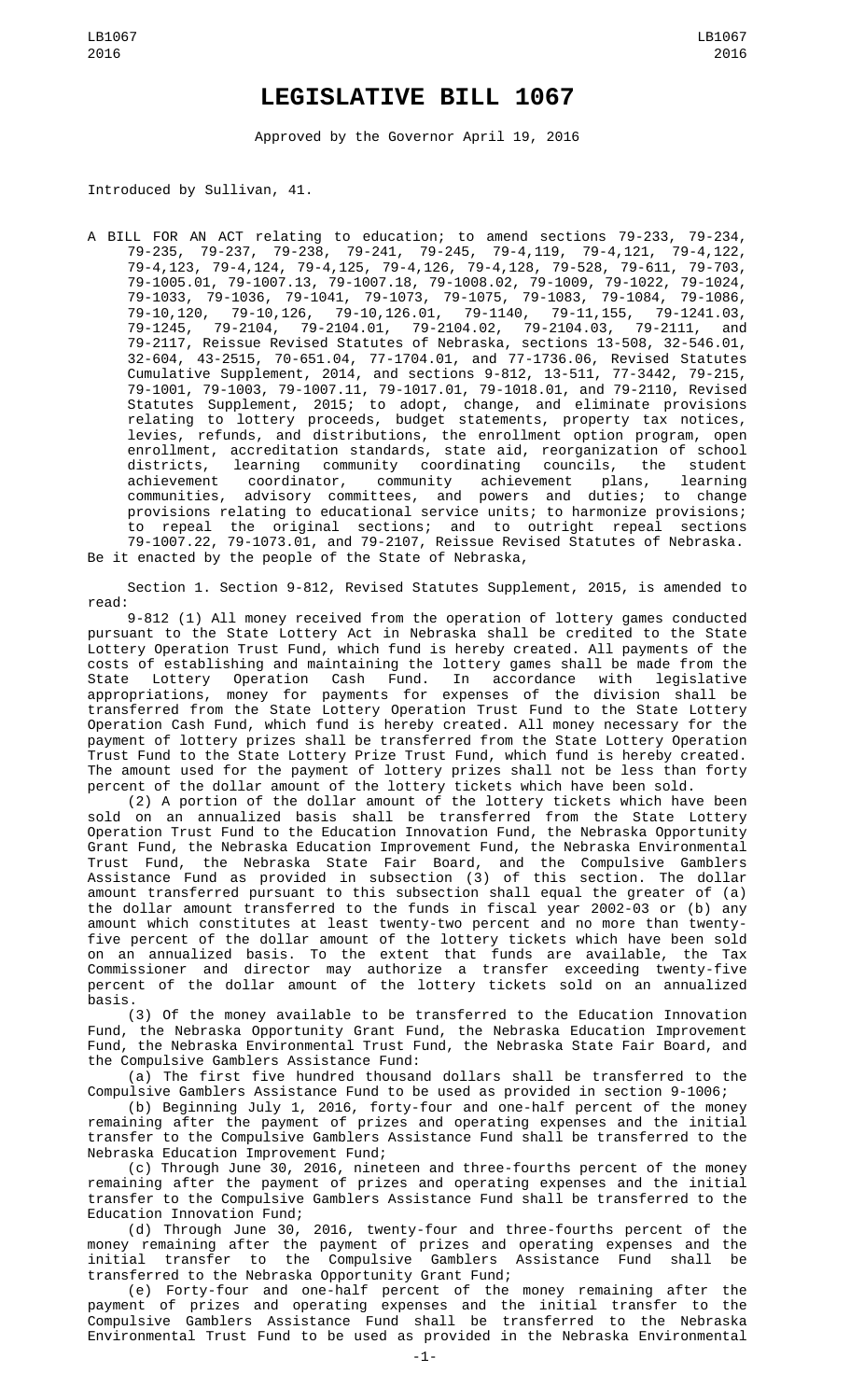# LEGISLATIVE BILL 1067

Approved by the Governor April 19, 2016

Introduced by Sullivan, 41.

A BILL FOR AN ACT relating to education; to amend sections 79-233, 79-234, 79-235, 79-237, 79-238, 79-241, 79-245, 79-4,119, 79-4,121, 79-4,122, 79-4,123, 79-4,124, 79-4,125, 79-4,126, 79-4,128, 79-528, 79-611, 79-703, 79-1005.01, 79-1007.13, 79-1007.18, 79-1008.02, 79-1009, 79-1022, 79-1024, 79-1033, 79-1036, 79-1041, 79-1073, 79-1075, 79-1083, 79-1084, 79-1086, 79-10,120, 79-10,126, 79-10,126.01, 79-1140, 79-11,155, 79-1241.03, 79-1245, 79-2104, 79-2104.01, 79-2104.02, 79-2104.03, 79-2111, and 79-2117, Reissue Revised Statutes of Nebraska, sections 13-508, 32-546.01, 32-604, 43-2515, 70-651.04, 77-1704.01, and 77-1736.06, Revised Statutes Cumulative Supplement, 2014, and sections 9-812, 13-511, 77-3442, 79-215, 79-1001, 79-1003, 79-1007.11, 79-1017.01, 79-1018.01, and 79-2110, Revised Statutes Supplement, 2015; to adopt, change, and eliminate provisions relating to lottery proceeds, budget statements, property tax notices, levies, refunds, and distributions, the enrollment option program, open enrollment, accreditation standards, state aid, reorganization of school districts, learning community coordinating councils, the student achievement coordinator, community achievement plans, learning communities, advisory committees, and powers and duties; to change provisions relating to educational service units; to harmonize provisions; to repeal the original sections; and to outright repeal sections 79-1007.22, 79-1073.01, and 79-2107, Reissue Revised Statutes of Nebraska.

Be it enacted by the people of the State of Nebraska,

Section 1. Section 9-812, Revised Statutes Supplement, 2015, is amended to read:

9-812 (1) All money received from the operation of lottery games conducted pursuant to the State Lottery Act in Nebraska shall be credited to the State Lottery Operation Trust Fund, which fund is hereby created. All payments of the costs of establishing and maintaining the lottery games shall be made from the State Lottery Operation Cash Fund. In accordance with legislative appropriations, money for payments for expenses of the division shall be transferred from the State Lottery Operation Trust Fund to the State Lottery Operation Cash Fund, which fund is hereby created. All money necessary for the payment of lottery prizes shall be transferred from the State Lottery Operation Trust Fund to the State Lottery Prize Trust Fund, which fund is hereby created. The amount used for the payment of lottery prizes shall not be less than forty percent of the dollar amount of the lottery tickets which have been sold.

(2) A portion of the dollar amount of the lottery tickets which have been sold on an annualized basis shall be transferred from the State Lottery Operation Trust Fund to the Education Innovation Fund, the Nebraska Opportunity Grant Fund, the Nebraska Education Improvement Fund, the Nebraska Environmental Trust Fund, the Nebraska State Fair Board, and the Compulsive Gamblers Assistance Fund as provided in subsection (3) of this section. The dollar amount transferred pursuant to this subsection shall equal the greater of (a) the dollar amount transferred to the funds in fiscal year 2002-03 or (b) any amount which constitutes at least twenty-two percent and no more than twenty-five percent of the dollar amount of the lottery tickets which have been sold on an annualized basis. To the extent that funds are available, the Tax Commissioner and director may authorize a transfer exceeding twenty-five percent of the dollar amount of the lottery tickets sold on an annualized basis.

(3) Of the money available to be transferred to the Education Innovation Fund, the Nebraska Opportunity Grant Fund, the Nebraska Education Improvement Fund, the Nebraska Environmental Trust Fund, the Nebraska State Fair Board, and the Compulsive Gamblers Assistance Fund:

(a) The first five hundred thousand dollars shall be transferred to the Compulsive Gamblers Assistance Fund to be used as provided in section 9-1006;

(b) Beginning July 1, 2016, forty-four and one-half percent of the money remaining after the payment of prizes and operating expenses and the initial transfer to the Compulsive Gamblers Assistance Fund shall be transferred to the Nebraska Education Improvement Fund;

(c) Through June 30, 2016, nineteen and three-fourths percent of the money remaining after the payment of prizes and operating expenses and the initial transfer to the Compulsive Gamblers Assistance Fund shall be transferred to the Education Innovation Fund;

(d) Through June 30, 2016, twenty-four and three-fourths percent of the money remaining after the payment of prizes and operating expenses and the initial transfer to the Compulsive Gamblers Assistance Fund shall be transferred to the Nebraska Opportunity Grant Fund;

(e) Forty-four and one-half percent of the money remaining after the payment of prizes and operating expenses and the initial transfer to the Compulsive Gamblers Assistance Fund shall be transferred to the Nebraska Environmental Trust Fund to be used as provided in the Nebraska Environmental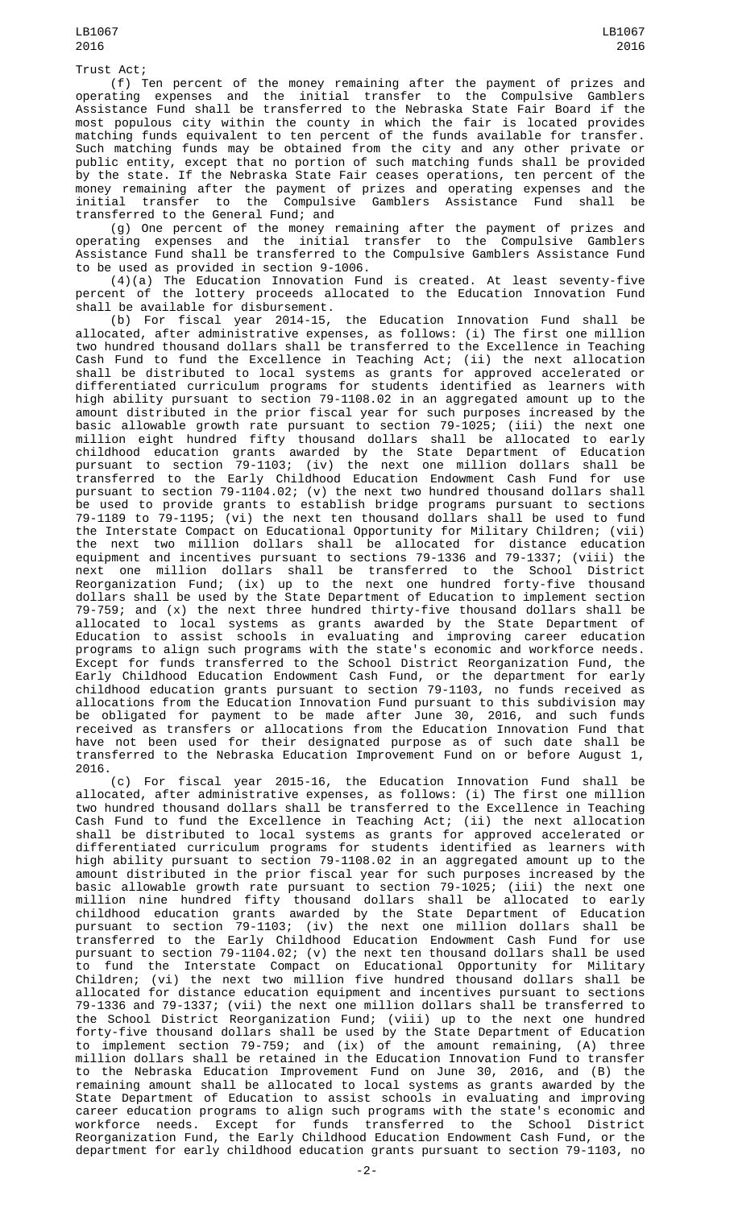Trust Act;

(f) Ten percent of the money remaining after the payment of prizes and operating expenses and the initial transfer to the Compulsive Gamblers Assistance Fund shall be transferred to the Nebraska State Fair Board if the most populous city within the county in which the fair is located provides matching funds equivalent to ten percent of the funds available for transfer. Such matching funds may be obtained from the city and any other private or public entity, except that no portion of such matching funds shall be provided by the state. If the Nebraska State Fair ceases operations, ten percent of the money remaining after the payment of prizes and operating expenses and the initial transfer to the Compulsive Gamblers Assistance Fund shall be transferred to the General Fund; and

(g) One percent of the money remaining after the payment of prizes and operating expenses and the initial transfer to the Compulsive Gamblers Assistance Fund shall be transferred to the Compulsive Gamblers Assistance Fund to be used as provided in section 9-1006.

(4)(a) The Education Innovation Fund is created. At least seventy-five percent of the lottery proceeds allocated to the Education Innovation Fund shall be available for disbursement.

(b) For fiscal year 2014-15, the Education Innovation Fund shall be allocated, after administrative expenses, as follows: (i) The first one million two hundred thousand dollars shall be transferred to the Excellence in Teaching Cash Fund to fund the Excellence in Teaching Act; (ii) the next allocation shall be distributed to local systems as grants for approved accelerated or differentiated curriculum programs for students identified as learners with high ability pursuant to section 79-1108.02 in an aggregated amount up to the amount distributed in the prior fiscal year for such purposes increased by the basic allowable growth rate pursuant to section 79-1025; (iii) the next one million eight hundred fifty thousand dollars shall be allocated to early childhood education grants awarded by the State Department of Education pursuant to section 79-1103; (iv) the next one million dollars shall be transferred to the Early Childhood Education Endowment Cash Fund for use pursuant to section 79-1104.02; (v) the next two hundred thousand dollars shall be used to provide grants to establish bridge programs pursuant to sections 79-1189 to 79-1195; (vi) the next ten thousand dollars shall be used to fund the Interstate Compact on Educational Opportunity for Military Children; (vii) the next two million dollars shall be allocated for distance education equipment and incentives pursuant to sections 79-1336 and 79-1337; (viii) the next one million dollars shall be transferred to the School District Reorganization Fund; (ix) up to the next one hundred forty-five thousand dollars shall be used by the State Department of Education to implement section 79-759; and (x) the next three hundred thirty-five thousand dollars shall be allocated to local systems as grants awarded by the State Department of Education to assist schools in evaluating and improving career education programs to align such programs with the state's economic and workforce needs. Except for funds transferred to the School District Reorganization Fund, the Early Childhood Education Endowment Cash Fund, or the department for early childhood education grants pursuant to section 79-1103, no funds received as allocations from the Education Innovation Fund pursuant to this subdivision may be obligated for payment to be made after June 30, 2016, and such funds received as transfers or allocations from the Education Innovation Fund that have not been used for their designated purpose as of such date shall be transferred to the Nebraska Education Improvement Fund on or before August 1, 2016.

(c) For fiscal year 2015-16, the Education Innovation Fund shall be allocated, after administrative expenses, as follows: (i) The first one million two hundred thousand dollars shall be transferred to the Excellence in Teaching Cash Fund to fund the Excellence in Teaching Act; (ii) the next allocation shall be distributed to local systems as grants for approved accelerated or differentiated curriculum programs for students identified as learners with high ability pursuant to section 79-1108.02 in an aggregated amount up to the amount distributed in the prior fiscal year for such purposes increased by the basic allowable growth rate pursuant to section 79-1025; (iii) the next one million nine hundred fifty thousand dollars shall be allocated to early childhood education grants awarded by the State Department of Education pursuant to section 79-1103; (iv) the next one million dollars shall be transferred to the Early Childhood Education Endowment Cash Fund for use pursuant to section 79-1104.02; (v) the next ten thousand dollars shall be used to fund the Interstate Compact on Educational Opportunity for Military Children; (vi) the next two million five hundred thousand dollars shall be allocated for distance education equipment and incentives pursuant to sections 79-1336 and 79-1337; (vii) the next one million dollars shall be transferred to the School District Reorganization Fund; (viii) up to the next one hundred forty-five thousand dollars shall be used by the State Department of Education to implement section 79-759; and (ix) of the amount remaining, (A) three million dollars shall be retained in the Education Innovation Fund to transfer to the Nebraska Education Improvement Fund on June 30, 2016, and (B) the remaining amount shall be allocated to local systems as grants awarded by the State Department of Education to assist schools in evaluating and improving career education programs to align such programs with the state's economic and workforce needs. Except for funds transferred to the School District Reorganization Fund, the Early Childhood Education Endowment Cash Fund, or the department for early childhood education grants pursuant to section 79-1103, no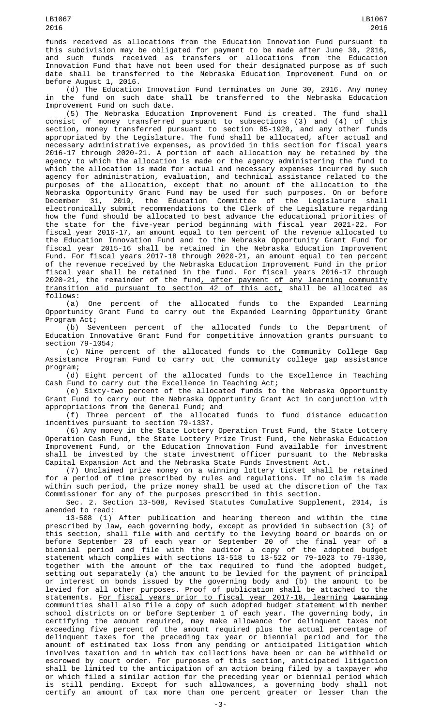funds received as allocations from the Education Innovation Fund pursuant to this subdivision may be obligated for payment to be made after June 30, 2016, and such funds received as transfers or allocations from the Education Innovation Fund that have not been used for their designated purpose as of such date shall be transferred to the Nebraska Education Improvement Fund on or before August 1, 2016.

(d) The Education Innovation Fund terminates on June 30, 2016. Any money in the fund on such date shall be transferred to the Nebraska Education Improvement Fund on such date.

(5) The Nebraska Education Improvement Fund is created. The fund shall consist of money transferred pursuant to subsections (3) and (4) of this section, money transferred pursuant to section 85-1920, and any other funds appropriated by the Legislature. The fund shall be allocated, after actual and necessary administrative expenses, as provided in this section for fiscal years 2016-17 through 2020-21. A portion of each allocation may be retained by the agency to which the allocation is made or the agency administering the fund to which the allocation is made for actual and necessary expenses incurred by such agency for administration, evaluation, and technical assistance related to the purposes of the allocation, except that no amount of the allocation to the Nebraska Opportunity Grant Fund may be used for such purposes. On or before December 31, 2019, the Education Committee of the Legislature shall electronically submit recommendations to the Clerk of the Legislature regarding how the fund should be allocated to best advance the educational priorities of the state for the five-year period beginning with fiscal year 2021-22. For fiscal year 2016-17, an amount equal to ten percent of the revenue allocated to the Education Innovation Fund and to the Nebraska Opportunity Grant Fund for fiscal year 2015-16 shall be retained in the Nebraska Education Improvement Fund. For fiscal years 2017-18 through 2020-21, an amount equal to ten percent of the revenue received by the Nebraska Education Improvement Fund in the prior fiscal year shall be retained in the fund. For fiscal years 2016-17 through 2020-21, the remainder of the fund, after payment of any learning community transition aid pursuant to section 42 of this act, shall be allocated as follows:

(a) One percent of the allocated funds to the Expanded Learning Opportunity Grant Fund to carry out the Expanded Learning Opportunity Grant Program Act;

(b) Seventeen percent of the allocated funds to the Department of Education Innovative Grant Fund for competitive innovation grants pursuant to section 79-1054;

(c) Nine percent of the allocated funds to the Community College Gap Assistance Program Fund to carry out the community college gap assistance program;

(d) Eight percent of the allocated funds to the Excellence in Teaching Cash Fund to carry out the Excellence in Teaching Act;

(e) Sixty-two percent of the allocated funds to the Nebraska Opportunity Grant Fund to carry out the Nebraska Opportunity Grant Act in conjunction with appropriations from the General Fund; and

(f) Three percent of the allocated funds to fund distance education incentives pursuant to section 79-1337.

(6) Any money in the State Lottery Operation Trust Fund, the State Lottery Operation Cash Fund, the State Lottery Prize Trust Fund, the Nebraska Education Improvement Fund, or the Education Innovation Fund available for investment shall be invested by the state investment officer pursuant to the Nebraska Capital Expansion Act and the Nebraska State Funds Investment Act.

(7) Unclaimed prize money on a winning lottery ticket shall be retained for a period of time prescribed by rules and regulations. If no claim is made within such period, the prize money shall be used at the discretion of the Tax Commissioner for any of the purposes prescribed in this section.

Sec. 2. Section 13-508, Revised Statutes Cumulative Supplement, 2014, is amended to read:

13-508 (1) After publication and hearing thereon and within the time prescribed by law, each governing body, except as provided in subsection (3) of this section, shall file with and certify to the levying board or boards on or before September 20 of each year or September 20 of the final year of a biennial period and file with the auditor a copy of the adopted budget statement which complies with sections 13-518 to 13-522 or 79-1023 to 79-1030, together with the amount of the tax required to fund the adopted budget, setting out separately (a) the amount to be levied for the payment of principal or interest on bonds issued by the governing body and (b) the amount to be levied for all other purposes. Proof of publication shall be attached to the statements. For fiscal years prior to fiscal year 2017-18, learning ~~Learning~~ communities shall also file a copy of such adopted budget statement with member school districts on or before September 1 of each year. The governing body, in certifying the amount required, may make allowance for delinquent taxes not exceeding five percent of the amount required plus the actual percentage of delinquent taxes for the preceding tax year or biennial period and for the amount of estimated tax loss from any pending or anticipated litigation which involves taxation and in which tax collections have been or can be withheld or escrowed by court order. For purposes of this section, anticipated litigation shall be limited to the anticipation of an action being filed by a taxpayer who or which filed a similar action for the preceding year or biennial period which is still pending. Except for such allowances, a governing body shall not certify an amount of tax more than one percent greater or lesser than the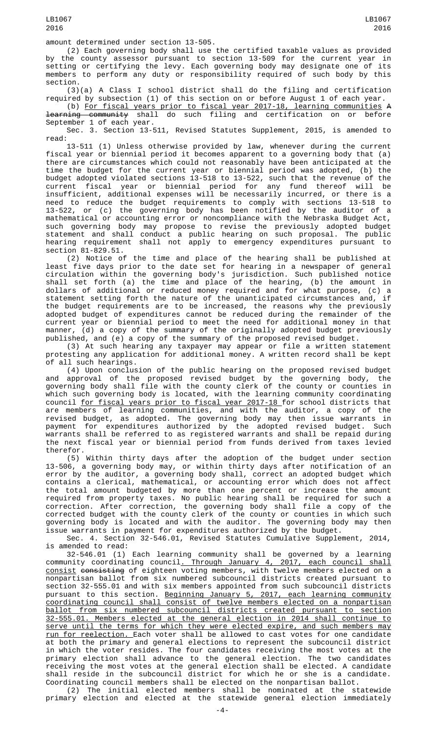amount determined under section 13-505.

(2) Each governing body shall use the certified taxable values as provided by the county assessor pursuant to section 13-509 for the current year in setting or certifying the levy. Each governing body may designate one of its members to perform any duty or responsibility required of such body by this section.

(3)(a) A Class I school district shall do the filing and certification required by subsection (1) of this section on or before August 1 of each year.

(b) For fiscal years prior to fiscal year 2017-18, learning communities ~~A learning community~~ shall do such filing and certification on or before September 1 of each year.

Sec. 3. Section 13-511, Revised Statutes Supplement, 2015, is amended to read:

13-511 (1) Unless otherwise provided by law, whenever during the current fiscal year or biennial period it becomes apparent to a governing body that (a) there are circumstances which could not reasonably have been anticipated at the time the budget for the current year or biennial period was adopted, (b) the budget adopted violated sections 13-518 to 13-522, such that the revenue of the current fiscal year or biennial period for any fund thereof will be insufficient, additional expenses will be necessarily incurred, or there is a need to reduce the budget requirements to comply with sections 13-518 to 13-522, or (c) the governing body has been notified by the auditor of a mathematical or accounting error or noncompliance with the Nebraska Budget Act, such governing body may propose to revise the previously adopted budget statement and shall conduct a public hearing on such proposal. The public hearing requirement shall not apply to emergency expenditures pursuant to section 81-829.51.

(2) Notice of the time and place of the hearing shall be published at least five days prior to the date set for hearing in a newspaper of general circulation within the governing body's jurisdiction. Such published notice shall set forth (a) the time and place of the hearing, (b) the amount in dollars of additional or reduced money required and for what purpose, (c) a statement setting forth the nature of the unanticipated circumstances and, if the budget requirements are to be increased, the reasons why the previously adopted budget of expenditures cannot be reduced during the remainder of the current year or biennial period to meet the need for additional money in that manner, (d) a copy of the summary of the originally adopted budget previously published, and (e) a copy of the summary of the proposed revised budget.

(3) At such hearing any taxpayer may appear or file a written statement protesting any application for additional money. A written record shall be kept of all such hearings.

(4) Upon conclusion of the public hearing on the proposed revised budget and approval of the proposed revised budget by the governing body, the governing body shall file with the county clerk of the county or counties in which such governing body is located, with the learning community coordinating council for fiscal years prior to fiscal year 2017-18 for school districts that are members of learning communities, and with the auditor, a copy of the revised budget, as adopted. The governing body may then issue warrants in payment for expenditures authorized by the adopted revised budget. Such warrants shall be referred to as registered warrants and shall be repaid during the next fiscal year or biennial period from funds derived from taxes levied therefor.

(5) Within thirty days after the adoption of the budget under section 13-506, a governing body may, or within thirty days after notification of an error by the auditor, a governing body shall, correct an adopted budget which contains a clerical, mathematical, or accounting error which does not affect the total amount budgeted by more than one percent or increase the amount required from property taxes. No public hearing shall be required for such a correction. After correction, the governing body shall file a copy of the corrected budget with the county clerk of the county or counties in which such governing body is located and with the auditor. The governing body may then issue warrants in payment for expenditures authorized by the budget.

Sec. 4. Section 32-546.01, Revised Statutes Cumulative Supplement, 2014, is amended to read:

32-546.01 (1) Each learning community shall be governed by a learning community coordinating council. Through January 4, 2017, each council shall consist ~~consisting~~ of eighteen voting members, with twelve members elected on a nonpartisan ballot from six numbered subcouncil districts created pursuant to section 32-555.01 and with six members appointed from such subcouncil districts pursuant to this section. Beginning January 5, 2017, each learning community coordinating council shall consist of twelve members elected on a nonpartisan ballot from six numbered subcouncil districts created pursuant to section 32-555.01. Members elected at the general election in 2014 shall continue to serve until the terms for which they were elected expire, and such members may run for reelection. Each voter shall be allowed to cast votes for one candidate at both the primary and general elections to represent the subcouncil district in which the voter resides. The four candidates receiving the most votes at the primary election shall advance to the general election. The two candidates receiving the most votes at the general election shall be elected. A candidate shall reside in the subcouncil district for which he or she is a candidate. Coordinating council members shall be elected on the nonpartisan ballot.

(2) The initial elected members shall be nominated at the statewide primary election and elected at the statewide general election immediately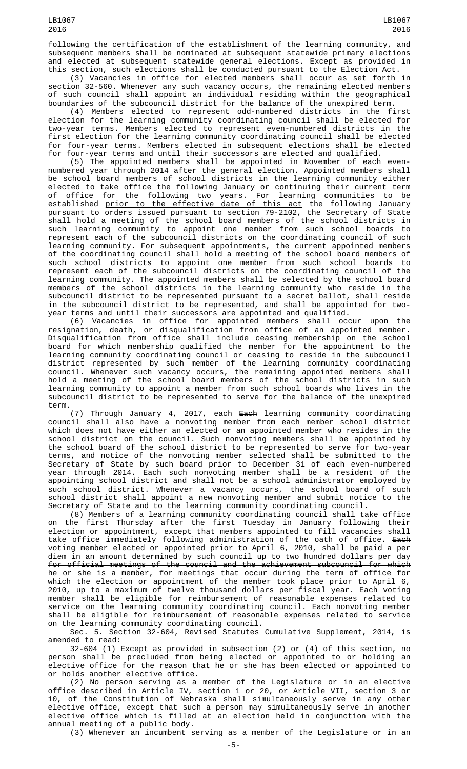following the certification of the establishment of the learning community, and subsequent members shall be nominated at subsequent statewide primary elections and elected at subsequent statewide general elections. Except as provided in this section, such elections shall be conducted pursuant to the Election Act.

(3) Vacancies in office for elected members shall occur as set forth in section 32-560. Whenever any such vacancy occurs, the remaining elected members of such council shall appoint an individual residing within the geographical boundaries of the subcouncil district for the balance of the unexpired term.

(4) Members elected to represent odd-numbered districts in the first election for the learning community coordinating council shall be elected for two-year terms. Members elected to represent even-numbered districts in the first election for the learning community coordinating council shall be elected for four-year terms. Members elected in subsequent elections shall be elected for four-year terms and until their successors are elected and qualified.

(5) The appointed members shall be appointed in November of each even-numbered year through 2014 after the general election. Appointed members shall be school board members of school districts in the learning community either elected to take office the following January or continuing their current term of office for the following two years. For learning communities to be established prior to the effective date of this act ~~the following January~~ pursuant to orders issued pursuant to section 79-2102, the Secretary of State shall hold a meeting of the school board members of the school districts in such learning community to appoint one member from such school boards to represent each of the subcouncil districts on the coordinating council of such learning community. For subsequent appointments, the current appointed members of the coordinating council shall hold a meeting of the school board members of such school districts to appoint one member from such school boards to represent each of the subcouncil districts on the coordinating council of the learning community. The appointed members shall be selected by the school board members of the school districts in the learning community who reside in the subcouncil district to be represented pursuant to a secret ballot, shall reside in the subcouncil district to be represented, and shall be appointed for two-year terms and until their successors are appointed and qualified.

(6) Vacancies in office for appointed members shall occur upon the resignation, death, or disqualification from office of an appointed member. Disqualification from office shall include ceasing membership on the school board for which membership qualified the member for the appointment to the learning community coordinating council or ceasing to reside in the subcouncil district represented by such member of the learning community coordinating council. Whenever such vacancy occurs, the remaining appointed members shall hold a meeting of the school board members of the school districts in such learning community to appoint a member from such school boards who lives in the subcouncil district to be represented to serve for the balance of the unexpired term.

(7) Through January 4, 2017, each ~~Each~~ learning community coordinating council shall also have a nonvoting member from each member school district which does not have either an elected or an appointed member who resides in the school district on the council. Such nonvoting members shall be appointed by the school board of the school district to be represented to serve for two-year terms, and notice of the nonvoting member selected shall be submitted to the Secretary of State by such board prior to December 31 of each even-numbered year through 2014. Each such nonvoting member shall be a resident of the appointing school district and shall not be a school administrator employed by such school district. Whenever a vacancy occurs, the school board of such school district shall appoint a new nonvoting member and submit notice to the Secretary of State and to the learning community coordinating council.

(8) Members of a learning community coordinating council shall take office on the first Thursday after the first Tuesday in January following their election ~~or appointment~~, except that members appointed to fill vacancies shall take office immediately following administration of the oath of office. ~~Each voting member elected or appointed prior to April 6, 2010, shall be paid a per diem in an amount determined by such council up to two hundred dollars per day for official meetings of the council and the achievement subcouncil for which he or she is a member, for meetings that occur during the term of office for which the election or appointment of the member took place prior to April 6, 2010, up to a maximum of twelve thousand dollars per fiscal year.~~ Each voting member shall be eligible for reimbursement of reasonable expenses related to service on the learning community coordinating council. Each nonvoting member shall be eligible for reimbursement of reasonable expenses related to service on the learning community coordinating council.

Sec. 5. Section 32-604, Revised Statutes Cumulative Supplement, 2014, is amended to read:

32-604 (1) Except as provided in subsection (2) or (4) of this section, no person shall be precluded from being elected or appointed to or holding an elective office for the reason that he or she has been elected or appointed to or holds another elective office.

(2) No person serving as a member of the Legislature or in an elective office described in Article IV, section 1 or 20, or Article VII, section 3 or 10, of the Constitution of Nebraska shall simultaneously serve in any other elective office, except that such a person may simultaneously serve in another elective office which is filled at an election held in conjunction with the annual meeting of a public body.

(3) Whenever an incumbent serving as a member of the Legislature or in an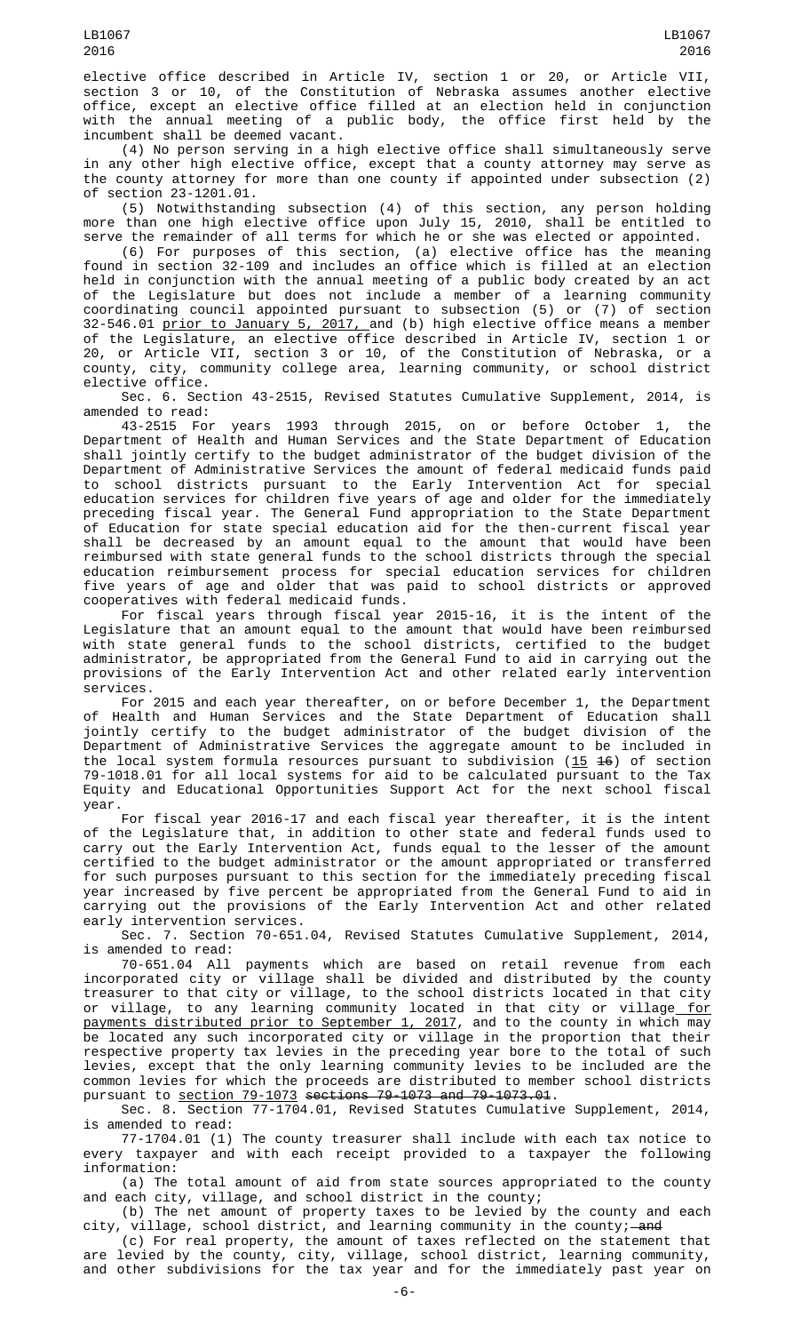elective office described in Article IV, section 1 or 20, or Article VII, section 3 or 10, of the Constitution of Nebraska assumes another elective office, except an elective office filled at an election held in conjunction with the annual meeting of a public body, the office first held by the incumbent shall be deemed vacant.

(4) No person serving in a high elective office shall simultaneously serve in any other high elective office, except that a county attorney may serve as the county attorney for more than one county if appointed under subsection (2) of section 23-1201.01.

(5) Notwithstanding subsection (4) of this section, any person holding more than one high elective office upon July 15, 2010, shall be entitled to serve the remainder of all terms for which he or she was elected or appointed.

(6) For purposes of this section, (a) elective office has the meaning found in section 32-109 and includes an office which is filled at an election held in conjunction with the annual meeting of a public body created by an act of the Legislature but does not include a member of a learning community coordinating council appointed pursuant to subsection (5) or (7) of section 32-546.01 prior to January 5, 2017, and (b) high elective office means a member of the Legislature, an elective office described in Article IV, section 1 or 20, or Article VII, section 3 or 10, of the Constitution of Nebraska, or a county, city, community college area, learning community, or school district elective office.

Sec. 6. Section 43-2515, Revised Statutes Cumulative Supplement, 2014, is amended to read:

43-2515 For years 1993 through 2015, on or before October 1, the Department of Health and Human Services and the State Department of Education shall jointly certify to the budget administrator of the budget division of the Department of Administrative Services the amount of federal medicaid funds paid to school districts pursuant to the Early Intervention Act for special education services for children five years of age and older for the immediately preceding fiscal year. The General Fund appropriation to the State Department of Education for state special education aid for the then-current fiscal year shall be decreased by an amount equal to the amount that would have been reimbursed with state general funds to the school districts through the special education reimbursement process for special education services for children five years of age and older that was paid to school districts or approved cooperatives with federal medicaid funds.

For fiscal years through fiscal year 2015-16, it is the intent of the Legislature that an amount equal to the amount that would have been reimbursed with state general funds to the school districts, certified to the budget administrator, be appropriated from the General Fund to aid in carrying out the provisions of the Early Intervention Act and other related early intervention services.

For 2015 and each year thereafter, on or before December 1, the Department of Health and Human Services and the State Department of Education shall jointly certify to the budget administrator of the budget division of the Department of Administrative Services the aggregate amount to be included in the local system formula resources pursuant to subdivision (15 ~~16~~) of section 79-1018.01 for all local systems for aid to be calculated pursuant to the Tax Equity and Educational Opportunities Support Act for the next school fiscal year.

For fiscal year 2016-17 and each fiscal year thereafter, it is the intent of the Legislature that, in addition to other state and federal funds used to carry out the Early Intervention Act, funds equal to the lesser of the amount certified to the budget administrator or the amount appropriated or transferred for such purposes pursuant to this section for the immediately preceding fiscal year increased by five percent be appropriated from the General Fund to aid in carrying out the provisions of the Early Intervention Act and other related early intervention services.

Sec. 7. Section 70-651.04, Revised Statutes Cumulative Supplement, 2014, is amended to read:

70-651.04 All payments which are based on retail revenue from each incorporated city or village shall be divided and distributed by the county treasurer to that city or village, to the school districts located in that city or village, to any learning community located in that city or village for payments distributed prior to September 1, 2017, and to the county in which may be located any such incorporated city or village in the proportion that their respective property tax levies in the preceding year bore to the total of such levies, except that the only learning community levies to be included are the common levies for which the proceeds are distributed to member school districts pursuant to section 79-1073 ~~sections 79-1073 and 79-1073.01~~.

Sec. 8. Section 77-1704.01, Revised Statutes Cumulative Supplement, 2014, is amended to read:

77-1704.01 (1) The county treasurer shall include with each tax notice to every taxpayer and with each receipt provided to a taxpayer the following information:

(a) The total amount of aid from state sources appropriated to the county and each city, village, and school district in the county;

(b) The net amount of property taxes to be levied by the county and each city, village, school district, and learning community in the county; ~~and~~

(c) For real property, the amount of taxes reflected on the statement that are levied by the county, city, village, school district, learning community, and other subdivisions for the tax year and for the immediately past year on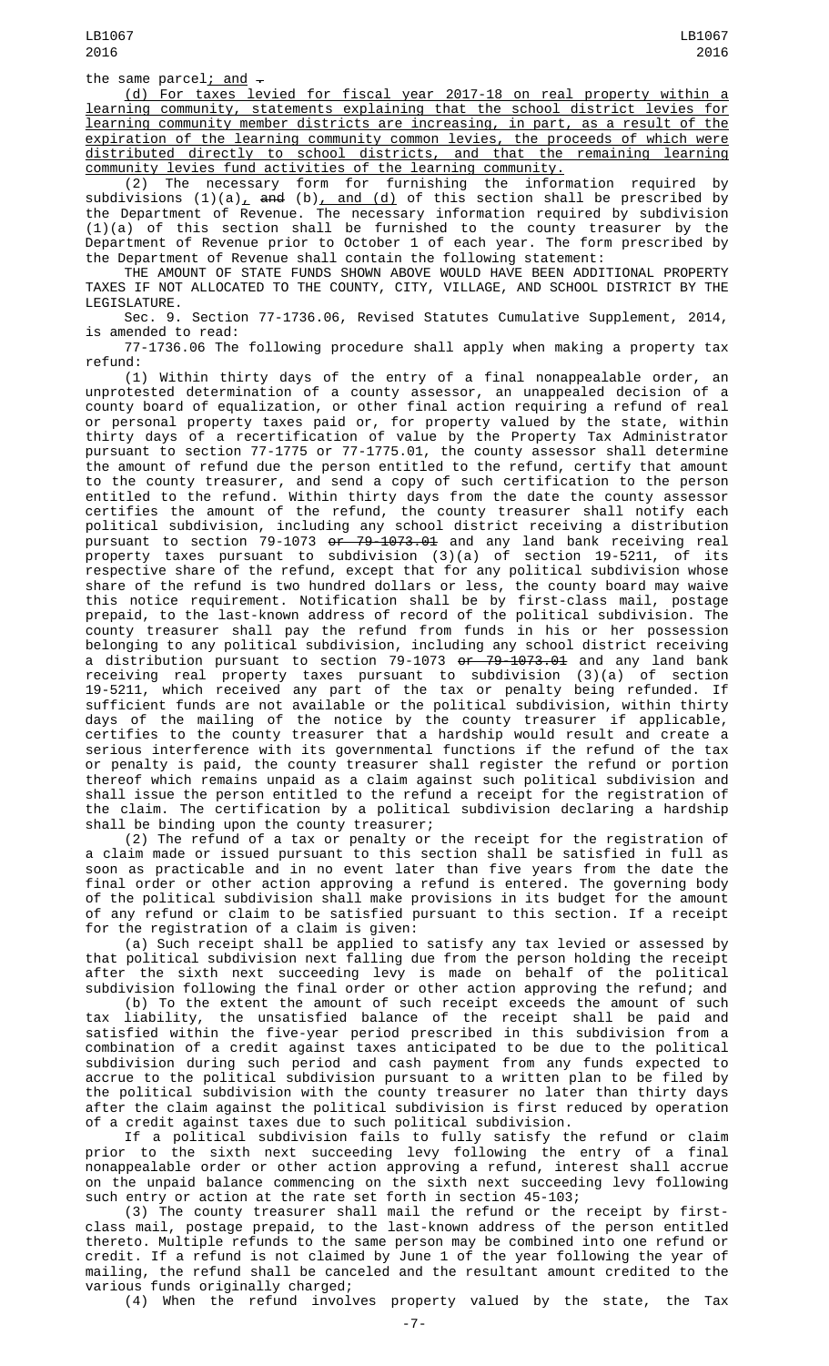the same parcel; and .

(d) For taxes levied for fiscal year 2017-18 on real property within a learning community, statements explaining that the school district levies for learning community member districts are increasing, in part, as a result of the expiration of the learning community common levies, the proceeds of which were distributed directly to school districts, and that the remaining learning community levies fund activities of the learning community.

(2) The necessary form for furnishing the information required by subdivisions (1)(a), and (b), and (d) of this section shall be prescribed by the Department of Revenue. The necessary information required by subdivision (1)(a) of this section shall be furnished to the county treasurer by the Department of Revenue prior to October 1 of each year. The form prescribed by the Department of Revenue shall contain the following statement:

THE AMOUNT OF STATE FUNDS SHOWN ABOVE WOULD HAVE BEEN ADDITIONAL PROPERTY TAXES IF NOT ALLOCATED TO THE COUNTY, CITY, VILLAGE, AND SCHOOL DISTRICT BY THE LEGISLATURE.

Sec. 9. Section 77-1736.06, Revised Statutes Cumulative Supplement, 2014, is amended to read:

77-1736.06 The following procedure shall apply when making a property tax refund:

(1) Within thirty days of the entry of a final nonappealable order, an unprotested determination of a county assessor, an unappealed decision of a county board of equalization, or other final action requiring a refund of real or personal property taxes paid or, for property valued by the state, within thirty days of a recertification of value by the Property Tax Administrator pursuant to section 77-1775 or 77-1775.01, the county assessor shall determine the amount of refund due the person entitled to the refund, certify that amount to the county treasurer, and send a copy of such certification to the person entitled to the refund. Within thirty days from the date the county assessor certifies the amount of the refund, the county treasurer shall notify each political subdivision, including any school district receiving a distribution pursuant to section 79-1073 or 79-1073.01 and any land bank receiving real property taxes pursuant to subdivision (3)(a) of section 19-5211, of its respective share of the refund, except that for any political subdivision whose share of the refund is two hundred dollars or less, the county board may waive this notice requirement. Notification shall be by first-class mail, postage prepaid, to the last-known address of record of the political subdivision. The county treasurer shall pay the refund from funds in his or her possession belonging to any political subdivision, including any school district receiving a distribution pursuant to section 79-1073 or 79-1073.01 and any land bank receiving real property taxes pursuant to subdivision (3)(a) of section 19-5211, which received any part of the tax or penalty being refunded. If sufficient funds are not available or the political subdivision, within thirty days of the mailing of the notice by the county treasurer if applicable, certifies to the county treasurer that a hardship would result and create a serious interference with its governmental functions if the refund of the tax or penalty is paid, the county treasurer shall register the refund or portion thereof which remains unpaid as a claim against such political subdivision and shall issue the person entitled to the refund a receipt for the registration of the claim. The certification by a political subdivision declaring a hardship shall be binding upon the county treasurer;

(2) The refund of a tax or penalty or the receipt for the registration of a claim made or issued pursuant to this section shall be satisfied in full as soon as practicable and in no event later than five years from the date the final order or other action approving a refund is entered. The governing body of the political subdivision shall make provisions in its budget for the amount of any refund or claim to be satisfied pursuant to this section. If a receipt for the registration of a claim is given:

(a) Such receipt shall be applied to satisfy any tax levied or assessed by that political subdivision next falling due from the person holding the receipt after the sixth next succeeding levy is made on behalf of the political subdivision following the final order or other action approving the refund; and

(b) To the extent the amount of such receipt exceeds the amount of such tax liability, the unsatisfied balance of the receipt shall be paid and satisfied within the five-year period prescribed in this subdivision from a combination of a credit against taxes anticipated to be due to the political subdivision during such period and cash payment from any funds expected to accrue to the political subdivision pursuant to a written plan to be filed by the political subdivision with the county treasurer no later than thirty days after the claim against the political subdivision is first reduced by operation of a credit against taxes due to such political subdivision.

If a political subdivision fails to fully satisfy the refund or claim prior to the sixth next succeeding levy following the entry of a final nonappealable order or other action approving a refund, interest shall accrue on the unpaid balance commencing on the sixth next succeeding levy following such entry or action at the rate set forth in section 45-103;

(3) The county treasurer shall mail the refund or the receipt by first-class mail, postage prepaid, to the last-known address of the person entitled thereto. Multiple refunds to the same person may be combined into one refund or credit. If a refund is not claimed by June 1 of the year following the year of mailing, the refund shall be canceled and the resultant amount credited to the various funds originally charged;

(4) When the refund involves property valued by the state, the Tax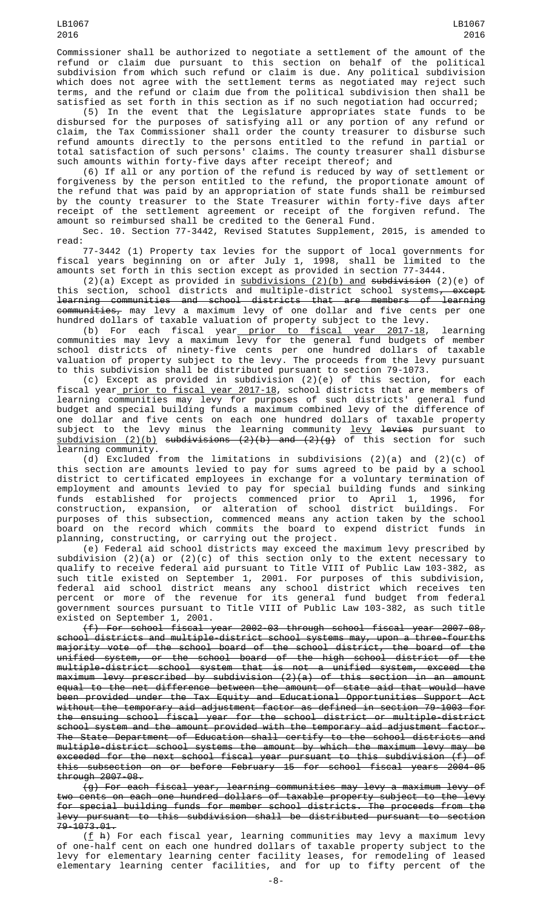Commissioner shall be authorized to negotiate a settlement of the amount of the refund or claim due pursuant to this section on behalf of the political subdivision from which such refund or claim is due. Any political subdivision which does not agree with the settlement terms as negotiated may reject such terms, and the refund or claim due from the political subdivision then shall be satisfied as set forth in this section as if no such negotiation had occurred;

(5) In the event that the Legislature appropriates state funds to be disbursed for the purposes of satisfying all or any portion of any refund or claim, the Tax Commissioner shall order the county treasurer to disburse such refund amounts directly to the persons entitled to the refund in partial or total satisfaction of such persons' claims. The county treasurer shall disburse such amounts within forty-five days after receipt thereof; and

(6) If all or any portion of the refund is reduced by way of settlement or forgiveness by the person entitled to the refund, the proportionate amount of the refund that was paid by an appropriation of state funds shall be reimbursed by the county treasurer to the State Treasurer within forty-five days after receipt of the settlement agreement or receipt of the forgiven refund. The amount so reimbursed shall be credited to the General Fund.

Sec. 10. Section 77-3442, Revised Statutes Supplement, 2015, is amended to read:

77-3442 (1) Property tax levies for the support of local governments for fiscal years beginning on or after July 1, 1998, shall be limited to the amounts set forth in this section except as provided in section 77-3444.

(2)(a) Except as provided in subdivisions (2)(b) and ~~subdivision~~ (2)(e) of this section, school districts and multiple-district school systems~~, except learning communities and school districts that are members of learning communities,~~ may levy a maximum levy of one dollar and five cents per one hundred dollars of taxable valuation of property subject to the levy.

(b) For each fiscal year prior to fiscal year 2017-18, learning communities may levy a maximum levy for the general fund budgets of member school districts of ninety-five cents per one hundred dollars of taxable valuation of property subject to the levy. The proceeds from the levy pursuant to this subdivision shall be distributed pursuant to section 79-1073.

(c) Except as provided in subdivision (2)(e) of this section, for each fiscal year prior to fiscal year 2017-18, school districts that are members of learning communities may levy for purposes of such districts' general fund budget and special building funds a maximum combined levy of the difference of one dollar and five cents on each one hundred dollars of taxable property subject to the levy minus the learning community levy ~~levies~~ pursuant to subdivision (2)(b) ~~subdivisions (2)(b) and (2)(g)~~ of this section for such learning community.

(d) Excluded from the limitations in subdivisions (2)(a) and (2)(c) of this section are amounts levied to pay for sums agreed to be paid by a school district to certificated employees in exchange for a voluntary termination of employment and amounts levied to pay for special building funds and sinking funds established for projects commenced prior to April 1, 1996, for construction, expansion, or alteration of school district buildings. For purposes of this subsection, commenced means any action taken by the school board on the record which commits the board to expend district funds in planning, constructing, or carrying out the project.

(e) Federal aid school districts may exceed the maximum levy prescribed by subdivision (2)(a) or (2)(c) of this section only to the extent necessary to qualify to receive federal aid pursuant to Title VIII of Public Law 103-382, as such title existed on September 1, 2001. For purposes of this subdivision, federal aid school district means any school district which receives ten percent or more of the revenue for its general fund budget from federal government sources pursuant to Title VIII of Public Law 103-382, as such title existed on September 1, 2001.

~~(f) For school fiscal year 2002-03 through school fiscal year 2007-08, school districts and multiple-district school systems may, upon a three-fourths majority vote of the school board of the school district, the board of the unified system, or the school board of the high school district of the multiple-district school system that is not a unified system, exceed the maximum levy prescribed by subdivision (2)(a) of this section in an amount equal to the net difference between the amount of state aid that would have been provided under the Tax Equity and Educational Opportunities Support Act without the temporary aid adjustment factor as defined in section 79-1003 for the ensuing school fiscal year for the school district or multiple-district school system and the amount provided with the temporary aid adjustment factor. The State Department of Education shall certify to the school districts and multiple-district school systems the amount by which the maximum levy may be exceeded for the next school fiscal year pursuant to this subdivision (f) of this subsection on or before February 15 for school fiscal years 2004-05 through 2007-08.~~

~~(g) For each fiscal year, learning communities may levy a maximum levy of two cents on each one hundred dollars of taxable property subject to the levy for special building funds for member school districts. The proceeds from the levy pursuant to this subdivision shall be distributed pursuant to section 79-1073.01.~~

(f ~~h~~) For each fiscal year, learning communities may levy a maximum levy of one-half cent on each one hundred dollars of taxable property subject to the levy for elementary learning center facility leases, for remodeling of leased elementary learning center facilities, and for up to fifty percent of the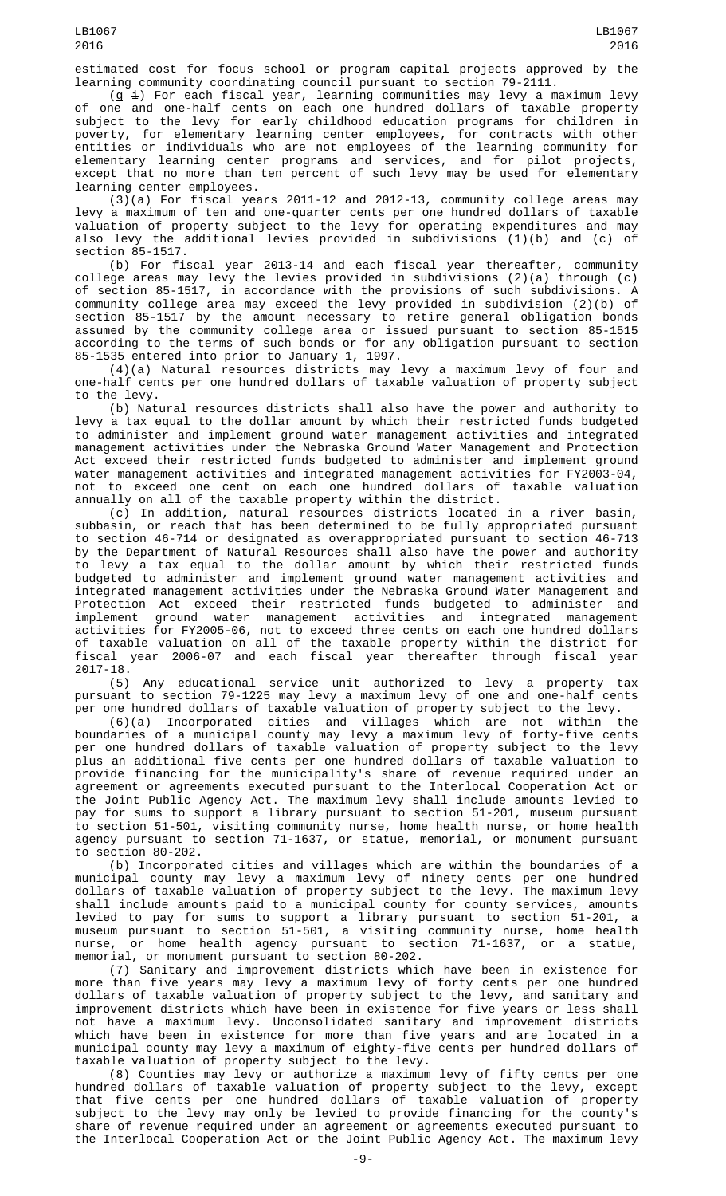estimated cost for focus school or program capital projects approved by the learning community coordinating council pursuant to section 79-2111.

(g i) For each fiscal year, learning communities may levy a maximum levy of one and one-half cents on each one hundred dollars of taxable property subject to the levy for early childhood education programs for children in poverty, for elementary learning center employees, for contracts with other entities or individuals who are not employees of the learning community for elementary learning center programs and services, and for pilot projects, except that no more than ten percent of such levy may be used for elementary learning center employees.

(3)(a) For fiscal years 2011-12 and 2012-13, community college areas may levy a maximum of ten and one-quarter cents per one hundred dollars of taxable valuation of property subject to the levy for operating expenditures and may also levy the additional levies provided in subdivisions (1)(b) and (c) of section 85-1517.

(b) For fiscal year 2013-14 and each fiscal year thereafter, community college areas may levy the levies provided in subdivisions (2)(a) through (c) of section 85-1517, in accordance with the provisions of such subdivisions. A community college area may exceed the levy provided in subdivision (2)(b) of section 85-1517 by the amount necessary to retire general obligation bonds assumed by the community college area or issued pursuant to section 85-1515 according to the terms of such bonds or for any obligation pursuant to section 85-1535 entered into prior to January 1, 1997.

(4)(a) Natural resources districts may levy a maximum levy of four and one-half cents per one hundred dollars of taxable valuation of property subject to the levy.

(b) Natural resources districts shall also have the power and authority to levy a tax equal to the dollar amount by which their restricted funds budgeted to administer and implement ground water management activities and integrated management activities under the Nebraska Ground Water Management and Protection Act exceed their restricted funds budgeted to administer and implement ground water management activities and integrated management activities for FY2003-04, not to exceed one cent on each one hundred dollars of taxable valuation annually on all of the taxable property within the district.

(c) In addition, natural resources districts located in a river basin, subbasin, or reach that has been determined to be fully appropriated pursuant to section 46-714 or designated as overappropriated pursuant to section 46-713 by the Department of Natural Resources shall also have the power and authority to levy a tax equal to the dollar amount by which their restricted funds budgeted to administer and implement ground water management activities and integrated management activities under the Nebraska Ground Water Management and Protection Act exceed their restricted funds budgeted to administer and implement ground water management activities and integrated management activities for FY2005-06, not to exceed three cents on each one hundred dollars of taxable valuation on all of the taxable property within the district for fiscal year 2006-07 and each fiscal year thereafter through fiscal year 2017-18.

(5) Any educational service unit authorized to levy a property tax pursuant to section 79-1225 may levy a maximum levy of one and one-half cents per one hundred dollars of taxable valuation of property subject to the levy.

(6)(a) Incorporated cities and villages which are not within the boundaries of a municipal county may levy a maximum levy of forty-five cents per one hundred dollars of taxable valuation of property subject to the levy plus an additional five cents per one hundred dollars of taxable valuation to provide financing for the municipality's share of revenue required under an agreement or agreements executed pursuant to the Interlocal Cooperation Act or the Joint Public Agency Act. The maximum levy shall include amounts levied to pay for sums to support a library pursuant to section 51-201, museum pursuant to section 51-501, visiting community nurse, home health nurse, or home health agency pursuant to section 71-1637, or statue, memorial, or monument pursuant to section 80-202.

(b) Incorporated cities and villages which are within the boundaries of a municipal county may levy a maximum levy of ninety cents per one hundred dollars of taxable valuation of property subject to the levy. The maximum levy shall include amounts paid to a municipal county for county services, amounts levied to pay for sums to support a library pursuant to section 51-201, a museum pursuant to section 51-501, a visiting community nurse, home health nurse, or home health agency pursuant to section 71-1637, or a statue, memorial, or monument pursuant to section 80-202.

(7) Sanitary and improvement districts which have been in existence for more than five years may levy a maximum levy of forty cents per one hundred dollars of taxable valuation of property subject to the levy, and sanitary and improvement districts which have been in existence for five years or less shall not have a maximum levy. Unconsolidated sanitary and improvement districts which have been in existence for more than five years and are located in a municipal county may levy a maximum of eighty-five cents per hundred dollars of taxable valuation of property subject to the levy.

(8) Counties may levy or authorize a maximum levy of fifty cents per one hundred dollars of taxable valuation of property subject to the levy, except that five cents per one hundred dollars of taxable valuation of property subject to the levy may only be levied to provide financing for the county's share of revenue required under an agreement or agreements executed pursuant to the Interlocal Cooperation Act or the Joint Public Agency Act. The maximum levy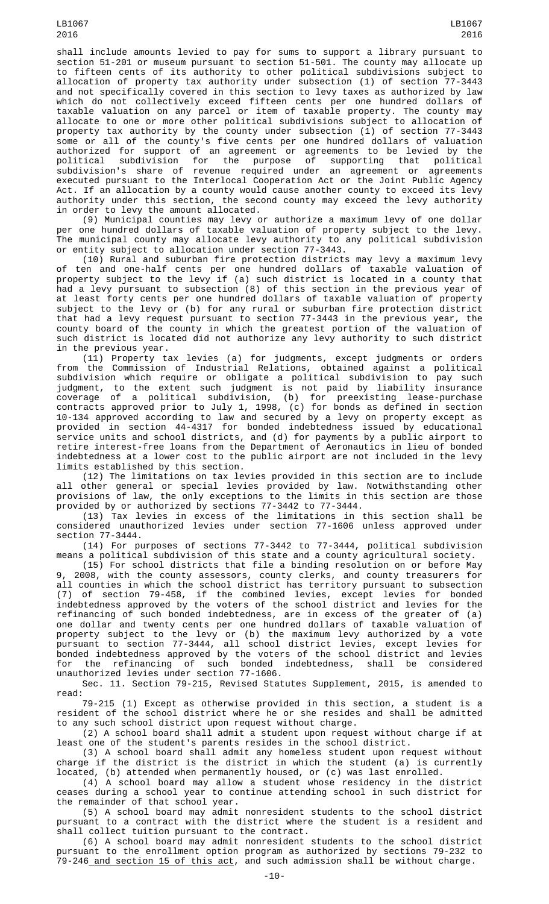shall include amounts levied to pay for sums to support a library pursuant to section 51-201 or museum pursuant to section 51-501. The county may allocate up to fifteen cents of its authority to other political subdivisions subject to allocation of property tax authority under subsection (1) of section 77-3443 and not specifically covered in this section to levy taxes as authorized by law which do not collectively exceed fifteen cents per one hundred dollars of taxable valuation on any parcel or item of taxable property. The county may allocate to one or more other political subdivisions subject to allocation of property tax authority by the county under subsection (1) of section 77-3443 some or all of the county's five cents per one hundred dollars of valuation authorized for support of an agreement or agreements to be levied by the political subdivision for the purpose of supporting that political subdivision's share of revenue required under an agreement or agreements executed pursuant to the Interlocal Cooperation Act or the Joint Public Agency Act. If an allocation by a county would cause another county to exceed its levy authority under this section, the second county may exceed the levy authority in order to levy the amount allocated.

(9) Municipal counties may levy or authorize a maximum levy of one dollar per one hundred dollars of taxable valuation of property subject to the levy. The municipal county may allocate levy authority to any political subdivision or entity subject to allocation under section 77-3443.

(10) Rural and suburban fire protection districts may levy a maximum levy of ten and one-half cents per one hundred dollars of taxable valuation of property subject to the levy if (a) such district is located in a county that had a levy pursuant to subsection (8) of this section in the previous year of at least forty cents per one hundred dollars of taxable valuation of property subject to the levy or (b) for any rural or suburban fire protection district that had a levy request pursuant to section 77-3443 in the previous year, the county board of the county in which the greatest portion of the valuation of such district is located did not authorize any levy authority to such district in the previous year.

(11) Property tax levies (a) for judgments, except judgments or orders from the Commission of Industrial Relations, obtained against a political subdivision which require or obligate a political subdivision to pay such judgment, to the extent such judgment is not paid by liability insurance coverage of a political subdivision, (b) for preexisting lease-purchase contracts approved prior to July 1, 1998, (c) for bonds as defined in section 10-134 approved according to law and secured by a levy on property except as provided in section 44-4317 for bonded indebtedness issued by educational service units and school districts, and (d) for payments by a public airport to retire interest-free loans from the Department of Aeronautics in lieu of bonded indebtedness at a lower cost to the public airport are not included in the levy limits established by this section.

(12) The limitations on tax levies provided in this section are to include all other general or special levies provided by law. Notwithstanding other provisions of law, the only exceptions to the limits in this section are those provided by or authorized by sections 77-3442 to 77-3444.

(13) Tax levies in excess of the limitations in this section shall be considered unauthorized levies under section 77-1606 unless approved under section 77-3444.

(14) For purposes of sections 77-3442 to 77-3444, political subdivision means a political subdivision of this state and a county agricultural society.

(15) For school districts that file a binding resolution on or before May 9, 2008, with the county assessors, county clerks, and county treasurers for all counties in which the school district has territory pursuant to subsection (7) of section 79-458, if the combined levies, except levies for bonded indebtedness approved by the voters of the school district and levies for the refinancing of such bonded indebtedness, are in excess of the greater of (a) one dollar and twenty cents per one hundred dollars of taxable valuation of property subject to the levy or (b) the maximum levy authorized by a vote pursuant to section 77-3444, all school district levies, except levies for bonded indebtedness approved by the voters of the school district and levies for the refinancing of such bonded indebtedness, shall be considered unauthorized levies under section 77-1606.

Sec. 11. Section 79-215, Revised Statutes Supplement, 2015, is amended to read:

79-215 (1) Except as otherwise provided in this section, a student is a resident of the school district where he or she resides and shall be admitted to any such school district upon request without charge.

(2) A school board shall admit a student upon request without charge if at least one of the student's parents resides in the school district.

(3) A school board shall admit any homeless student upon request without charge if the district is the district in which the student (a) is currently located, (b) attended when permanently housed, or (c) was last enrolled.

(4) A school board may allow a student whose residency in the district ceases during a school year to continue attending school in such district for the remainder of that school year.

(5) A school board may admit nonresident students to the school district pursuant to a contract with the district where the student is a resident and shall collect tuition pursuant to the contract.

(6) A school board may admit nonresident students to the school district pursuant to the enrollment option program as authorized by sections 79-232 to 79-246 and section 15 of this act, and such admission shall be without charge.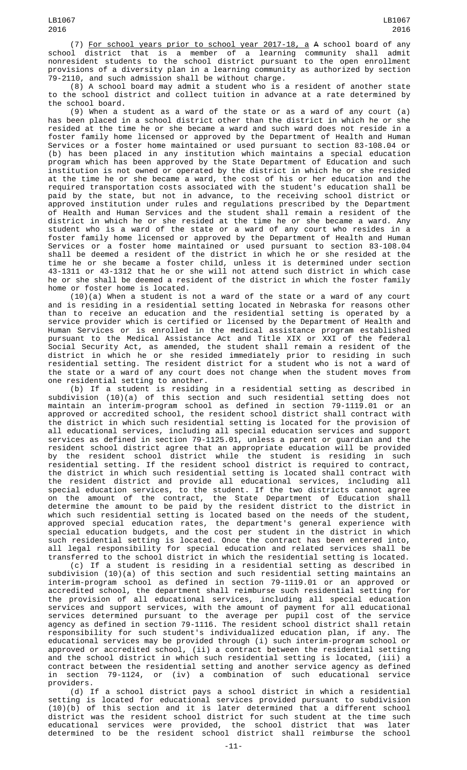(7) For school years prior to school year 2017-18, a A school board of any school district that is a member of a learning community shall admit nonresident students to the school district pursuant to the open enrollment provisions of a diversity plan in a learning community as authorized by section 79-2110, and such admission shall be without charge.

(8) A school board may admit a student who is a resident of another state to the school district and collect tuition in advance at a rate determined by the school board.

(9) When a student as a ward of the state or as a ward of any court (a) has been placed in a school district other than the district in which he or she resided at the time he or she became a ward and such ward does not reside in a foster family home licensed or approved by the Department of Health and Human Services or a foster home maintained or used pursuant to section 83-108.04 or (b) has been placed in any institution which maintains a special education program which has been approved by the State Department of Education and such institution is not owned or operated by the district in which he or she resided at the time he or she became a ward, the cost of his or her education and the required transportation costs associated with the student's education shall be paid by the state, but not in advance, to the receiving school district or approved institution under rules and regulations prescribed by the Department of Health and Human Services and the student shall remain a resident of the district in which he or she resided at the time he or she became a ward. Any student who is a ward of the state or a ward of any court who resides in a foster family home licensed or approved by the Department of Health and Human Services or a foster home maintained or used pursuant to section 83-108.04 shall be deemed a resident of the district in which he or she resided at the time he or she became a foster child, unless it is determined under section 43-1311 or 43-1312 that he or she will not attend such district in which case he or she shall be deemed a resident of the district in which the foster family home or foster home is located.

(10)(a) When a student is not a ward of the state or a ward of any court and is residing in a residential setting located in Nebraska for reasons other than to receive an education and the residential setting is operated by a service provider which is certified or licensed by the Department of Health and Human Services or is enrolled in the medical assistance program established pursuant to the Medical Assistance Act and Title XIX or XXI of the federal Social Security Act, as amended, the student shall remain a resident of the district in which he or she resided immediately prior to residing in such residential setting. The resident district for a student who is not a ward of the state or a ward of any court does not change when the student moves from one residential setting to another.

(b) If a student is residing in a residential setting as described in subdivision (10)(a) of this section and such residential setting does not maintain an interim-program school as defined in section 79-1119.01 or an approved or accredited school, the resident school district shall contract with the district in which such residential setting is located for the provision of all educational services, including all special education services and support services as defined in section 79-1125.01, unless a parent or guardian and the resident school district agree that an appropriate education will be provided by the resident school district while the student is residing in such residential setting. If the resident school district is required to contract, the district in which such residential setting is located shall contract with the resident district and provide all educational services, including all special education services, to the student. If the two districts cannot agree on the amount of the contract, the State Department of Education shall determine the amount to be paid by the resident district to the district in which such residential setting is located based on the needs of the student, approved special education rates, the department's general experience with special education budgets, and the cost per student in the district in which such residential setting is located. Once the contract has been entered into, all legal responsibility for special education and related services shall be transferred to the school district in which the residential setting is located.

(c) If a student is residing in a residential setting as described in subdivision (10)(a) of this section and such residential setting maintains an interim-program school as defined in section 79-1119.01 or an approved or accredited school, the department shall reimburse such residential setting for the provision of all educational services, including all special education services and support services, with the amount of payment for all educational services determined pursuant to the average per pupil cost of the service agency as defined in section 79-1116. The resident school district shall retain responsibility for such student's individualized education plan, if any. The educational services may be provided through (i) such interim-program school or approved or accredited school, (ii) a contract between the residential setting and the school district in which such residential setting is located, (iii) a contract between the residential setting and another service agency as defined in section 79-1124, or (iv) a combination of such educational service providers.

(d) If a school district pays a school district in which a residential setting is located for educational services provided pursuant to subdivision (10)(b) of this section and it is later determined that a different school district was the resident school district for such student at the time such educational services were provided, the school district that was later determined to be the resident school district shall reimburse the school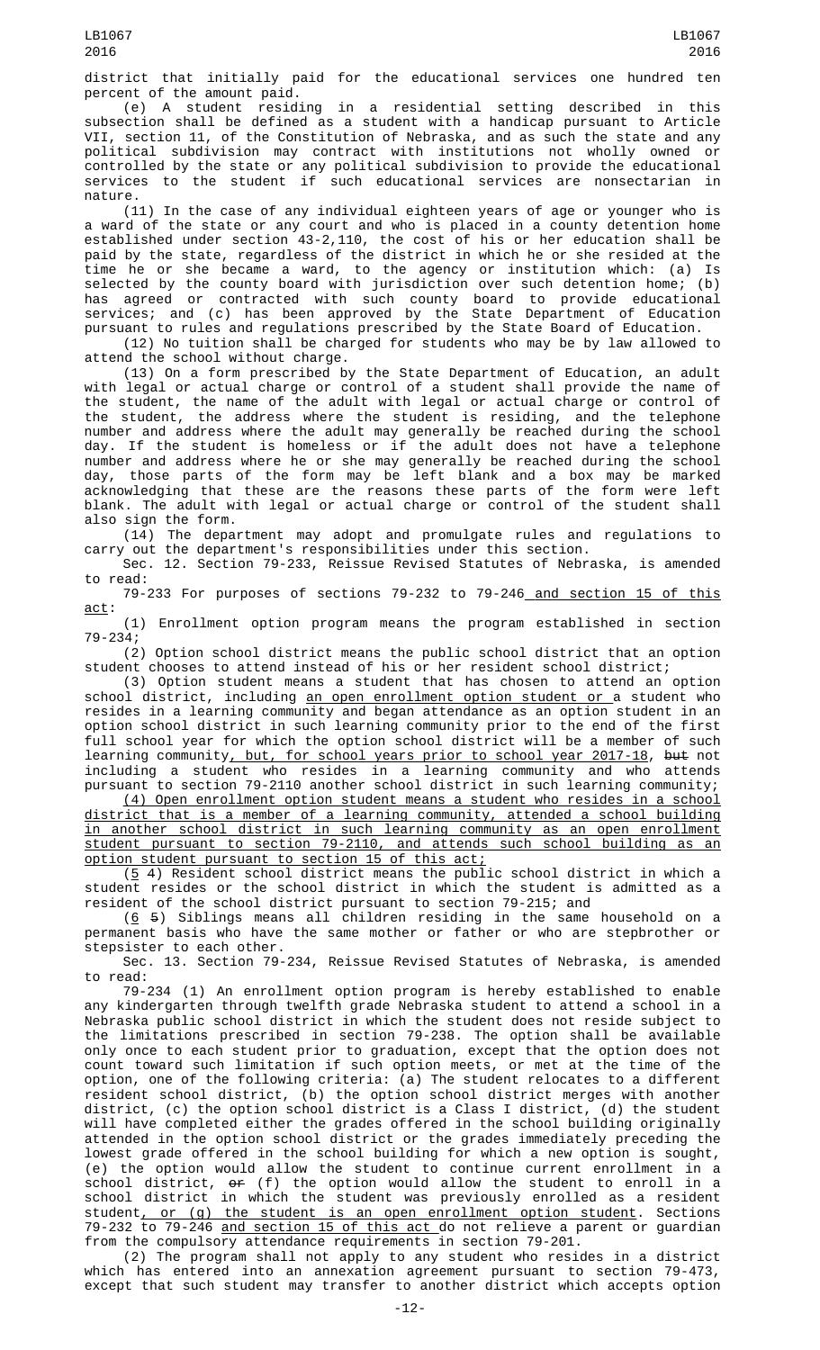district that initially paid for the educational services one hundred ten percent of the amount paid.

(e) A student residing in a residential setting described in this subsection shall be defined as a student with a handicap pursuant to Article VII, section 11, of the Constitution of Nebraska, and as such the state and any political subdivision may contract with institutions not wholly owned or controlled by the state or any political subdivision to provide the educational services to the student if such educational services are nonsectarian in nature.

(11) In the case of any individual eighteen years of age or younger who is a ward of the state or any court and who is placed in a county detention home established under section 43-2,110, the cost of his or her education shall be paid by the state, regardless of the district in which he or she resided at the time he or she became a ward, to the agency or institution which: (a) Is selected by the county board with jurisdiction over such detention home; (b) has agreed or contracted with such county board to provide educational services; and (c) has been approved by the State Department of Education pursuant to rules and regulations prescribed by the State Board of Education.

(12) No tuition shall be charged for students who may be by law allowed to attend the school without charge.

(13) On a form prescribed by the State Department of Education, an adult with legal or actual charge or control of a student shall provide the name of the student, the name of the adult with legal or actual charge or control of the student, the address where the student is residing, and the telephone number and address where the adult may generally be reached during the school day. If the student is homeless or if the adult does not have a telephone number and address where he or she may generally be reached during the school day, those parts of the form may be left blank and a box may be marked acknowledging that these are the reasons these parts of the form were left blank. The adult with legal or actual charge or control of the student shall also sign the form.

(14) The department may adopt and promulgate rules and regulations to carry out the department's responsibilities under this section.

Sec. 12. Section 79-233, Reissue Revised Statutes of Nebraska, is amended to read:

79-233 For purposes of sections 79-232 to 79-246 and section 15 of this act:

(1) Enrollment option program means the program established in section 79-234;

(2) Option school district means the public school district that an option student chooses to attend instead of his or her resident school district;

(3) Option student means a student that has chosen to attend an option school district, including an open enrollment option student or a student who resides in a learning community and began attendance as an option student in an option school district in such learning community prior to the end of the first full school year for which the option school district will be a member of such learning community, but, for school years prior to school year 2017-18, ~~but~~ not including a student who resides in a learning community and who attends pursuant to section 79-2110 another school district in such learning community;

(4) Open enrollment option student means a student who resides in a school district that is a member of a learning community, attended a school building in another school district in such learning community as an open enrollment student pursuant to section 79-2110, and attends such school building as an option student pursuant to section 15 of this act;

(5 ~~4~~) Resident school district means the public school district in which a student resides or the school district in which the student is admitted as a resident of the school district pursuant to section 79-215; and

(6 ~~5~~) Siblings means all children residing in the same household on a permanent basis who have the same mother or father or who are stepbrother or stepsister to each other.

Sec. 13. Section 79-234, Reissue Revised Statutes of Nebraska, is amended to read:

79-234 (1) An enrollment option program is hereby established to enable any kindergarten through twelfth grade Nebraska student to attend a school in a Nebraska public school district in which the student does not reside subject to the limitations prescribed in section 79-238. The option shall be available only once to each student prior to graduation, except that the option does not count toward such limitation if such option meets, or met at the time of the option, one of the following criteria: (a) The student relocates to a different resident school district, (b) the option school district merges with another district, (c) the option school district is a Class I district, (d) the student will have completed either the grades offered in the school building originally attended in the option school district or the grades immediately preceding the lowest grade offered in the school building for which a new option is sought, (e) the option would allow the student to continue current enrollment in a school district, ~~or~~ (f) the option would allow the student to enroll in a school district in which the student was previously enrolled as a resident student, or (g) the student is an open enrollment option student. Sections 79-232 to 79-246 and section 15 of this act do not relieve a parent or guardian from the compulsory attendance requirements in section 79-201.

(2) The program shall not apply to any student who resides in a district which has entered into an annexation agreement pursuant to section 79-473, except that such student may transfer to another district which accepts option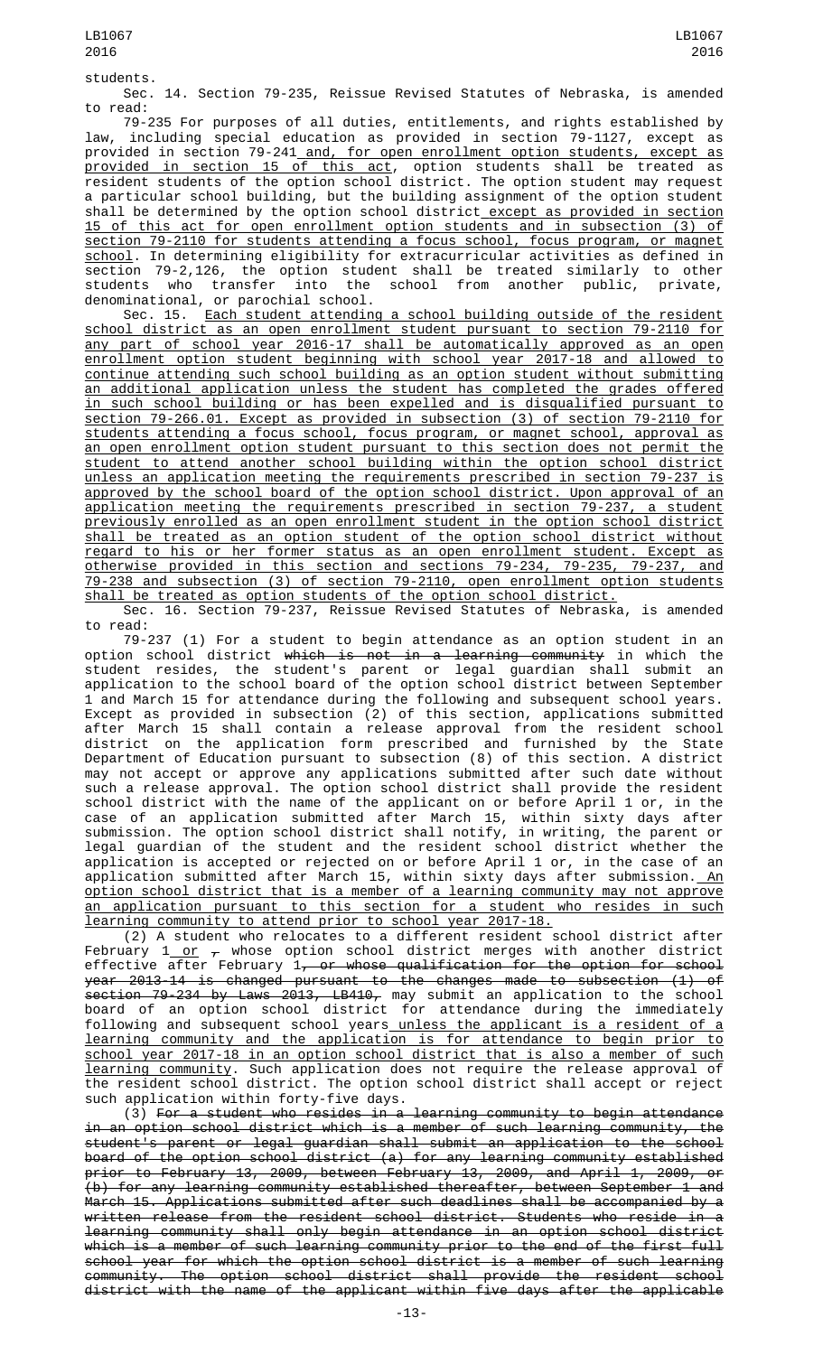students.

Sec. 14. Section 79-235, Reissue Revised Statutes of Nebraska, is amended to read:

79-235 For purposes of all duties, entitlements, and rights established by law, including special education as provided in section 79-1127, except as provided in section 79-241 and, for open enrollment option students, except as provided in section 15 of this act, option students shall be treated as resident students of the option school district. The option student may request a particular school building, but the building assignment of the option student shall be determined by the option school district except as provided in section 15 of this act for open enrollment option students and in subsection (3) of section 79-2110 for students attending a focus school, focus program, or magnet school. In determining eligibility for extracurricular activities as defined in section 79-2,126, the option student shall be treated similarly to other students who transfer into the school from another public, private, denominational, or parochial school.

Sec. 15. Each student attending a school building outside of the resident school district as an open enrollment student pursuant to section 79-2110 for any part of school year 2016-17 shall be automatically approved as an open enrollment option student beginning with school year 2017-18 and allowed to continue attending such school building as an option student without submitting an additional application unless the student has completed the grades offered in such school building or has been expelled and is disqualified pursuant to section 79-266.01. Except as provided in subsection (3) of section 79-2110 for students attending a focus school, focus program, or magnet school, approval as an open enrollment option student pursuant to this section does not permit the student to attend another school building within the option school district unless an application meeting the requirements prescribed in section 79-237 is approved by the school board of the option school district. Upon approval of an application meeting the requirements prescribed in section 79-237, a student previously enrolled as an open enrollment student in the option school district shall be treated as an option student of the option school district without regard to his or her former status as an open enrollment student. Except as otherwise provided in this section and sections 79-234, 79-235, 79-237, and 79-238 and subsection (3) of section 79-2110, open enrollment option students shall be treated as option students of the option school district.

Sec. 16. Section 79-237, Reissue Revised Statutes of Nebraska, is amended to read:

79-237 (1) For a student to begin attendance as an option student in an option school district ~~which is not in a learning community~~ in which the student resides, the student's parent or legal guardian shall submit an application to the school board of the option school district between September 1 and March 15 for attendance during the following and subsequent school years. Except as provided in subsection (2) of this section, applications submitted after March 15 shall contain a release approval from the resident school district on the application form prescribed and furnished by the State Department of Education pursuant to subsection (8) of this section. A district may not accept or approve any applications submitted after such date without such a release approval. The option school district shall provide the resident school district with the name of the applicant on or before April 1 or, in the case of an application submitted after March 15, within sixty days after submission. The option school district shall notify, in writing, the parent or legal guardian of the student and the resident school district whether the application is accepted or rejected on or before April 1 or, in the case of an application submitted after March 15, within sixty days after submission. An option school district that is a member of a learning community may not approve an application pursuant to this section for a student who resides in such learning community to attend prior to school year 2017-18.

(2) A student who relocates to a different resident school district after February 1 or ~~,~~ whose option school district merges with another district effective after February 1~~, or whose qualification for the option for school year 2013-14 is changed pursuant to the changes made to subsection (1) of section 79-234 by Laws 2013, LB410,~~ may submit an application to the school board of an option school district for attendance during the immediately following and subsequent school years unless the applicant is a resident of a learning community and the application is for attendance to begin prior to school year 2017-18 in an option school district that is also a member of such learning community. Such application does not require the release approval of the resident school district. The option school district shall accept or reject such application within forty-five days.

(3) ~~For a student who resides in a learning community to begin attendance in an option school district which is a member of such learning community, the student's parent or legal guardian shall submit an application to the school board of the option school district (a) for any learning community established prior to February 13, 2009, between February 13, 2009, and April 1, 2009, or (b) for any learning community established thereafter, between September 1 and March 15. Applications submitted after such deadlines shall be accompanied by a written release from the resident school district. Students who reside in a learning community shall only begin attendance in an option school district which is a member of such learning community prior to the end of the first full school year for which the option school district is a member of such learning community. The option school district shall provide the resident school district with the name of the applicant within five days after the applicable~~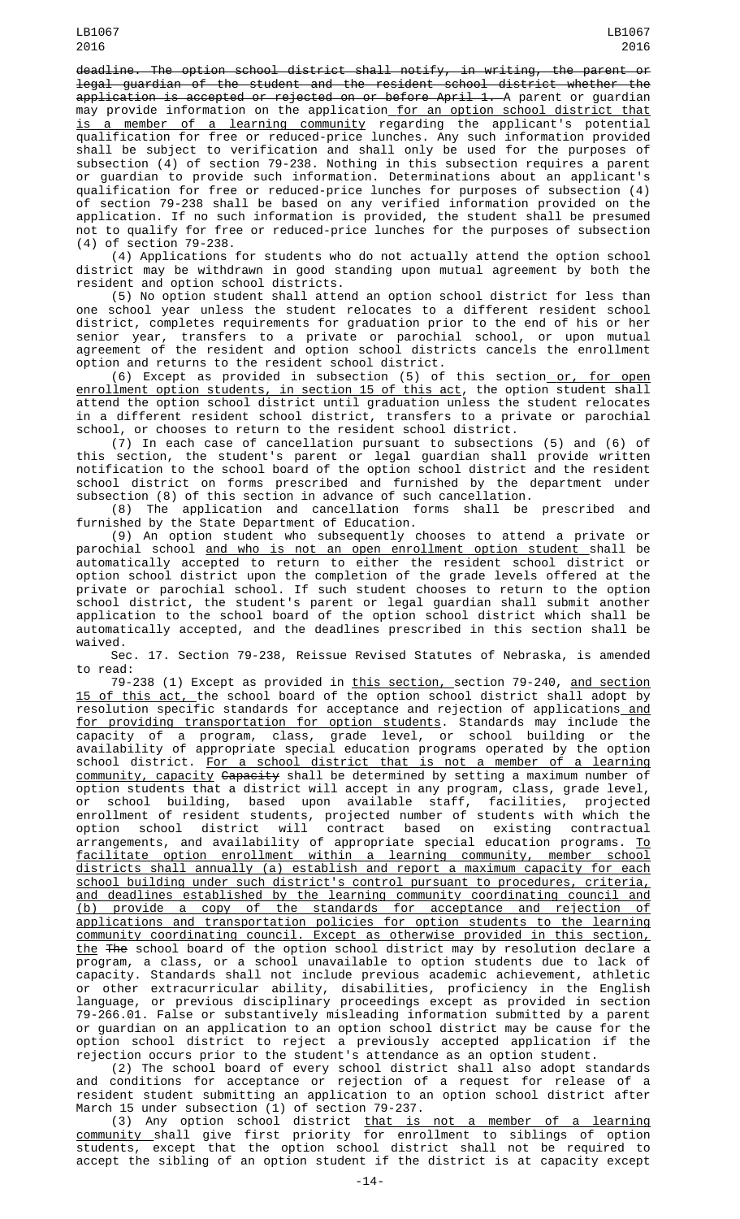~~deadline. The option school district shall notify, in writing, the parent or legal guardian of the student and the resident school district whether the application is accepted or rejected on or before April 1.~~ A parent or guardian may provide information on the application for an option school district that is a member of a learning community regarding the applicant's potential qualification for free or reduced-price lunches. Any such information provided shall be subject to verification and shall only be used for the purposes of subsection (4) of section 79-238. Nothing in this subsection requires a parent or guardian to provide such information. Determinations about an applicant's qualification for free or reduced-price lunches for purposes of subsection (4) of section 79-238 shall be based on any verified information provided on the application. If no such information is provided, the student shall be presumed not to qualify for free or reduced-price lunches for the purposes of subsection (4) of section 79-238.

(4) Applications for students who do not actually attend the option school district may be withdrawn in good standing upon mutual agreement by both the resident and option school districts.

(5) No option student shall attend an option school district for less than one school year unless the student relocates to a different resident school district, completes requirements for graduation prior to the end of his or her senior year, transfers to a private or parochial school, or upon mutual agreement of the resident and option school districts cancels the enrollment option and returns to the resident school district.

(6) Except as provided in subsection (5) of this section or, for open enrollment option students, in section 15 of this act, the option student shall attend the option school district until graduation unless the student relocates in a different resident school district, transfers to a private or parochial school, or chooses to return to the resident school district.

(7) In each case of cancellation pursuant to subsections (5) and (6) of this section, the student's parent or legal guardian shall provide written notification to the school board of the option school district and the resident school district on forms prescribed and furnished by the department under subsection (8) of this section in advance of such cancellation.

(8) The application and cancellation forms shall be prescribed and furnished by the State Department of Education.

(9) An option student who subsequently chooses to attend a private or parochial school and who is not an open enrollment option student shall be automatically accepted to return to either the resident school district or option school district upon the completion of the grade levels offered at the private or parochial school. If such student chooses to return to the option school district, the student's parent or legal guardian shall submit another application to the school board of the option school district which shall be automatically accepted, and the deadlines prescribed in this section shall be waived.

Sec. 17. Section 79-238, Reissue Revised Statutes of Nebraska, is amended to read:

79-238 (1) Except as provided in this section, section 79-240, and section 15 of this act, the school board of the option school district shall adopt by resolution specific standards for acceptance and rejection of applications and for providing transportation for option students. Standards may include the capacity of a program, class, grade level, or school building or the availability of appropriate special education programs operated by the option school district. For a school district that is not a member of a learning community, capacity ~~Capacity~~ shall be determined by setting a maximum number of option students that a district will accept in any program, class, grade level, or school building, based upon available staff, facilities, projected enrollment of resident students, projected number of students with which the option school district will contract based on existing contractual arrangements, and availability of appropriate special education programs. To facilitate option enrollment within a learning community, member school districts shall annually (a) establish and report a maximum capacity for each school building under such district's control pursuant to procedures, criteria, and deadlines established by the learning community coordinating council and (b) provide a copy of the standards for acceptance and rejection of applications and transportation policies for option students to the learning community coordinating council. Except as otherwise provided in this section, the ~~The~~ school board of the option school district may by resolution declare a program, a class, or a school unavailable to option students due to lack of capacity. Standards shall not include previous academic achievement, athletic or other extracurricular ability, disabilities, proficiency in the English language, or previous disciplinary proceedings except as provided in section 79-266.01. False or substantively misleading information submitted by a parent or guardian on an application to an option school district may be cause for the option school district to reject a previously accepted application if the rejection occurs prior to the student's attendance as an option student.

(2) The school board of every school district shall also adopt standards and conditions for acceptance or rejection of a request for release of a resident student submitting an application to an option school district after March 15 under subsection (1) of section 79-237.

(3) Any option school district that is not a member of a learning community shall give first priority for enrollment to siblings of option students, except that the option school district shall not be required to accept the sibling of an option student if the district is at capacity except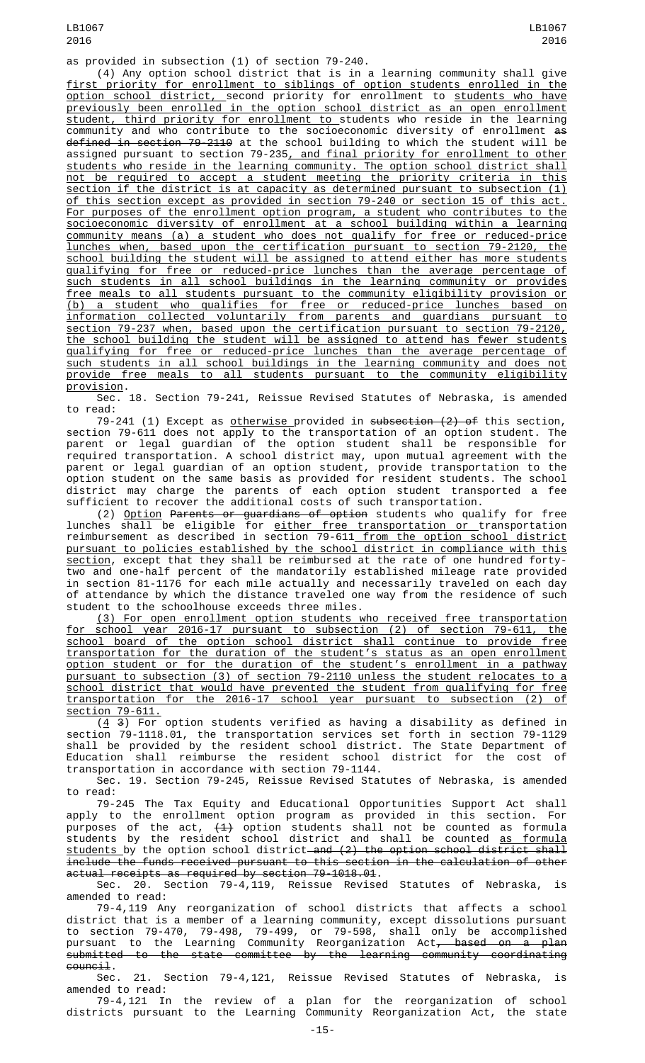as provided in subsection (1) of section 79-240.

(4) Any option school district that is in a learning community shall give first priority for enrollment to siblings of option students enrolled in the option school district, second priority for enrollment to students who have previously been enrolled in the option school district as an open enrollment student, third priority for enrollment to students who reside in the learning community and who contribute to the socioeconomic diversity of enrollment as defined in section 79-2110 at the school building to which the student will be assigned pursuant to section 79-235, and final priority for enrollment to other students who reside in the learning community. The option school district shall not be required to accept a student meeting the priority criteria in this section if the district is at capacity as determined pursuant to subsection (1) of this section except as provided in section 79-240 or section 15 of this act. For purposes of the enrollment option program, a student who contributes to the socioeconomic diversity of enrollment at a school building within a learning community means (a) a student who does not qualify for free or reduced-price lunches when, based upon the certification pursuant to section 79-2120, the school building the student will be assigned to attend either has more students qualifying for free or reduced-price lunches than the average percentage of such students in all school buildings in the learning community or provides free meals to all students pursuant to the community eligibility provision or (b) a student who qualifies for free or reduced-price lunches based on information collected voluntarily from parents and guardians pursuant to section 79-237 when, based upon the certification pursuant to section 79-2120, the school building the student will be assigned to attend has fewer students qualifying for free or reduced-price lunches than the average percentage of such students in all school buildings in the learning community and does not provide free meals to all students pursuant to the community eligibility provision.

Sec. 18. Section 79-241, Reissue Revised Statutes of Nebraska, is amended to read:

79-241 (1) Except as otherwise provided in subsection (2) of this section, section 79-611 does not apply to the transportation of an option student. The parent or legal guardian of the option student shall be responsible for required transportation. A school district may, upon mutual agreement with the parent or legal guardian of an option student, provide transportation to the option student on the same basis as provided for resident students. The school district may charge the parents of each option student transported a fee sufficient to recover the additional costs of such transportation.

(2) Option Parents or guardians of option students who qualify for free lunches shall be eligible for either free transportation or transportation reimbursement as described in section 79-611 from the option school district pursuant to policies established by the school district in compliance with this section, except that they shall be reimbursed at the rate of one hundred forty-two and one-half percent of the mandatorily established mileage rate provided in section 81-1176 for each mile actually and necessarily traveled on each day of attendance by which the distance traveled one way from the residence of such student to the schoolhouse exceeds three miles.

(3) For open enrollment option students who received free transportation for school year 2016-17 pursuant to subsection (2) of section 79-611, the school board of the option school district shall continue to provide free transportation for the duration of the student's status as an open enrollment option student or for the duration of the student's enrollment in a pathway pursuant to subsection (3) of section 79-2110 unless the student relocates to a school district that would have prevented the student from qualifying for free transportation for the 2016-17 school year pursuant to subsection (2) of section 79-611.

(4 3) For option students verified as having a disability as defined in section 79-1118.01, the transportation services set forth in section 79-1129 shall be provided by the resident school district. The State Department of Education shall reimburse the resident school district for the cost of transportation in accordance with section 79-1144.

Sec. 19. Section 79-245, Reissue Revised Statutes of Nebraska, is amended to read:

79-245 The Tax Equity and Educational Opportunities Support Act shall apply to the enrollment option program as provided in this section. For purposes of the act, (1) option students shall not be counted as formula students by the resident school district and shall be counted as formula students by the option school district and (2) the option school district shall include the funds received pursuant to this section in the calculation of other actual receipts as required by section 79-1018.01.

Sec. 20. Section 79-4,119, Reissue Revised Statutes of Nebraska, is amended to read:

79-4,119 Any reorganization of school districts that affects a school district that is a member of a learning community, except dissolutions pursuant to section 79-470, 79-498, 79-499, or 79-598, shall only be accomplished pursuant to the Learning Community Reorganization Act, based on a plan submitted to the state committee by the learning community coordinating council.

Sec. 21. Section 79-4,121, Reissue Revised Statutes of Nebraska, is amended to read:

79-4,121 In the review of a plan for the reorganization of school districts pursuant to the Learning Community Reorganization Act, the state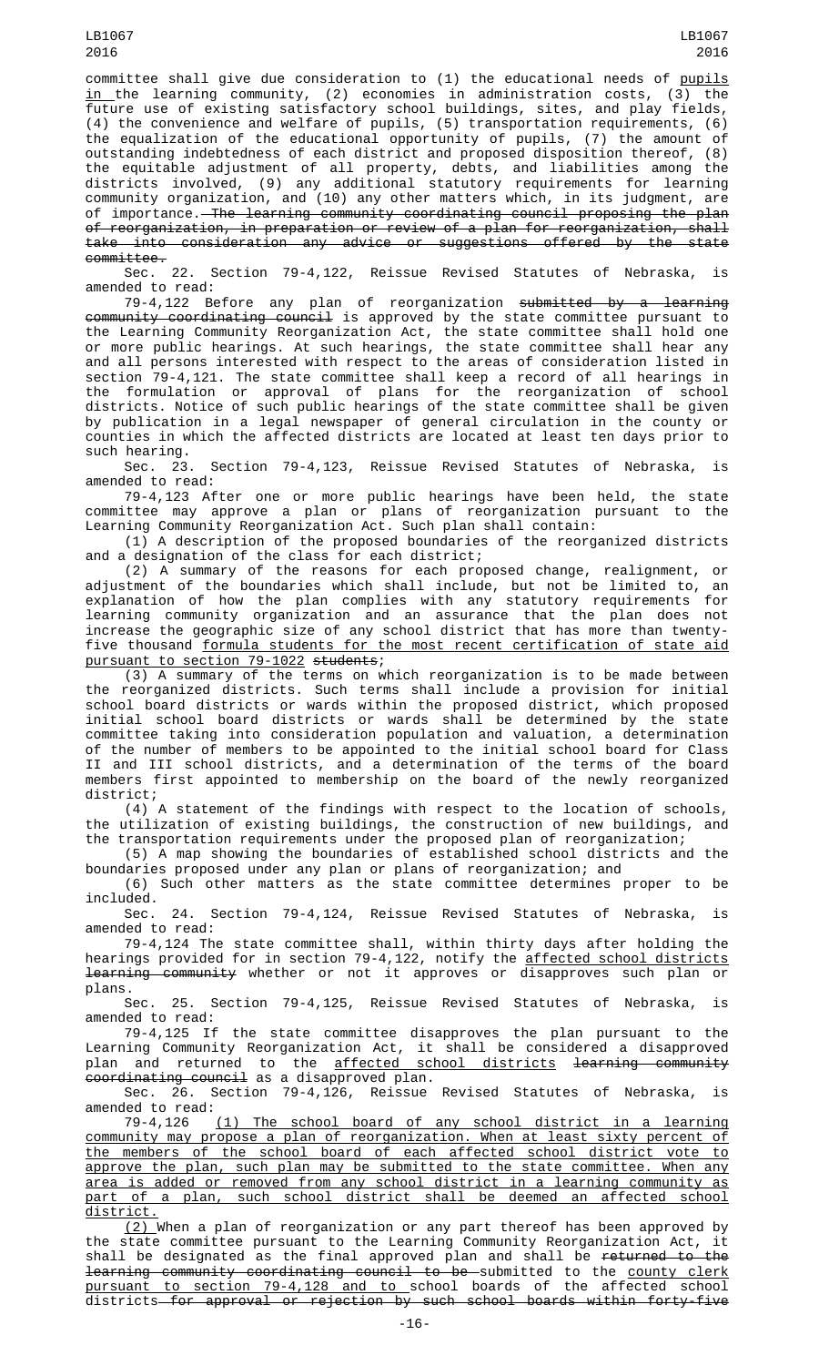committee shall give due consideration to (1) the educational needs of pupils in the learning community, (2) economies in administration costs, (3) the future use of existing satisfactory school buildings, sites, and play fields, (4) the convenience and welfare of pupils, (5) transportation requirements, (6) the equalization of the educational opportunity of pupils, (7) the amount of outstanding indebtedness of each district and proposed disposition thereof, (8) the equitable adjustment of all property, debts, and liabilities among the districts involved, (9) any additional statutory requirements for learning community organization, and (10) any other matters which, in its judgment, are of importance. The learning community coordinating council proposing the plan of reorganization, in preparation or review of a plan for reorganization, shall take into consideration any advice or suggestions offered by the state committee.

Sec. 22. Section 79-4,122, Reissue Revised Statutes of Nebraska, is amended to read:

79-4,122 Before any plan of reorganization submitted by a learning community coordinating council is approved by the state committee pursuant to the Learning Community Reorganization Act, the state committee shall hold one or more public hearings. At such hearings, the state committee shall hear any and all persons interested with respect to the areas of consideration listed in section 79-4,121. The state committee shall keep a record of all hearings in the formulation or approval of plans for the reorganization of school districts. Notice of such public hearings of the state committee shall be given by publication in a legal newspaper of general circulation in the county or counties in which the affected districts are located at least ten days prior to such hearing.

Sec. 23. Section 79-4,123, Reissue Revised Statutes of Nebraska, is amended to read:

79-4,123 After one or more public hearings have been held, the state committee may approve a plan or plans of reorganization pursuant to the Learning Community Reorganization Act. Such plan shall contain:

(1) A description of the proposed boundaries of the reorganized districts and a designation of the class for each district;

(2) A summary of the reasons for each proposed change, realignment, or adjustment of the boundaries which shall include, but not be limited to, an explanation of how the plan complies with any statutory requirements for learning community organization and an assurance that the plan does not increase the geographic size of any school district that has more than twenty-five thousand formula students for the most recent certification of state aid pursuant to section 79-1022 students;

(3) A summary of the terms on which reorganization is to be made between the reorganized districts. Such terms shall include a provision for initial school board districts or wards within the proposed district, which proposed initial school board districts or wards shall be determined by the state committee taking into consideration population and valuation, a determination of the number of members to be appointed to the initial school board for Class II and III school districts, and a determination of the terms of the board members first appointed to membership on the board of the newly reorganized district;

(4) A statement of the findings with respect to the location of schools, the utilization of existing buildings, the construction of new buildings, and the transportation requirements under the proposed plan of reorganization;

(5) A map showing the boundaries of established school districts and the boundaries proposed under any plan or plans of reorganization; and

(6) Such other matters as the state committee determines proper to be included.

Sec. 24. Section 79-4,124, Reissue Revised Statutes of Nebraska, is amended to read:

79-4,124 The state committee shall, within thirty days after holding the hearings provided for in section 79-4,122, notify the affected school districts learning community whether or not it approves or disapproves such plan or plans.

Sec. 25. Section 79-4,125, Reissue Revised Statutes of Nebraska, is amended to read:

79-4,125 If the state committee disapproves the plan pursuant to the Learning Community Reorganization Act, it shall be considered a disapproved plan and returned to the affected school districts learning community coordinating council as a disapproved plan.

Sec. 26. Section 79-4,126, Reissue Revised Statutes of Nebraska, is amended to read:

79-4,126 (1) The school board of any school district in a learning community may propose a plan of reorganization. When at least sixty percent of the members of the school board of each affected school district vote to approve the plan, such plan may be submitted to the state committee. When any area is added or removed from any school district in a learning community as part of a plan, such school district shall be deemed an affected school district.

(2) When a plan of reorganization or any part thereof has been approved by the state committee pursuant to the Learning Community Reorganization Act, it shall be designated as the final approved plan and shall be returned to the learning community coordinating council to be submitted to the county clerk pursuant to section 79-4,128 and to school boards of the affected school districts for approval or rejection by such school boards within forty-five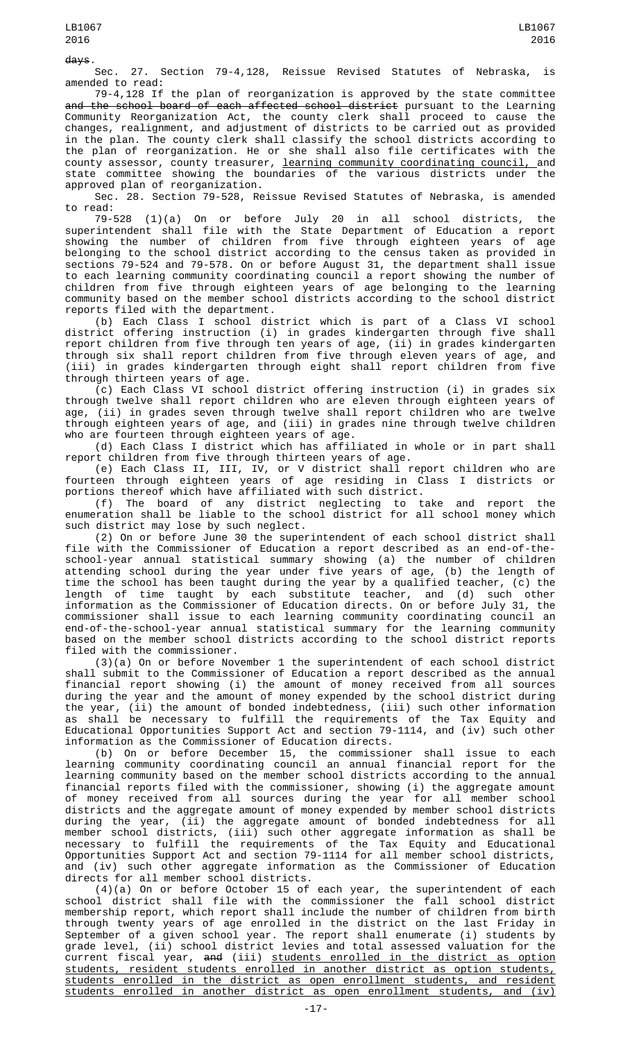~~days~~.

Sec. 27. Section 79-4,128, Reissue Revised Statutes of Nebraska, is amended to read:

79-4,128 If the plan of reorganization is approved by the state committee ~~and the school board of each affected school district~~ pursuant to the Learning Community Reorganization Act, the county clerk shall proceed to cause the changes, realignment, and adjustment of districts to be carried out as provided in the plan. The county clerk shall classify the school districts according to the plan of reorganization. He or she shall also file certificates with the county assessor, county treasurer, <u>learning community coordinating council,</u> and state committee showing the boundaries of the various districts under the approved plan of reorganization.

Sec. 28. Section 79-528, Reissue Revised Statutes of Nebraska, is amended to read:

79-528 (1)(a) On or before July 20 in all school districts, the superintendent shall file with the State Department of Education a report showing the number of children from five through eighteen years of age belonging to the school district according to the census taken as provided in sections 79-524 and 79-578. On or before August 31, the department shall issue to each learning community coordinating council a report showing the number of children from five through eighteen years of age belonging to the learning community based on the member school districts according to the school district reports filed with the department.

(b) Each Class I school district which is part of a Class VI school district offering instruction (i) in grades kindergarten through five shall report children from five through ten years of age, (ii) in grades kindergarten through six shall report children from five through eleven years of age, and (iii) in grades kindergarten through eight shall report children from five through thirteen years of age.

(c) Each Class VI school district offering instruction (i) in grades six through twelve shall report children who are eleven through eighteen years of age, (ii) in grades seven through twelve shall report children who are twelve through eighteen years of age, and (iii) in grades nine through twelve children who are fourteen through eighteen years of age.

(d) Each Class I district which has affiliated in whole or in part shall report children from five through thirteen years of age.

(e) Each Class II, III, IV, or V district shall report children who are fourteen through eighteen years of age residing in Class I districts or portions thereof which have affiliated with such district.

(f) The board of any district neglecting to take and report the enumeration shall be liable to the school district for all school money which such district may lose by such neglect.

(2) On or before June 30 the superintendent of each school district shall file with the Commissioner of Education a report described as an end-of-the-school-year annual statistical summary showing (a) the number of children attending school during the year under five years of age, (b) the length of time the school has been taught during the year by a qualified teacher, (c) the length of time taught by each substitute teacher, and (d) such other information as the Commissioner of Education directs. On or before July 31, the commissioner shall issue to each learning community coordinating council an end-of-the-school-year annual statistical summary for the learning community based on the member school districts according to the school district reports filed with the commissioner.

(3)(a) On or before November 1 the superintendent of each school district shall submit to the Commissioner of Education a report described as the annual financial report showing (i) the amount of money received from all sources during the year and the amount of money expended by the school district during the year, (ii) the amount of bonded indebtedness, (iii) such other information as shall be necessary to fulfill the requirements of the Tax Equity and Educational Opportunities Support Act and section 79-1114, and (iv) such other information as the Commissioner of Education directs.

(b) On or before December 15, the commissioner shall issue to each learning community coordinating council an annual financial report for the learning community based on the member school districts according to the annual financial reports filed with the commissioner, showing (i) the aggregate amount of money received from all sources during the year for all member school districts and the aggregate amount of money expended by member school districts during the year, (ii) the aggregate amount of bonded indebtedness for all member school districts, (iii) such other aggregate information as shall be necessary to fulfill the requirements of the Tax Equity and Educational Opportunities Support Act and section 79-1114 for all member school districts, and (iv) such other aggregate information as the Commissioner of Education directs for all member school districts.

(4)(a) On or before October 15 of each year, the superintendent of each school district shall file with the commissioner the fall school district membership report, which report shall include the number of children from birth through twenty years of age enrolled in the district on the last Friday in September of a given school year. The report shall enumerate (i) students by grade level, (ii) school district levies and total assessed valuation for the current fiscal year, ~~and~~ (iii) <u>students enrolled in the district as option students, resident students enrolled in another district as option students, students enrolled in the district as open enrollment students, and resident students enrolled in another district as open enrollment students, and (iv)</u>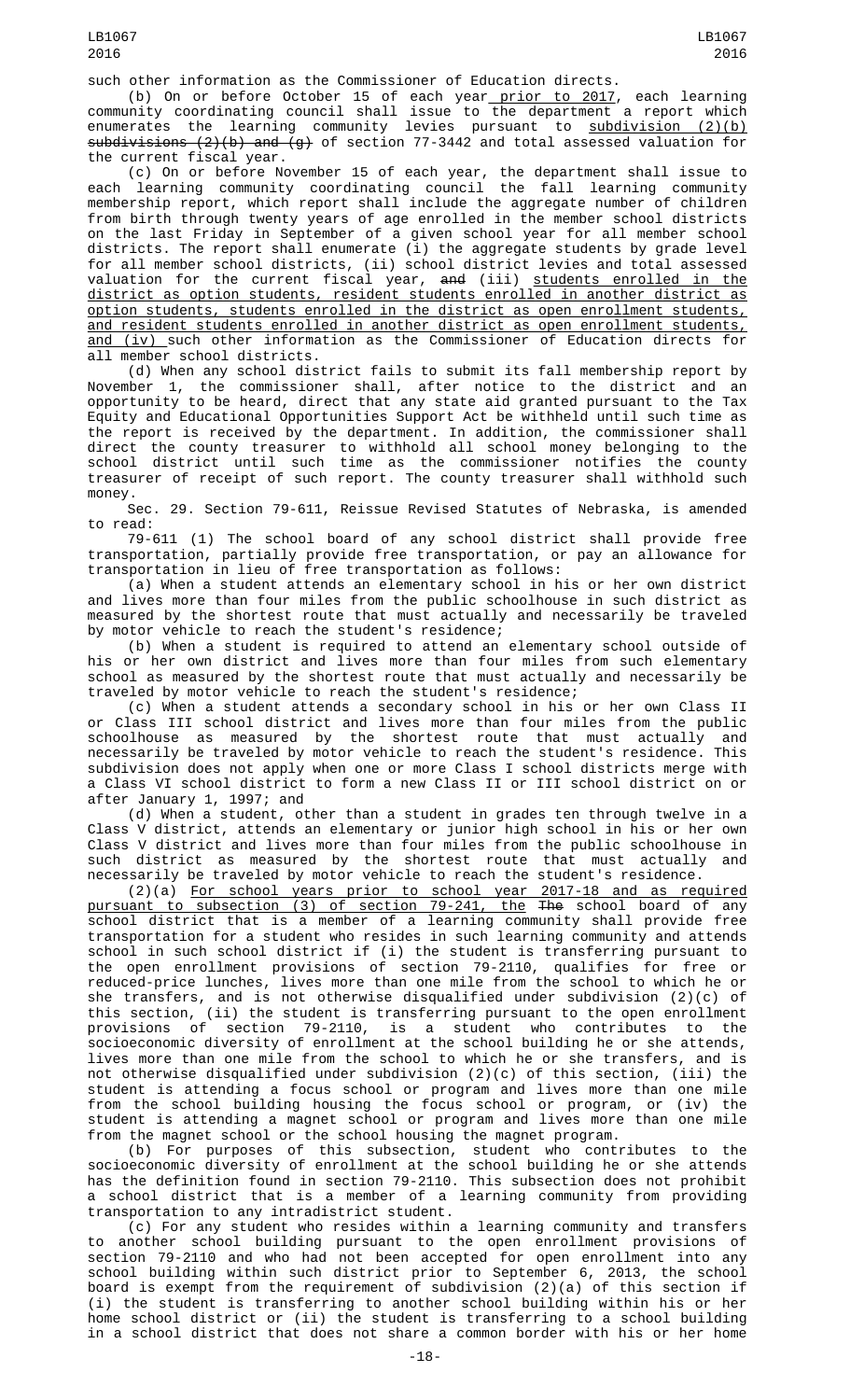such other information as the Commissioner of Education directs.

(b) On or before October 15 of each year prior to 2017, each learning community coordinating council shall issue to the department a report which enumerates the learning community levies pursuant to subdivision (2)(b) subdivisions (2)(b) and (g) of section 77-3442 and total assessed valuation for the current fiscal year.

(c) On or before November 15 of each year, the department shall issue to each learning community coordinating council the fall learning community membership report, which report shall include the aggregate number of children from birth through twenty years of age enrolled in the member school districts on the last Friday in September of a given school year for all member school districts. The report shall enumerate (i) the aggregate students by grade level for all member school districts, (ii) school district levies and total assessed valuation for the current fiscal year, and (iii) students enrolled in the district as option students, resident students enrolled in another district as option students, students enrolled in the district as open enrollment students, and resident students enrolled in another district as open enrollment students, and (iv) such other information as the Commissioner of Education directs for all member school districts.

(d) When any school district fails to submit its fall membership report by November 1, the commissioner shall, after notice to the district and an opportunity to be heard, direct that any state aid granted pursuant to the Tax Equity and Educational Opportunities Support Act be withheld until such time as the report is received by the department. In addition, the commissioner shall direct the county treasurer to withhold all school money belonging to the school district until such time as the commissioner notifies the county treasurer of receipt of such report. The county treasurer shall withhold such money.

Sec. 29. Section 79-611, Reissue Revised Statutes of Nebraska, is amended to read:

79-611 (1) The school board of any school district shall provide free transportation, partially provide free transportation, or pay an allowance for transportation in lieu of free transportation as follows:

(a) When a student attends an elementary school in his or her own district and lives more than four miles from the public schoolhouse in such district as measured by the shortest route that must actually and necessarily be traveled by motor vehicle to reach the student's residence;

(b) When a student is required to attend an elementary school outside of his or her own district and lives more than four miles from such elementary school as measured by the shortest route that must actually and necessarily be traveled by motor vehicle to reach the student's residence;

(c) When a student attends a secondary school in his or her own Class II or Class III school district and lives more than four miles from the public schoolhouse as measured by the shortest route that must actually and necessarily be traveled by motor vehicle to reach the student's residence. This subdivision does not apply when one or more Class I school districts merge with a Class VI school district to form a new Class II or III school district on or after January 1, 1997; and

(d) When a student, other than a student in grades ten through twelve in a Class V district, attends an elementary or junior high school in his or her own Class V district and lives more than four miles from the public schoolhouse in such district as measured by the shortest route that must actually and necessarily be traveled by motor vehicle to reach the student's residence.

(2)(a) For school years prior to school year 2017-18 and as required pursuant to subsection (3) of section 79-241, the The school board of any school district that is a member of a learning community shall provide free transportation for a student who resides in such learning community and attends school in such school district if (i) the student is transferring pursuant to the open enrollment provisions of section 79-2110, qualifies for free or reduced-price lunches, lives more than one mile from the school to which he or she transfers, and is not otherwise disqualified under subdivision (2)(c) of this section, (ii) the student is transferring pursuant to the open enrollment provisions of section 79-2110, is a student who contributes to the socioeconomic diversity of enrollment at the school building he or she attends, lives more than one mile from the school to which he or she transfers, and is not otherwise disqualified under subdivision (2)(c) of this section, (iii) the student is attending a focus school or program and lives more than one mile from the school building housing the focus school or program, or (iv) the student is attending a magnet school or program and lives more than one mile from the magnet school or the school housing the magnet program.

(b) For purposes of this subsection, student who contributes to the socioeconomic diversity of enrollment at the school building he or she attends has the definition found in section 79-2110. This subsection does not prohibit a school district that is a member of a learning community from providing transportation to any intradistrict student.

(c) For any student who resides within a learning community and transfers to another school building pursuant to the open enrollment provisions of section 79-2110 and who had not been accepted for open enrollment into any school building within such district prior to September 6, 2013, the school board is exempt from the requirement of subdivision (2)(a) of this section if (i) the student is transferring to another school building within his or her home school district or (ii) the student is transferring to a school building in a school district that does not share a common border with his or her home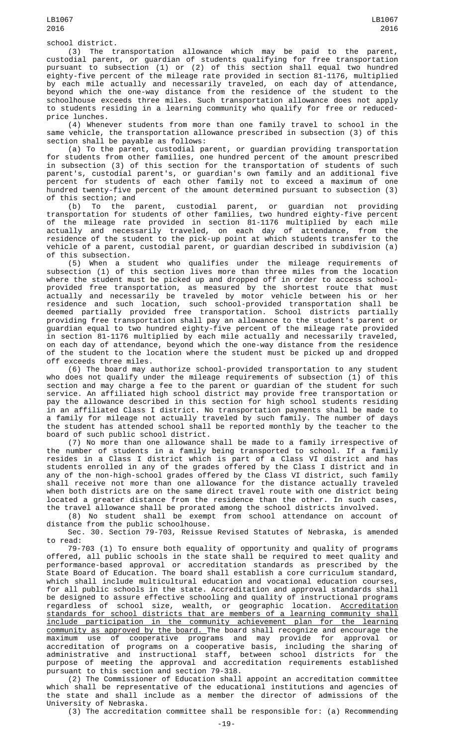school district.

(3) The transportation allowance which may be paid to the parent, custodial parent, or guardian of students qualifying for free transportation pursuant to subsection (1) or (2) of this section shall equal two hundred eighty-five percent of the mileage rate provided in section 81-1176, multiplied by each mile actually and necessarily traveled, on each day of attendance, beyond which the one-way distance from the residence of the student to the schoolhouse exceeds three miles. Such transportation allowance does not apply to students residing in a learning community who qualify for free or reduced-price lunches.

(4) Whenever students from more than one family travel to school in the same vehicle, the transportation allowance prescribed in subsection (3) of this section shall be payable as follows:

(a) To the parent, custodial parent, or guardian providing transportation for students from other families, one hundred percent of the amount prescribed in subsection (3) of this section for the transportation of students of such parent's, custodial parent's, or guardian's own family and an additional five percent for students of each other family not to exceed a maximum of one hundred twenty-five percent of the amount determined pursuant to subsection (3) of this section; and

(b) To the parent, custodial parent, or guardian not providing transportation for students of other families, two hundred eighty-five percent of the mileage rate provided in section 81-1176 multiplied by each mile actually and necessarily traveled, on each day of attendance, from the residence of the student to the pick-up point at which students transfer to the vehicle of a parent, custodial parent, or guardian described in subdivision (a) of this subsection.

(5) When a student who qualifies under the mileage requirements of subsection (1) of this section lives more than three miles from the location where the student must be picked up and dropped off in order to access school-provided free transportation, as measured by the shortest route that must actually and necessarily be traveled by motor vehicle between his or her residence and such location, such school-provided transportation shall be deemed partially provided free transportation. School districts partially providing free transportation shall pay an allowance to the student's parent or guardian equal to two hundred eighty-five percent of the mileage rate provided in section 81-1176 multiplied by each mile actually and necessarily traveled, on each day of attendance, beyond which the one-way distance from the residence of the student to the location where the student must be picked up and dropped off exceeds three miles.

(6) The board may authorize school-provided transportation to any student who does not qualify under the mileage requirements of subsection (1) of this section and may charge a fee to the parent or guardian of the student for such service. An affiliated high school district may provide free transportation or pay the allowance described in this section for high school students residing in an affiliated Class I district. No transportation payments shall be made to a family for mileage not actually traveled by such family. The number of days the student has attended school shall be reported monthly by the teacher to the board of such public school district.

(7) No more than one allowance shall be made to a family irrespective of the number of students in a family being transported to school. If a family resides in a Class I district which is part of a Class VI district and has students enrolled in any of the grades offered by the Class I district and in any of the non-high-school grades offered by the Class VI district, such family shall receive not more than one allowance for the distance actually traveled when both districts are on the same direct travel route with one district being located a greater distance from the residence than the other. In such cases, the travel allowance shall be prorated among the school districts involved.

(8) No student shall be exempt from school attendance on account of distance from the public schoolhouse.

Sec. 30. Section 79-703, Reissue Revised Statutes of Nebraska, is amended to read:

79-703 (1) To ensure both equality of opportunity and quality of programs offered, all public schools in the state shall be required to meet quality and performance-based approval or accreditation standards as prescribed by the State Board of Education. The board shall establish a core curriculum standard, which shall include multicultural education and vocational education courses, for all public schools in the state. Accreditation and approval standards shall be designed to assure effective schooling and quality of instructional programs regardless of school size, wealth, or geographic location. <u>Accreditation standards for school districts that are members of a learning community shall include participation in the community achievement plan for the learning community as approved by the board.</u> The board shall recognize and encourage the maximum use of cooperative programs and may provide for approval or accreditation of programs on a cooperative basis, including the sharing of administrative and instructional staff, between school districts for the purpose of meeting the approval and accreditation requirements established pursuant to this section and section 79-318.

(2) The Commissioner of Education shall appoint an accreditation committee which shall be representative of the educational institutions and agencies of the state and shall include as a member the director of admissions of the University of Nebraska.

(3) The accreditation committee shall be responsible for: (a) Recommending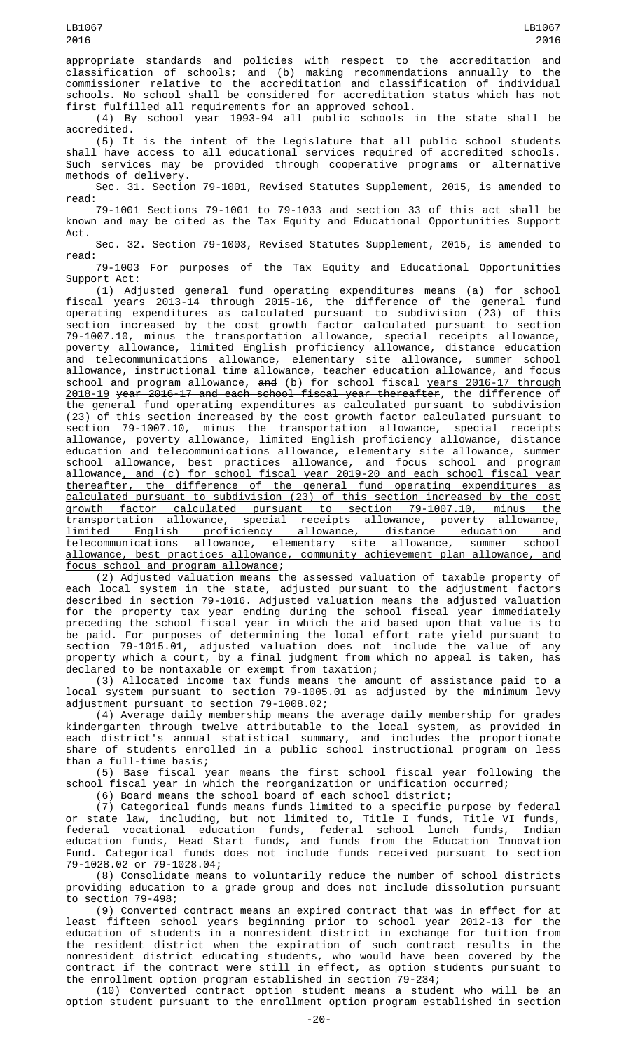appropriate standards and policies with respect to the accreditation and classification of schools; and (b) making recommendations annually to the commissioner relative to the accreditation and classification of individual schools. No school shall be considered for accreditation status which has not first fulfilled all requirements for an approved school.

(4) By school year 1993-94 all public schools in the state shall be accredited.

(5) It is the intent of the Legislature that all public school students shall have access to all educational services required of accredited schools. Such services may be provided through cooperative programs or alternative methods of delivery.

Sec. 31. Section 79-1001, Revised Statutes Supplement, 2015, is amended to read:

79-1001 Sections 79-1001 to 79-1033 <u>and section 33 of this act</u> shall be known and may be cited as the Tax Equity and Educational Opportunities Support Act.

Sec. 32. Section 79-1003, Revised Statutes Supplement, 2015, is amended to read:

79-1003 For purposes of the Tax Equity and Educational Opportunities Support Act:

(1) Adjusted general fund operating expenditures means (a) for school fiscal years 2013-14 through 2015-16, the difference of the general fund operating expenditures as calculated pursuant to subdivision (23) of this section increased by the cost growth factor calculated pursuant to section 79-1007.10, minus the transportation allowance, special receipts allowance, poverty allowance, limited English proficiency allowance, distance education and telecommunications allowance, elementary site allowance, summer school allowance, instructional time allowance, teacher education allowance, and focus school and program allowance, ~~and~~ (b) for school fiscal <u>years 2016-17 through 2018-19</u> ~~year 2016-17 and each school fiscal year thereafter~~, the difference of the general fund operating expenditures as calculated pursuant to subdivision (23) of this section increased by the cost growth factor calculated pursuant to section 79-1007.10, minus the transportation allowance, special receipts allowance, poverty allowance, limited English proficiency allowance, distance education and telecommunications allowance, elementary site allowance, summer school allowance, best practices allowance, and focus school and program allowance<u>, and (c) for school fiscal year 2019-20 and each school fiscal year thereafter, the difference of the general fund operating expenditures as calculated pursuant to subdivision (23) of this section increased by the cost growth factor calculated pursuant to section 79-1007.10, minus the transportation allowance, special receipts allowance, poverty allowance, limited English proficiency allowance, distance education and telecommunications allowance, elementary site allowance, summer school allowance, best practices allowance, community achievement plan allowance, and focus school and program allowance</u>;

(2) Adjusted valuation means the assessed valuation of taxable property of each local system in the state, adjusted pursuant to the adjustment factors described in section 79-1016. Adjusted valuation means the adjusted valuation for the property tax year ending during the school fiscal year immediately preceding the school fiscal year in which the aid based upon that value is to be paid. For purposes of determining the local effort rate yield pursuant to section 79-1015.01, adjusted valuation does not include the value of any property which a court, by a final judgment from which no appeal is taken, has declared to be nontaxable or exempt from taxation;

(3) Allocated income tax funds means the amount of assistance paid to a local system pursuant to section 79-1005.01 as adjusted by the minimum levy adjustment pursuant to section 79-1008.02;

(4) Average daily membership means the average daily membership for grades kindergarten through twelve attributable to the local system, as provided in each district's annual statistical summary, and includes the proportionate share of students enrolled in a public school instructional program on less than a full-time basis;

(5) Base fiscal year means the first school fiscal year following the school fiscal year in which the reorganization or unification occurred;

(6) Board means the school board of each school district;

(7) Categorical funds means funds limited to a specific purpose by federal or state law, including, but not limited to, Title I funds, Title VI funds, federal vocational education funds, federal school lunch funds, Indian education funds, Head Start funds, and funds from the Education Innovation Fund. Categorical funds does not include funds received pursuant to section 79-1028.02 or 79-1028.04;

(8) Consolidate means to voluntarily reduce the number of school districts providing education to a grade group and does not include dissolution pursuant to section 79-498;

(9) Converted contract means an expired contract that was in effect for at least fifteen school years beginning prior to school year 2012-13 for the education of students in a nonresident district in exchange for tuition from the resident district when the expiration of such contract results in the nonresident district educating students, who would have been covered by the contract if the contract were still in effect, as option students pursuant to the enrollment option program established in section 79-234;

(10) Converted contract option student means a student who will be an option student pursuant to the enrollment option program established in section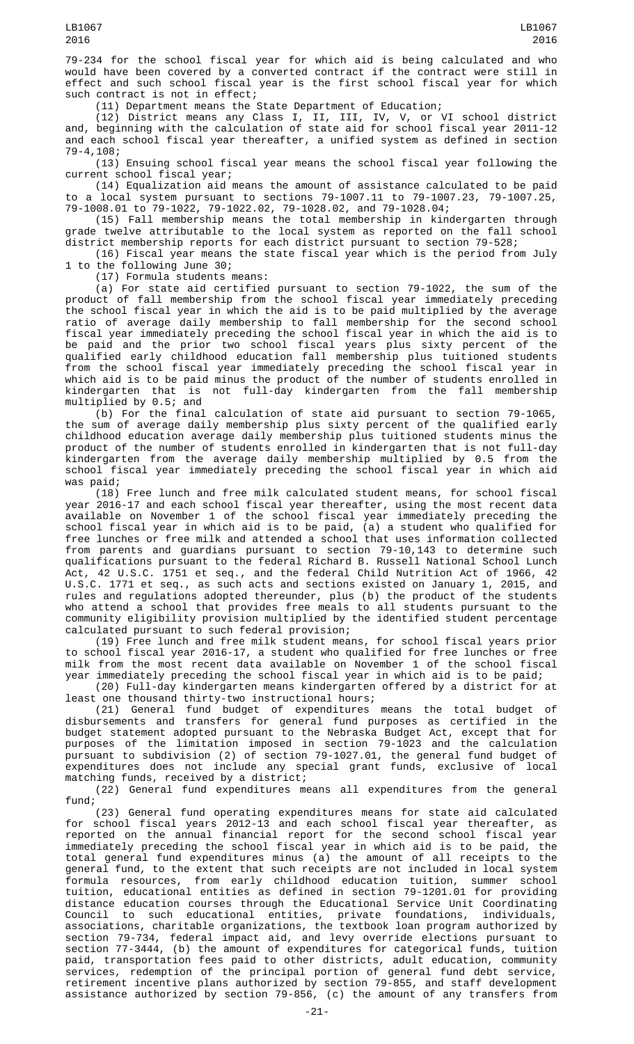79-234 for the school fiscal year for which aid is being calculated and who would have been covered by a converted contract if the contract were still in effect and such school fiscal year is the first school fiscal year for which such contract is not in effect;

(11) Department means the State Department of Education;

(12) District means any Class I, II, III, IV, V, or VI school district and, beginning with the calculation of state aid for school fiscal year 2011-12 and each school fiscal year thereafter, a unified system as defined in section 79-4,108;

(13) Ensuing school fiscal year means the school fiscal year following the current school fiscal year;

(14) Equalization aid means the amount of assistance calculated to be paid to a local system pursuant to sections 79-1007.11 to 79-1007.23, 79-1007.25, 79-1008.01 to 79-1022, 79-1022.02, 79-1028.02, and 79-1028.04;

(15) Fall membership means the total membership in kindergarten through grade twelve attributable to the local system as reported on the fall school district membership reports for each district pursuant to section 79-528;

(16) Fiscal year means the state fiscal year which is the period from July 1 to the following June 30;

(17) Formula students means:

(a) For state aid certified pursuant to section 79-1022, the sum of the product of fall membership from the school fiscal year immediately preceding the school fiscal year in which the aid is to be paid multiplied by the average ratio of average daily membership to fall membership for the second school fiscal year immediately preceding the school fiscal year in which the aid is to be paid and the prior two school fiscal years plus sixty percent of the qualified early childhood education fall membership plus tuitioned students from the school fiscal year immediately preceding the school fiscal year in which aid is to be paid minus the product of the number of students enrolled in kindergarten that is not full-day kindergarten from the fall membership multiplied by 0.5; and

(b) For the final calculation of state aid pursuant to section 79-1065, the sum of average daily membership plus sixty percent of the qualified early childhood education average daily membership plus tuitioned students minus the product of the number of students enrolled in kindergarten that is not full-day kindergarten from the average daily membership multiplied by 0.5 from the school fiscal year immediately preceding the school fiscal year in which aid was paid;

(18) Free lunch and free milk calculated student means, for school fiscal year 2016-17 and each school fiscal year thereafter, using the most recent data available on November 1 of the school fiscal year immediately preceding the school fiscal year in which aid is to be paid, (a) a student who qualified for free lunches or free milk and attended a school that uses information collected from parents and guardians pursuant to section 79-10,143 to determine such qualifications pursuant to the federal Richard B. Russell National School Lunch Act, 42 U.S.C. 1751 et seq., and the federal Child Nutrition Act of 1966, 42 U.S.C. 1771 et seq., as such acts and sections existed on January 1, 2015, and rules and regulations adopted thereunder, plus (b) the product of the students who attend a school that provides free meals to all students pursuant to the community eligibility provision multiplied by the identified student percentage calculated pursuant to such federal provision;

(19) Free lunch and free milk student means, for school fiscal years prior to school fiscal year 2016-17, a student who qualified for free lunches or free milk from the most recent data available on November 1 of the school fiscal year immediately preceding the school fiscal year in which aid is to be paid;

(20) Full-day kindergarten means kindergarten offered by a district for at least one thousand thirty-two instructional hours;

(21) General fund budget of expenditures means the total budget of disbursements and transfers for general fund purposes as certified in the budget statement adopted pursuant to the Nebraska Budget Act, except that for purposes of the limitation imposed in section 79-1023 and the calculation pursuant to subdivision (2) of section 79-1027.01, the general fund budget of expenditures does not include any special grant funds, exclusive of local matching funds, received by a district;

(22) General fund expenditures means all expenditures from the general fund;

(23) General fund operating expenditures means for state aid calculated for school fiscal years 2012-13 and each school fiscal year thereafter, as reported on the annual financial report for the second school fiscal year immediately preceding the school fiscal year in which aid is to be paid, the total general fund expenditures minus (a) the amount of all receipts to the general fund, to the extent that such receipts are not included in local system formula resources, from early childhood education tuition, summer school tuition, educational entities as defined in section 79-1201.01 for providing distance education courses through the Educational Service Unit Coordinating Council to such educational entities, private foundations, individuals, associations, charitable organizations, the textbook loan program authorized by section 79-734, federal impact aid, and levy override elections pursuant to section 77-3444, (b) the amount of expenditures for categorical funds, tuition paid, transportation fees paid to other districts, adult education, community services, redemption of the principal portion of general fund debt service, retirement incentive plans authorized by section 79-855, and staff development assistance authorized by section 79-856, (c) the amount of any transfers from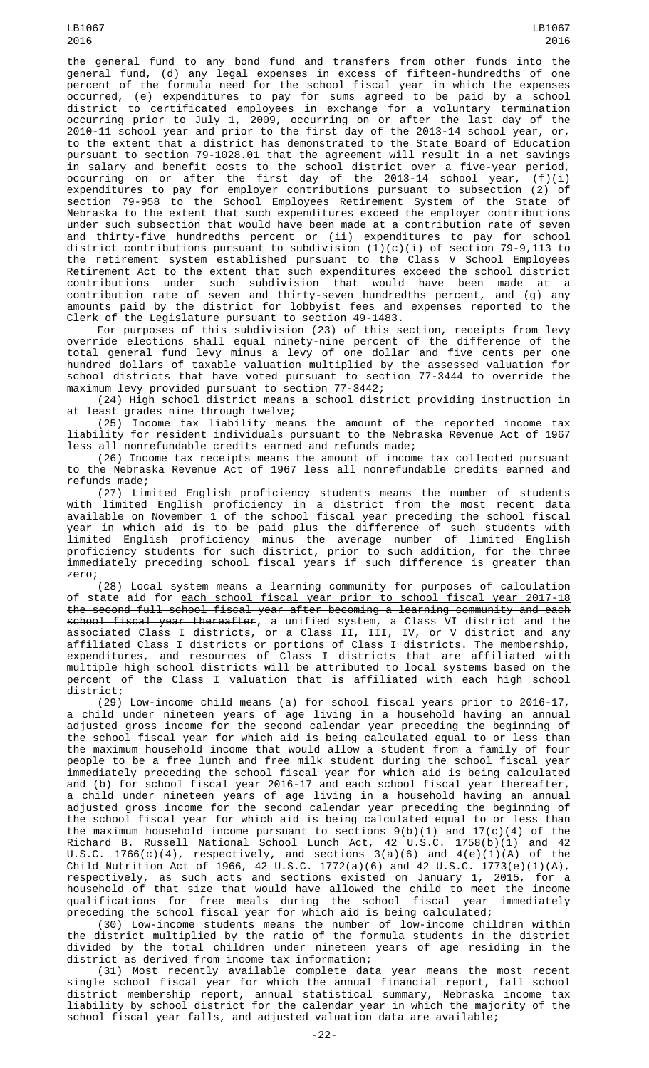the general fund to any bond fund and transfers from other funds into the general fund, (d) any legal expenses in excess of fifteen-hundredths of one percent of the formula need for the school fiscal year in which the expenses occurred, (e) expenditures to pay for sums agreed to be paid by a school district to certificated employees in exchange for a voluntary termination occurring prior to July 1, 2009, occurring on or after the last day of the 2010-11 school year and prior to the first day of the 2013-14 school year, or, to the extent that a district has demonstrated to the State Board of Education pursuant to section 79-1028.01 that the agreement will result in a net savings in salary and benefit costs to the school district over a five-year period, occurring on or after the first day of the 2013-14 school year, (f)(i) expenditures to pay for employer contributions pursuant to subsection (2) of section 79-958 to the School Employees Retirement System of the State of Nebraska to the extent that such expenditures exceed the employer contributions under such subsection that would have been made at a contribution rate of seven and thirty-five hundredths percent or (ii) expenditures to pay for school district contributions pursuant to subdivision (1)(c)(i) of section 79-9,113 to the retirement system established pursuant to the Class V School Employees Retirement Act to the extent that such expenditures exceed the school district contributions under such subdivision that would have been made at a contribution rate of seven and thirty-seven hundredths percent, and (g) any amounts paid by the district for lobbyist fees and expenses reported to the Clerk of the Legislature pursuant to section 49-1483.

For purposes of this subdivision (23) of this section, receipts from levy override elections shall equal ninety-nine percent of the difference of the total general fund levy minus a levy of one dollar and five cents per one hundred dollars of taxable valuation multiplied by the assessed valuation for school districts that have voted pursuant to section 77-3444 to override the maximum levy provided pursuant to section 77-3442;

(24) High school district means a school district providing instruction in at least grades nine through twelve;

(25) Income tax liability means the amount of the reported income tax liability for resident individuals pursuant to the Nebraska Revenue Act of 1967 less all nonrefundable credits earned and refunds made;

(26) Income tax receipts means the amount of income tax collected pursuant to the Nebraska Revenue Act of 1967 less all nonrefundable credits earned and refunds made;

(27) Limited English proficiency students means the number of students with limited English proficiency in a district from the most recent data available on November 1 of the school fiscal year preceding the school fiscal year in which aid is to be paid plus the difference of such students with limited English proficiency minus the average number of limited English proficiency students for such district, prior to such addition, for the three immediately preceding school fiscal years if such difference is greater than zero;

(28) Local system means a learning community for purposes of calculation of state aid for each school fiscal year prior to school fiscal year 2017-18 ~~the second full school fiscal year after becoming a learning community and each school fiscal year thereafter~~, a unified system, a Class VI district and the associated Class I districts, or a Class II, III, IV, or V district and any affiliated Class I districts or portions of Class I districts. The membership, expenditures, and resources of Class I districts that are affiliated with multiple high school districts will be attributed to local systems based on the percent of the Class I valuation that is affiliated with each high school district;

(29) Low-income child means (a) for school fiscal years prior to 2016-17, a child under nineteen years of age living in a household having an annual adjusted gross income for the second calendar year preceding the beginning of the school fiscal year for which aid is being calculated equal to or less than the maximum household income that would allow a student from a family of four people to be a free lunch and free milk student during the school fiscal year immediately preceding the school fiscal year for which aid is being calculated and (b) for school fiscal year 2016-17 and each school fiscal year thereafter, a child under nineteen years of age living in a household having an annual adjusted gross income for the second calendar year preceding the beginning of the school fiscal year for which aid is being calculated equal to or less than the maximum household income pursuant to sections 9(b)(1) and 17(c)(4) of the Richard B. Russell National School Lunch Act, 42 U.S.C. 1758(b)(1) and 42 U.S.C. 1766(c)(4), respectively, and sections 3(a)(6) and 4(e)(1)(A) of the Child Nutrition Act of 1966, 42 U.S.C. 1772(a)(6) and 42 U.S.C. 1773(e)(1)(A), respectively, as such acts and sections existed on January 1, 2015, for a household of that size that would have allowed the child to meet the income qualifications for free meals during the school fiscal year immediately preceding the school fiscal year for which aid is being calculated;

(30) Low-income students means the number of low-income children within the district multiplied by the ratio of the formula students in the district divided by the total children under nineteen years of age residing in the district as derived from income tax information;

(31) Most recently available complete data year means the most recent single school fiscal year for which the annual financial report, fall school district membership report, annual statistical summary, Nebraska income tax liability by school district for the calendar year in which the majority of the school fiscal year falls, and adjusted valuation data are available;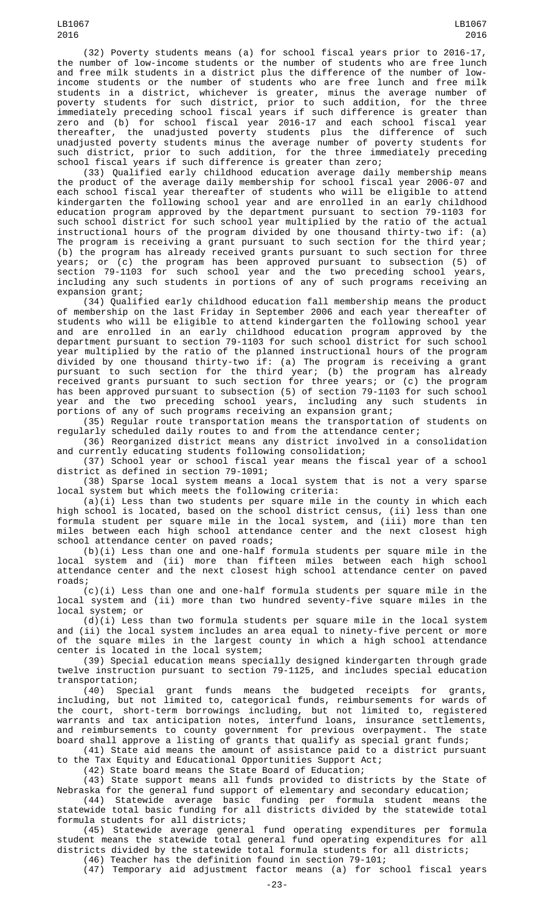(32) Poverty students means (a) for school fiscal years prior to 2016-17, the number of low-income students or the number of students who are free lunch and free milk students in a district plus the difference of the number of low-income students or the number of students who are free lunch and free milk students in a district, whichever is greater, minus the average number of poverty students for such district, prior to such addition, for the three immediately preceding school fiscal years if such difference is greater than zero and (b) for school fiscal year 2016-17 and each school fiscal year thereafter, the unadjusted poverty students plus the difference of such unadjusted poverty students minus the average number of poverty students for such district, prior to such addition, for the three immediately preceding school fiscal years if such difference is greater than zero;

(33) Qualified early childhood education average daily membership means the product of the average daily membership for school fiscal year 2006-07 and each school fiscal year thereafter of students who will be eligible to attend kindergarten the following school year and are enrolled in an early childhood education program approved by the department pursuant to section 79-1103 for such school district for such school year multiplied by the ratio of the actual instructional hours of the program divided by one thousand thirty-two if: (a) The program is receiving a grant pursuant to such section for the third year; (b) the program has already received grants pursuant to such section for three years; or (c) the program has been approved pursuant to subsection (5) of section 79-1103 for such school year and the two preceding school years, including any such students in portions of any of such programs receiving an expansion grant;

(34) Qualified early childhood education fall membership means the product of membership on the last Friday in September 2006 and each year thereafter of students who will be eligible to attend kindergarten the following school year and are enrolled in an early childhood education program approved by the department pursuant to section 79-1103 for such school district for such school year multiplied by the ratio of the planned instructional hours of the program divided by one thousand thirty-two if: (a) The program is receiving a grant pursuant to such section for the third year; (b) the program has already received grants pursuant to such section for three years; or (c) the program has been approved pursuant to subsection (5) of section 79-1103 for such school year and the two preceding school years, including any such students in portions of any of such programs receiving an expansion grant;

(35) Regular route transportation means the transportation of students on regularly scheduled daily routes to and from the attendance center;

(36) Reorganized district means any district involved in a consolidation and currently educating students following consolidation;

(37) School year or school fiscal year means the fiscal year of a school district as defined in section 79-1091;

(38) Sparse local system means a local system that is not a very sparse local system but which meets the following criteria:

(a)(i) Less than two students per square mile in the county in which each high school is located, based on the school district census, (ii) less than one formula student per square mile in the local system, and (iii) more than ten miles between each high school attendance center and the next closest high school attendance center on paved roads;

(b)(i) Less than one and one-half formula students per square mile in the local system and (ii) more than fifteen miles between each high school attendance center and the next closest high school attendance center on paved roads;

(c)(i) Less than one and one-half formula students per square mile in the local system and (ii) more than two hundred seventy-five square miles in the local system; or

(d)(i) Less than two formula students per square mile in the local system and (ii) the local system includes an area equal to ninety-five percent or more of the square miles in the largest county in which a high school attendance center is located in the local system;

(39) Special education means specially designed kindergarten through grade twelve instruction pursuant to section 79-1125, and includes special education transportation;

(40) Special grant funds means the budgeted receipts for grants, including, but not limited to, categorical funds, reimbursements for wards of the court, short-term borrowings including, but not limited to, registered warrants and tax anticipation notes, interfund loans, insurance settlements, and reimbursements to county government for previous overpayment. The state board shall approve a listing of grants that qualify as special grant funds;

(41) State aid means the amount of assistance paid to a district pursuant to the Tax Equity and Educational Opportunities Support Act;

(42) State board means the State Board of Education;

(43) State support means all funds provided to districts by the State of Nebraska for the general fund support of elementary and secondary education;

(44) Statewide average basic funding per formula student means the statewide total basic funding for all districts divided by the statewide total formula students for all districts;

(45) Statewide average general fund operating expenditures per formula student means the statewide total general fund operating expenditures for all districts divided by the statewide total formula students for all districts;

(46) Teacher has the definition found in section 79-101;

(47) Temporary aid adjustment factor means (a) for school fiscal years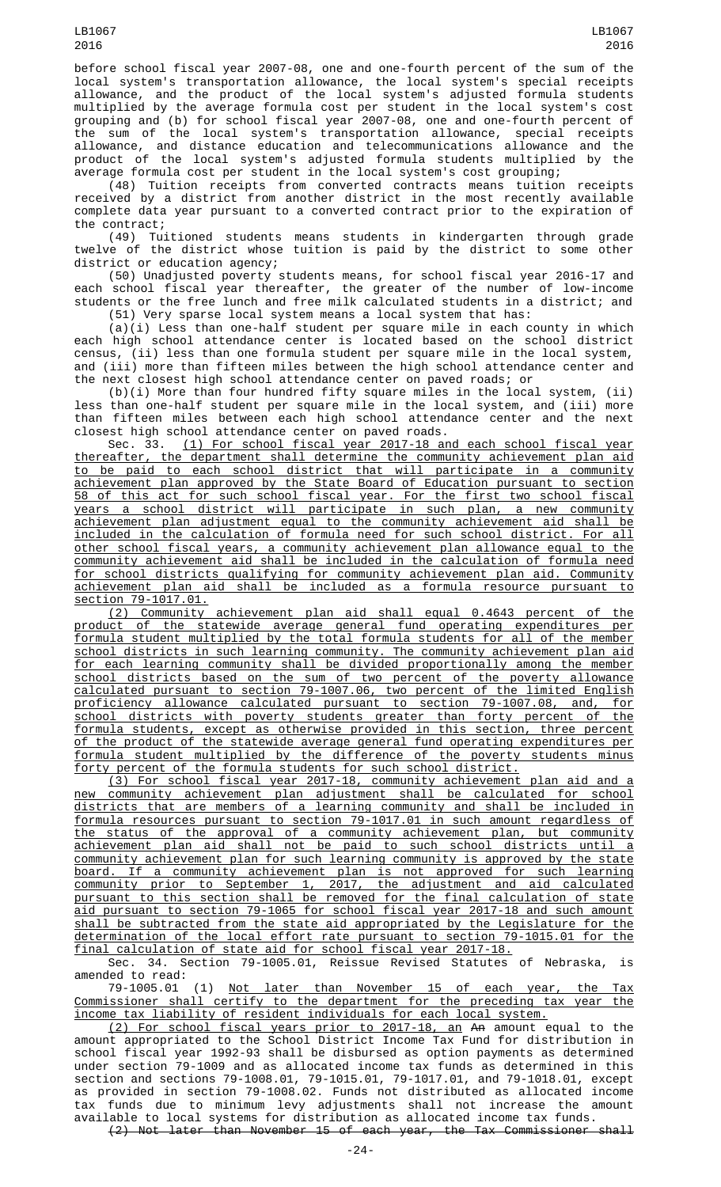before school fiscal year 2007-08, one and one-fourth percent of the sum of the local system's transportation allowance, the local system's special receipts allowance, and the product of the local system's adjusted formula students multiplied by the average formula cost per student in the local system's cost grouping and (b) for school fiscal year 2007-08, one and one-fourth percent of the sum of the local system's transportation allowance, special receipts allowance, and distance education and telecommunications allowance and the product of the local system's adjusted formula students multiplied by the average formula cost per student in the local system's cost grouping;

(48) Tuition receipts from converted contracts means tuition receipts received by a district from another district in the most recently available complete data year pursuant to a converted contract prior to the expiration of the contract;

(49) Tuitioned students means students in kindergarten through grade twelve of the district whose tuition is paid by the district to some other district or education agency;

(50) Unadjusted poverty students means, for school fiscal year 2016-17 and each school fiscal year thereafter, the greater of the number of low-income students or the free lunch and free milk calculated students in a district; and

(51) Very sparse local system means a local system that has:

(a)(i) Less than one-half student per square mile in each county in which each high school attendance center is located based on the school district census, (ii) less than one formula student per square mile in the local system, and (iii) more than fifteen miles between the high school attendance center and the next closest high school attendance center on paved roads; or

(b)(i) More than four hundred fifty square miles in the local system, (ii) less than one-half student per square mile in the local system, and (iii) more than fifteen miles between each high school attendance center and the next closest high school attendance center on paved roads.

Sec. 33. (1) For school fiscal year 2017-18 and each school fiscal year thereafter, the department shall determine the community achievement plan aid to be paid to each school district that will participate in a community achievement plan approved by the State Board of Education pursuant to section 58 of this act for such school fiscal year. For the first two school fiscal years a school district will participate in such plan, a new community achievement plan adjustment equal to the community achievement aid shall be included in the calculation of formula need for such school district. For all other school fiscal years, a community achievement plan allowance equal to the community achievement aid shall be included in the calculation of formula need for school districts qualifying for community achievement plan aid. Community achievement plan aid shall be included as a formula resource pursuant to section 79-1017.01.

(2) Community achievement plan aid shall equal 0.4643 percent of the product of the statewide average general fund operating expenditures per formula student multiplied by the total formula students for all of the member school districts in such learning community. The community achievement plan aid for each learning community shall be divided proportionally among the member school districts based on the sum of two percent of the poverty allowance calculated pursuant to section 79-1007.06, two percent of the limited English proficiency allowance calculated pursuant to section 79-1007.08, and, for school districts with poverty students greater than forty percent of the formula students, except as otherwise provided in this section, three percent of the product of the statewide average general fund operating expenditures per formula student multiplied by the difference of the poverty students minus forty percent of the formula students for such school district.

(3) For school fiscal year 2017-18, community achievement plan aid and a new community achievement plan adjustment shall be calculated for school districts that are members of a learning community and shall be included in formula resources pursuant to section 79-1017.01 in such amount regardless of the status of the approval of a community achievement plan, but community achievement plan aid shall not be paid to such school districts until a community achievement plan for such learning community is approved by the state board. If a community achievement plan is not approved for such learning community prior to September 1, 2017, the adjustment and aid calculated pursuant to this section shall be removed for the final calculation of state aid pursuant to section 79-1065 for school fiscal year 2017-18 and such amount shall be subtracted from the state aid appropriated by the Legislature for the determination of the local effort rate pursuant to section 79-1015.01 for the final calculation of state aid for school fiscal year 2017-18.

Sec. 34. Section 79-1005.01, Reissue Revised Statutes of Nebraska, is amended to read:

79-1005.01 (1) Not later than November 15 of each year, the Tax Commissioner shall certify to the department for the preceding tax year the income tax liability of resident individuals for each local system.

(2) For school fiscal years prior to 2017-18, an ~~An~~ amount equal to the amount appropriated to the School District Income Tax Fund for distribution in school fiscal year 1992-93 shall be disbursed as option payments as determined under section 79-1009 and as allocated income tax funds as determined in this section and sections 79-1008.01, 79-1015.01, 79-1017.01, and 79-1018.01, except as provided in section 79-1008.02. Funds not distributed as allocated income tax funds due to minimum levy adjustments shall not increase the amount available to local systems for distribution as allocated income tax funds.

~~(2) Not later than November 15 of each year, the Tax Commissioner shall~~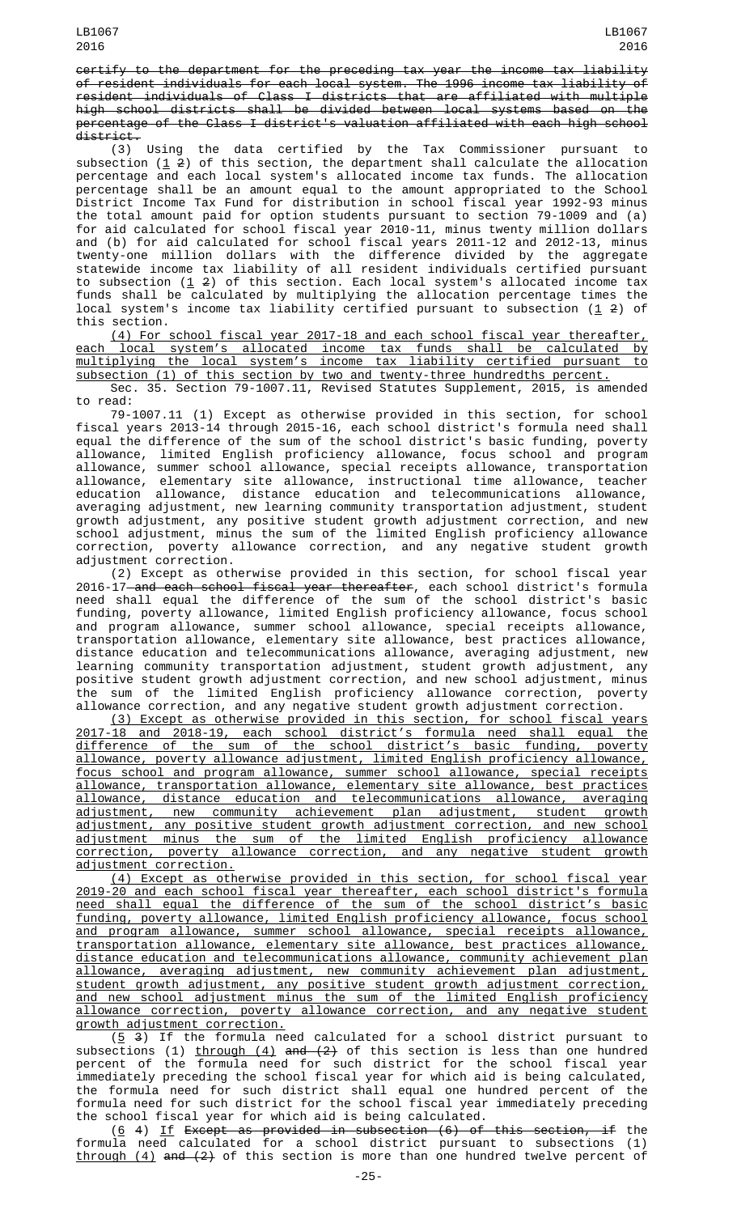~~certify to the department for the preceding tax year the income tax liability of resident individuals for each local system. The 1996 income tax liability of resident individuals of Class I districts that are affiliated with multiple high school districts shall be divided between local systems based on the percentage of the Class I district's valuation affiliated with each high school district.~~

(3) Using the data certified by the Tax Commissioner pursuant to subsection (<u>1</u> ~~2~~) of this section, the department shall calculate the allocation percentage and each local system's allocated income tax funds. The allocation percentage shall be an amount equal to the amount appropriated to the School District Income Tax Fund for distribution in school fiscal year 1992-93 minus the total amount paid for option students pursuant to section 79-1009 and (a) for aid calculated for school fiscal year 2010-11, minus twenty million dollars and (b) for aid calculated for school fiscal years 2011-12 and 2012-13, minus twenty-one million dollars with the difference divided by the aggregate statewide income tax liability of all resident individuals certified pursuant to subsection (<u>1</u> ~~2~~) of this section. Each local system's allocated income tax funds shall be calculated by multiplying the allocation percentage times the local system's income tax liability certified pursuant to subsection (<u>1</u> ~~2~~) of this section.

<u>(4) For school fiscal year 2017-18 and each school fiscal year thereafter, each local system's allocated income tax funds shall be calculated by multiplying the local system's income tax liability certified pursuant to subsection (1) of this section by two and twenty-three hundredths percent.</u>

Sec. 35. Section 79-1007.11, Revised Statutes Supplement, 2015, is amended to read:

79-1007.11 (1) Except as otherwise provided in this section, for school fiscal years 2013-14 through 2015-16, each school district's formula need shall equal the difference of the sum of the school district's basic funding, poverty allowance, limited English proficiency allowance, focus school and program allowance, summer school allowance, special receipts allowance, transportation allowance, elementary site allowance, instructional time allowance, teacher education allowance, distance education and telecommunications allowance, averaging adjustment, new learning community transportation adjustment, student growth adjustment, any positive student growth adjustment correction, and new school adjustment, minus the sum of the limited English proficiency allowance correction, poverty allowance correction, and any negative student growth adjustment correction.

(2) Except as otherwise provided in this section, for school fiscal year 2016-17 ~~and each school fiscal year thereafter~~, each school district's formula need shall equal the difference of the sum of the school district's basic funding, poverty allowance, limited English proficiency allowance, focus school and program allowance, summer school allowance, special receipts allowance, transportation allowance, elementary site allowance, best practices allowance, distance education and telecommunications allowance, averaging adjustment, new learning community transportation adjustment, student growth adjustment, any positive student growth adjustment correction, and new school adjustment, minus the sum of the limited English proficiency allowance correction, poverty allowance correction, and any negative student growth adjustment correction.

<u>(3) Except as otherwise provided in this section, for school fiscal years 2017-18 and 2018-19, each school district's formula need shall equal the difference of the sum of the school district's basic funding, poverty allowance, poverty allowance adjustment, limited English proficiency allowance, focus school and program allowance, summer school allowance, special receipts allowance, transportation allowance, elementary site allowance, best practices allowance, distance education and telecommunications allowance, averaging adjustment, new community achievement plan adjustment, student growth adjustment, any positive student growth adjustment correction, and new school adjustment minus the sum of the limited English proficiency allowance correction, poverty allowance correction, and any negative student growth adjustment correction.</u>

<u>(4) Except as otherwise provided in this section, for school fiscal year 2019-20 and each school fiscal year thereafter, each school district's formula need shall equal the difference of the sum of the school district's basic funding, poverty allowance, limited English proficiency allowance, focus school and program allowance, summer school allowance, special receipts allowance, transportation allowance, elementary site allowance, best practices allowance, distance education and telecommunications allowance, community achievement plan allowance, averaging adjustment, new community achievement plan adjustment, student growth adjustment, any positive student growth adjustment correction, and new school adjustment minus the sum of the limited English proficiency allowance correction, poverty allowance correction, and any negative student growth adjustment correction.</u>

(<u>5</u> ~~3~~) If the formula need calculated for a school district pursuant to subsections (1) <u>through (4)</u> ~~and (2)~~ of this section is less than one hundred percent of the formula need for such district for the school fiscal year immediately preceding the school fiscal year for which aid is being calculated, the formula need for such district shall equal one hundred percent of the formula need for such district for the school fiscal year immediately preceding the school fiscal year for which aid is being calculated.

(<u>6</u> ~~4~~) <u>If</u> ~~Except as provided in subsection (6) of this section, if~~ the formula need calculated for a school district pursuant to subsections (1) <u>through (4)</u> ~~and (2)~~ of this section is more than one hundred twelve percent of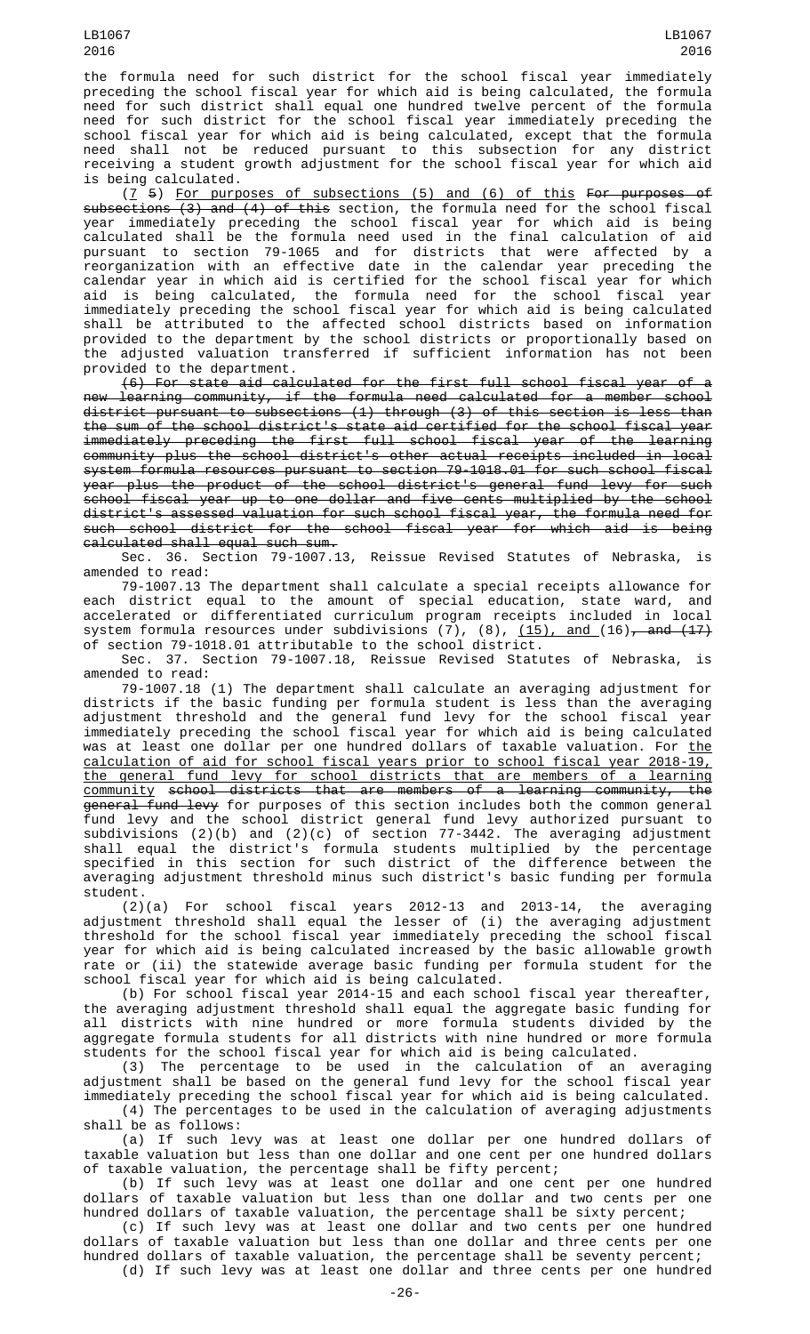the formula need for such district for the school fiscal year immediately preceding the school fiscal year for which aid is being calculated, the formula need for such district shall equal one hundred twelve percent of the formula need for such district for the school fiscal year immediately preceding the school fiscal year for which aid is being calculated, except that the formula need shall not be reduced pursuant to this subsection for any district receiving a student growth adjustment for the school fiscal year for which aid is being calculated.

(7 ~~5~~) For purposes of subsections (5) and (6) of this ~~For purposes of subsections (3) and (4) of this~~ section, the formula need for the school fiscal year immediately preceding the school fiscal year for which aid is being calculated shall be the formula need used in the final calculation of aid pursuant to section 79-1065 and for districts that were affected by a reorganization with an effective date in the calendar year preceding the calendar year in which aid is certified for the school fiscal year for which aid is being calculated, the formula need for the school fiscal year immediately preceding the school fiscal year for which aid is being calculated shall be attributed to the affected school districts based on information provided to the department by the school districts or proportionally based on the adjusted valuation transferred if sufficient information has not been provided to the department.

~~(6) For state aid calculated for the first full school fiscal year of a new learning community, if the formula need calculated for a member school district pursuant to subsections (1) through (3) of this section is less than the sum of the school district's state aid certified for the school fiscal year immediately preceding the first full school fiscal year of the learning community plus the school district's other actual receipts included in local system formula resources pursuant to section 79-1018.01 for such school fiscal year plus the product of the school district's general fund levy for such school fiscal year up to one dollar and five cents multiplied by the school district's assessed valuation for such school fiscal year, the formula need for such school district for the school fiscal year for which aid is being calculated shall equal such sum.~~

Sec. 36. Section 79-1007.13, Reissue Revised Statutes of Nebraska, is amended to read:

79-1007.13 The department shall calculate a special receipts allowance for each district equal to the amount of special education, state ward, and accelerated or differentiated curriculum program receipts included in local system formula resources under subdivisions (7), (8), (15), and (16)~~, and (17)~~ of section 79-1018.01 attributable to the school district.

Sec. 37. Section 79-1007.18, Reissue Revised Statutes of Nebraska, is amended to read:

79-1007.18 (1) The department shall calculate an averaging adjustment for districts if the basic funding per formula student is less than the averaging adjustment threshold and the general fund levy for the school fiscal year immediately preceding the school fiscal year for which aid is being calculated was at least one dollar per one hundred dollars of taxable valuation. For the calculation of aid for school fiscal years prior to school fiscal year 2018-19, the general fund levy for school districts that are members of a learning community ~~school districts that are members of a learning community, the general fund levy~~ for purposes of this section includes both the common general fund levy and the school district general fund levy authorized pursuant to subdivisions (2)(b) and (2)(c) of section 77-3442. The averaging adjustment shall equal the district's formula students multiplied by the percentage specified in this section for such district of the difference between the averaging adjustment threshold minus such district's basic funding per formula student.

(2)(a) For school fiscal years 2012-13 and 2013-14, the averaging adjustment threshold shall equal the lesser of (i) the averaging adjustment threshold for the school fiscal year immediately preceding the school fiscal year for which aid is being calculated increased by the basic allowable growth rate or (ii) the statewide average basic funding per formula student for the school fiscal year for which aid is being calculated.

(b) For school fiscal year 2014-15 and each school fiscal year thereafter, the averaging adjustment threshold shall equal the aggregate basic funding for all districts with nine hundred or more formula students divided by the aggregate formula students for all districts with nine hundred or more formula students for the school fiscal year for which aid is being calculated.

(3) The percentage to be used in the calculation of an averaging adjustment shall be based on the general fund levy for the school fiscal year immediately preceding the school fiscal year for which aid is being calculated.

(4) The percentages to be used in the calculation of averaging adjustments shall be as follows:

(a) If such levy was at least one dollar per one hundred dollars of taxable valuation but less than one dollar and one cent per one hundred dollars of taxable valuation, the percentage shall be fifty percent;

(b) If such levy was at least one dollar and one cent per one hundred dollars of taxable valuation but less than one dollar and two cents per one hundred dollars of taxable valuation, the percentage shall be sixty percent;

(c) If such levy was at least one dollar and two cents per one hundred dollars of taxable valuation but less than one dollar and three cents per one hundred dollars of taxable valuation, the percentage shall be seventy percent;

(d) If such levy was at least one dollar and three cents per one hundred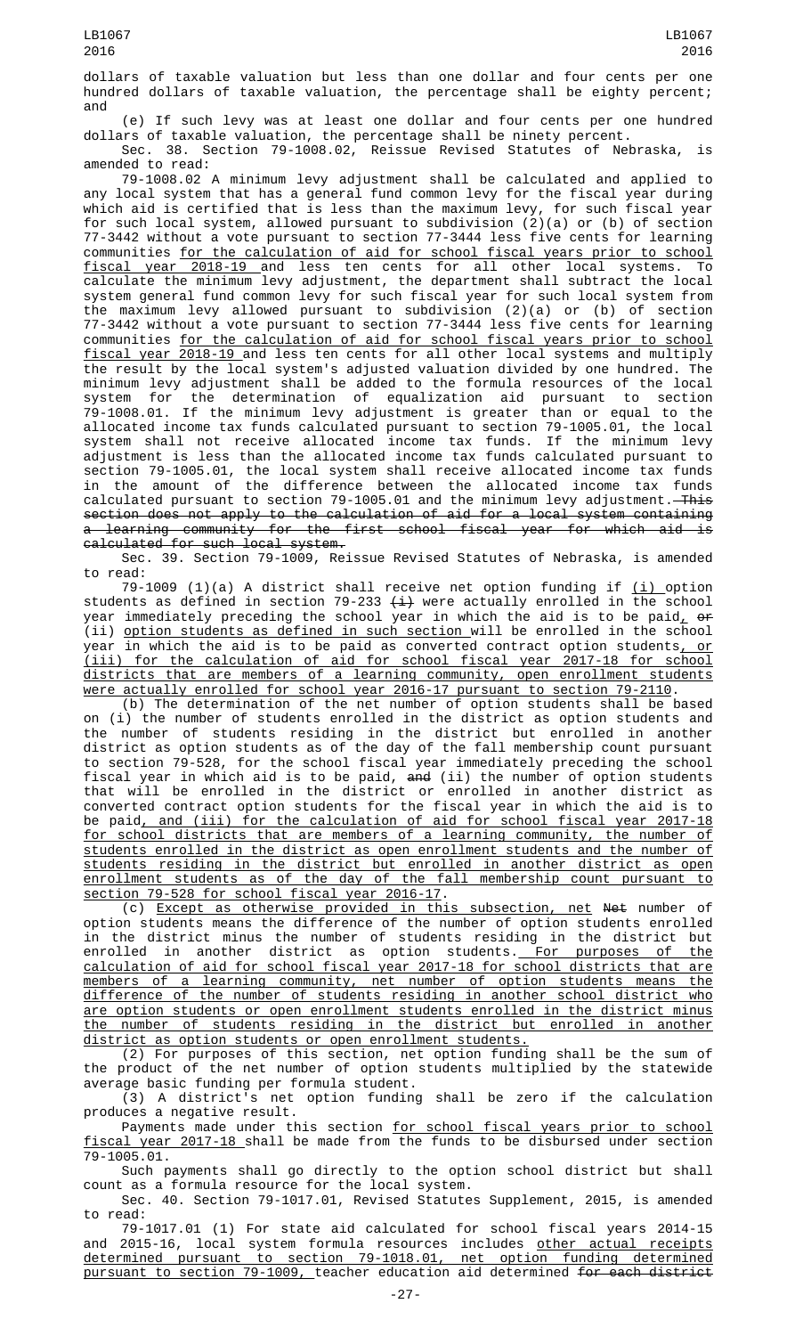dollars of taxable valuation but less than one dollar and four cents per one hundred dollars of taxable valuation, the percentage shall be eighty percent; and

(e) If such levy was at least one dollar and four cents per one hundred dollars of taxable valuation, the percentage shall be ninety percent.

Sec. 38. Section 79-1008.02, Reissue Revised Statutes of Nebraska, is amended to read:

79-1008.02 A minimum levy adjustment shall be calculated and applied to any local system that has a general fund common levy for the fiscal year during which aid is certified that is less than the maximum levy, for such fiscal year for such local system, allowed pursuant to subdivision (2)(a) or (b) of section 77-3442 without a vote pursuant to section 77-3444 less five cents for learning communities for the calculation of aid for school fiscal years prior to school fiscal year 2018-19 and less ten cents for all other local systems. To calculate the minimum levy adjustment, the department shall subtract the local system general fund common levy for such fiscal year for such local system from the maximum levy allowed pursuant to subdivision (2)(a) or (b) of section 77-3442 without a vote pursuant to section 77-3444 less five cents for learning communities for the calculation of aid for school fiscal years prior to school fiscal year 2018-19 and less ten cents for all other local systems and multiply the result by the local system's adjusted valuation divided by one hundred. The minimum levy adjustment shall be added to the formula resources of the local system for the determination of equalization aid pursuant to section 79-1008.01. If the minimum levy adjustment is greater than or equal to the allocated income tax funds calculated pursuant to section 79-1005.01, the local system shall not receive allocated income tax funds. If the minimum levy adjustment is less than the allocated income tax funds calculated pursuant to section 79-1005.01, the local system shall receive allocated income tax funds in the amount of the difference between the allocated income tax funds calculated pursuant to section 79-1005.01 and the minimum levy adjustment. ~~This section does not apply to the calculation of aid for a local system containing a learning community for the first school fiscal year for which aid is calculated for such local system.~~

Sec. 39. Section 79-1009, Reissue Revised Statutes of Nebraska, is amended to read:

79-1009 (1)(a) A district shall receive net option funding if (i) option students as defined in section 79-233 ~~(i)~~ were actually enrolled in the school year immediately preceding the school year in which the aid is to be paid, ~~or~~ (ii) option students as defined in such section will be enrolled in the school year in which the aid is to be paid as converted contract option students, or (iii) for the calculation of aid for school fiscal year 2017-18 for school districts that are members of a learning community, open enrollment students were actually enrolled for school year 2016-17 pursuant to section 79-2110.

(b) The determination of the net number of option students shall be based on (i) the number of students enrolled in the district as option students and the number of students residing in the district but enrolled in another district as option students as of the day of the fall membership count pursuant to section 79-528, for the school fiscal year immediately preceding the school fiscal year in which aid is to be paid, ~~and~~ (ii) the number of option students that will be enrolled in the district or enrolled in another district as converted contract option students for the fiscal year in which the aid is to be paid, and (iii) for the calculation of aid for school fiscal year 2017-18 for school districts that are members of a learning community, the number of students enrolled in the district as open enrollment students and the number of students residing in the district but enrolled in another district as open enrollment students as of the day of the fall membership count pursuant to section 79-528 for school fiscal year 2016-17.

(c) Except as otherwise provided in this subsection, net ~~Net~~ number of option students means the difference of the number of option students enrolled in the district minus the number of students residing in the district but enrolled in another district as option students. For purposes of the calculation of aid for school fiscal year 2017-18 for school districts that are members of a learning community, net number of option students means the difference of the number of students residing in another school district who are option students or open enrollment students enrolled in the district minus the number of students residing in the district but enrolled in another district as option students or open enrollment students.

(2) For purposes of this section, net option funding shall be the sum of the product of the net number of option students multiplied by the statewide average basic funding per formula student.

(3) A district's net option funding shall be zero if the calculation produces a negative result.

Payments made under this section for school fiscal years prior to school fiscal year 2017-18 shall be made from the funds to be disbursed under section 79-1005.01.

Such payments shall go directly to the option school district but shall count as a formula resource for the local system.

Sec. 40. Section 79-1017.01, Revised Statutes Supplement, 2015, is amended to read:

79-1017.01 (1) For state aid calculated for school fiscal years 2014-15 and 2015-16, local system formula resources includes other actual receipts determined pursuant to section 79-1018.01, net option funding determined pursuant to section 79-1009, teacher education aid determined ~~for each district~~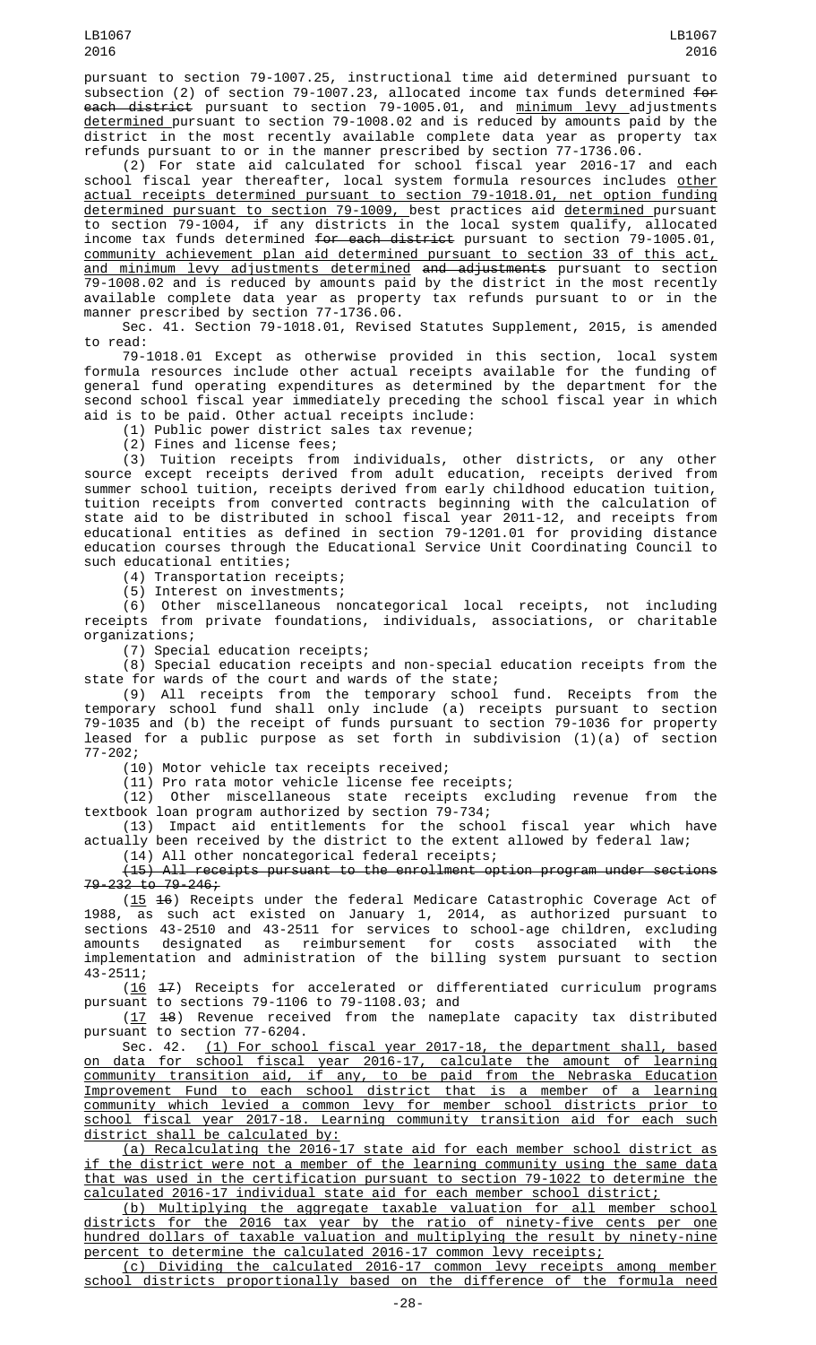pursuant to section 79-1007.25, instructional time aid determined pursuant to subsection (2) of section 79-1007.23, allocated income tax funds determined ~~for each district~~ pursuant to section 79-1005.01, and minimum levy adjustments determined pursuant to section 79-1008.02 and is reduced by amounts paid by the district in the most recently available complete data year as property tax refunds pursuant to or in the manner prescribed by section 77-1736.06.

(2) For state aid calculated for school fiscal year 2016-17 and each school fiscal year thereafter, local system formula resources includes other actual receipts determined pursuant to section 79-1018.01, net option funding determined pursuant to section 79-1009, best practices aid determined pursuant to section 79-1004, if any districts in the local system qualify, allocated income tax funds determined ~~for each district~~ pursuant to section 79-1005.01, community achievement plan aid determined pursuant to section 33 of this act, and minimum levy adjustments determined ~~and adjustments~~ pursuant to section 79-1008.02 and is reduced by amounts paid by the district in the most recently available complete data year as property tax refunds pursuant to or in the manner prescribed by section 77-1736.06.

Sec. 41. Section 79-1018.01, Revised Statutes Supplement, 2015, is amended to read:

79-1018.01 Except as otherwise provided in this section, local system formula resources include other actual receipts available for the funding of general fund operating expenditures as determined by the department for the second school fiscal year immediately preceding the school fiscal year in which aid is to be paid. Other actual receipts include:

(1) Public power district sales tax revenue;

(2) Fines and license fees;

(3) Tuition receipts from individuals, other districts, or any other source except receipts derived from adult education, receipts derived from summer school tuition, receipts derived from early childhood education tuition, tuition receipts from converted contracts beginning with the calculation of state aid to be distributed in school fiscal year 2011-12, and receipts from educational entities as defined in section 79-1201.01 for providing distance education courses through the Educational Service Unit Coordinating Council to such educational entities;

(4) Transportation receipts;

(5) Interest on investments;

(6) Other miscellaneous noncategorical local receipts, not including receipts from private foundations, individuals, associations, or charitable organizations;

(7) Special education receipts;

(8) Special education receipts and non-special education receipts from the state for wards of the court and wards of the state;

(9) All receipts from the temporary school fund. Receipts from the temporary school fund shall only include (a) receipts pursuant to section 79-1035 and (b) the receipt of funds pursuant to section 79-1036 for property leased for a public purpose as set forth in subdivision (1)(a) of section 77-202;

(10) Motor vehicle tax receipts received;

(11) Pro rata motor vehicle license fee receipts;

(12) Other miscellaneous state receipts excluding revenue from the textbook loan program authorized by section 79-734;

(13) Impact aid entitlements for the school fiscal year which have actually been received by the district to the extent allowed by federal law;

(14) All other noncategorical federal receipts;

~~(15) All receipts pursuant to the enrollment option program under sections 79-232 to 79-246;~~

(15 ~~16~~) Receipts under the federal Medicare Catastrophic Coverage Act of 1988, as such act existed on January 1, 2014, as authorized pursuant to sections 43-2510 and 43-2511 for services to school-age children, excluding amounts designated as reimbursement for costs associated with the implementation and administration of the billing system pursuant to section 43-2511;

(16 ~~17~~) Receipts for accelerated or differentiated curriculum programs pursuant to sections 79-1106 to 79-1108.03; and

(17 ~~18~~) Revenue received from the nameplate capacity tax distributed pursuant to section 77-6204.

Sec. 42. (1) For school fiscal year 2017-18, the department shall, based on data for school fiscal year 2016-17, calculate the amount of learning community transition aid, if any, to be paid from the Nebraska Education Improvement Fund to each school district that is a member of a learning community which levied a common levy for member school districts prior to school fiscal year 2017-18. Learning community transition aid for each such district shall be calculated by:

(a) Recalculating the 2016-17 state aid for each member school district as if the district were not a member of the learning community using the same data that was used in the certification pursuant to section 79-1022 to determine the calculated 2016-17 individual state aid for each member school district;

(b) Multiplying the aggregate taxable valuation for all member school districts for the 2016 tax year by the ratio of ninety-five cents per one hundred dollars of taxable valuation and multiplying the result by ninety-nine percent to determine the calculated 2016-17 common levy receipts;

(c) Dividing the calculated 2016-17 common levy receipts among member school districts proportionally based on the difference of the formula need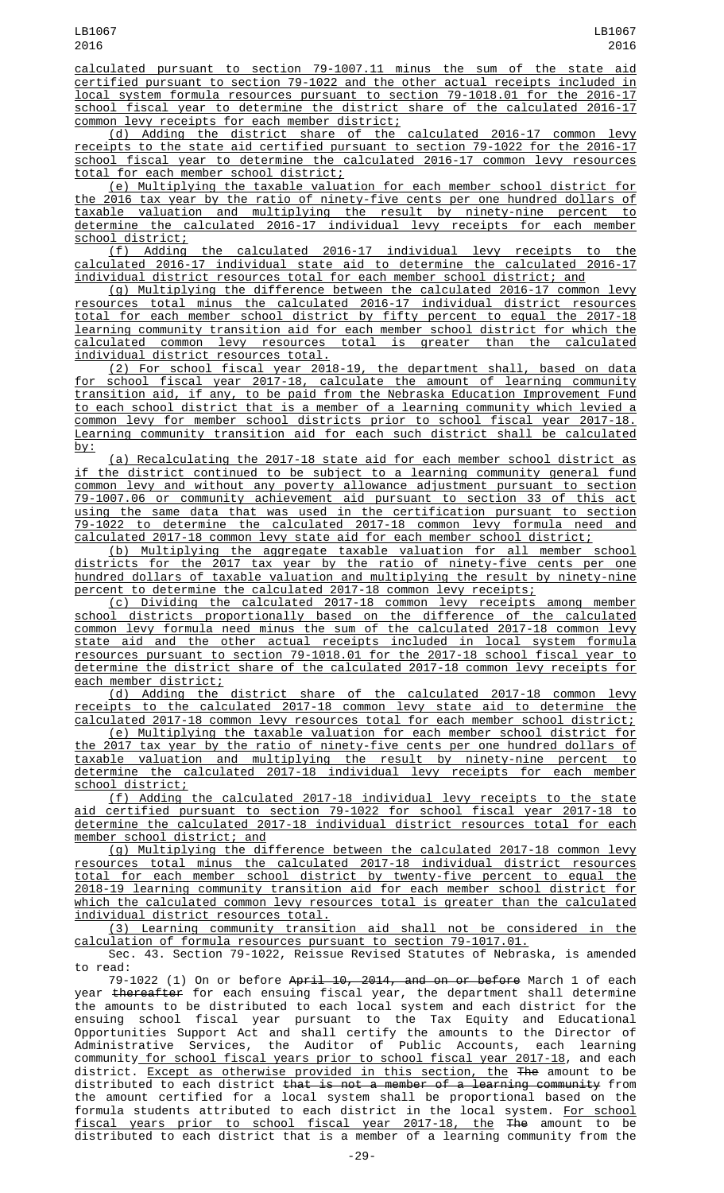calculated pursuant to section 79-1007.11 minus the sum of the state aid certified pursuant to section 79-1022 and the other actual receipts included in local system formula resources pursuant to section 79-1018.01 for the 2016-17 school fiscal year to determine the district share of the calculated 2016-17 common levy receipts for each member district;

(d) Adding the district share of the calculated 2016-17 common levy receipts to the state aid certified pursuant to section 79-1022 for the 2016-17 school fiscal year to determine the calculated 2016-17 common levy resources total for each member school district;

(e) Multiplying the taxable valuation for each member school district for the 2016 tax year by the ratio of ninety-five cents per one hundred dollars of taxable valuation and multiplying the result by ninety-nine percent to determine the calculated 2016-17 individual levy receipts for each member school district;

(f) Adding the calculated 2016-17 individual levy receipts to the calculated 2016-17 individual state aid to determine the calculated 2016-17 individual district resources total for each member school district; and

(g) Multiplying the difference between the calculated 2016-17 common levy resources total minus the calculated 2016-17 individual district resources total for each member school district by fifty percent to equal the 2017-18 learning community transition aid for each member school district for which the calculated common levy resources total is greater than the calculated individual district resources total.

(2) For school fiscal year 2018-19, the department shall, based on data for school fiscal year 2017-18, calculate the amount of learning community transition aid, if any, to be paid from the Nebraska Education Improvement Fund to each school district that is a member of a learning community which levied a common levy for member school districts prior to school fiscal year 2017-18. Learning community transition aid for each such district shall be calculated by:

(a) Recalculating the 2017-18 state aid for each member school district as if the district continued to be subject to a learning community general fund common levy and without any poverty allowance adjustment pursuant to section 79-1007.06 or community achievement aid pursuant to section 33 of this act using the same data that was used in the certification pursuant to section 79-1022 to determine the calculated 2017-18 common levy formula need and calculated 2017-18 common levy state aid for each member school district;

(b) Multiplying the aggregate taxable valuation for all member school districts for the 2017 tax year by the ratio of ninety-five cents per one hundred dollars of taxable valuation and multiplying the result by ninety-nine percent to determine the calculated 2017-18 common levy receipts;

(c) Dividing the calculated 2017-18 common levy receipts among member school districts proportionally based on the difference of the calculated common levy formula need minus the sum of the calculated 2017-18 common levy state aid and the other actual receipts included in local system formula resources pursuant to section 79-1018.01 for the 2017-18 school fiscal year to determine the district share of the calculated 2017-18 common levy receipts for each member district;

(d) Adding the district share of the calculated 2017-18 common levy receipts to the calculated 2017-18 common levy state aid to determine the calculated 2017-18 common levy resources total for each member school district;

(e) Multiplying the taxable valuation for each member school district for the 2017 tax year by the ratio of ninety-five cents per one hundred dollars of taxable valuation and multiplying the result by ninety-nine percent to determine the calculated 2017-18 individual levy receipts for each member school district;

(f) Adding the calculated 2017-18 individual levy receipts to the state aid certified pursuant to section 79-1022 for school fiscal year 2017-18 to determine the calculated 2017-18 individual district resources total for each member school district; and

(g) Multiplying the difference between the calculated 2017-18 common levy resources total minus the calculated 2017-18 individual district resources total for each member school district by twenty-five percent to equal the 2018-19 learning community transition aid for each member school district for which the calculated common levy resources total is greater than the calculated individual district resources total.

(3) Learning community transition aid shall not be considered in the calculation of formula resources pursuant to section 79-1017.01.

Sec. 43. Section 79-1022, Reissue Revised Statutes of Nebraska, is amended to read:

79-1022 (1) On or before ~~April 10, 2014, and on or before~~ March 1 of each year ~~thereafter~~ for each ensuing fiscal year, the department shall determine the amounts to be distributed to each local system and each district for the ensuing school fiscal year pursuant to the Tax Equity and Educational Opportunities Support Act and shall certify the amounts to the Director of Administrative Services, the Auditor of Public Accounts, each learning community for school fiscal years prior to school fiscal year 2017-18, and each district. Except as otherwise provided in this section, the ~~The~~ amount to be distributed to each district ~~that is not a member of a learning community~~ from the amount certified for a local system shall be proportional based on the formula students attributed to each district in the local system. For school fiscal years prior to school fiscal year 2017-18, the ~~The~~ amount to be distributed to each district that is a member of a learning community from the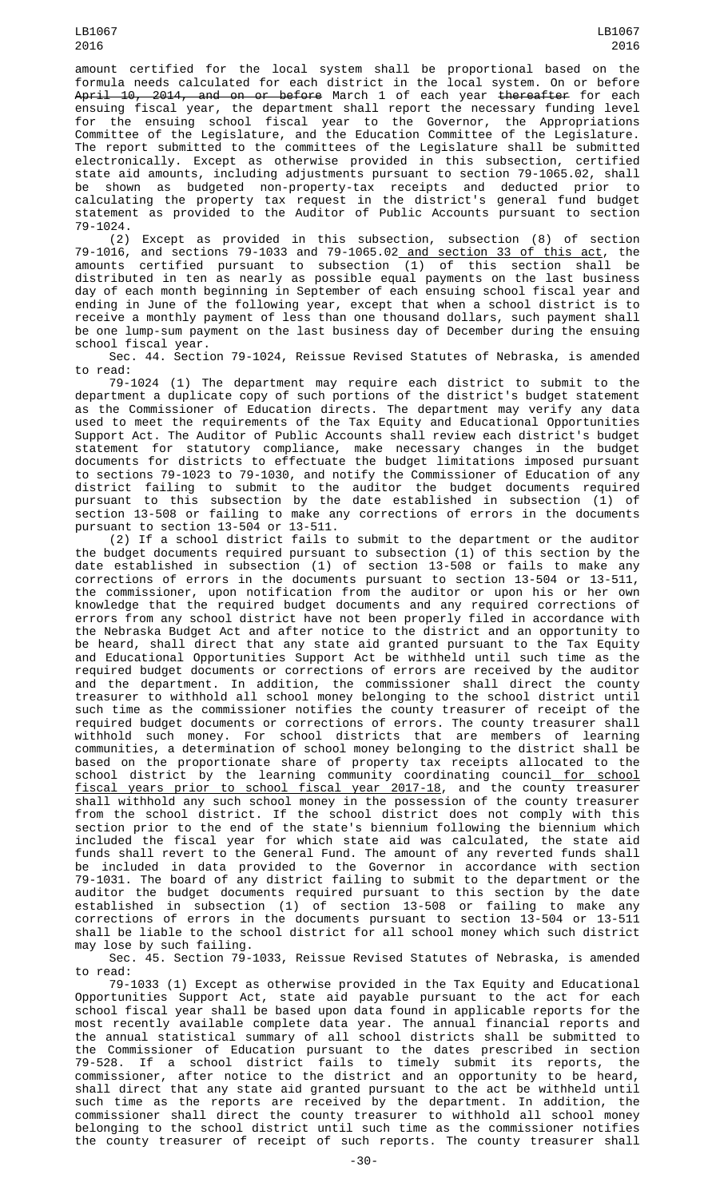amount certified for the local system shall be proportional based on the formula needs calculated for each district in the local system. On or before ~~April 10, 2014, and on or before~~ March 1 of each year ~~thereafter~~ for each ensuing fiscal year, the department shall report the necessary funding level for the ensuing school fiscal year to the Governor, the Appropriations Committee of the Legislature, and the Education Committee of the Legislature. The report submitted to the committees of the Legislature shall be submitted electronically. Except as otherwise provided in this subsection, certified state aid amounts, including adjustments pursuant to section 79-1065.02, shall be shown as budgeted non-property-tax receipts and deducted prior to calculating the property tax request in the district's general fund budget statement as provided to the Auditor of Public Accounts pursuant to section 79-1024.

(2) Except as provided in this subsection, subsection (8) of section 79-1016, and sections 79-1033 and 79-1065.02 and section 33 of this act, the amounts certified pursuant to subsection (1) of this section shall be distributed in ten as nearly as possible equal payments on the last business day of each month beginning in September of each ensuing school fiscal year and ending in June of the following year, except that when a school district is to receive a monthly payment of less than one thousand dollars, such payment shall be one lump-sum payment on the last business day of December during the ensuing school fiscal year.

Sec. 44. Section 79-1024, Reissue Revised Statutes of Nebraska, is amended to read:

79-1024 (1) The department may require each district to submit to the department a duplicate copy of such portions of the district's budget statement as the Commissioner of Education directs. The department may verify any data used to meet the requirements of the Tax Equity and Educational Opportunities Support Act. The Auditor of Public Accounts shall review each district's budget statement for statutory compliance, make necessary changes in the budget documents for districts to effectuate the budget limitations imposed pursuant to sections 79-1023 to 79-1030, and notify the Commissioner of Education of any district failing to submit to the auditor the budget documents required pursuant to this subsection by the date established in subsection (1) of section 13-508 or failing to make any corrections of errors in the documents pursuant to section 13-504 or 13-511.

(2) If a school district fails to submit to the department or the auditor the budget documents required pursuant to subsection (1) of this section by the date established in subsection (1) of section 13-508 or fails to make any corrections of errors in the documents pursuant to section 13-504 or 13-511, the commissioner, upon notification from the auditor or upon his or her own knowledge that the required budget documents and any required corrections of errors from any school district have not been properly filed in accordance with the Nebraska Budget Act and after notice to the district and an opportunity to be heard, shall direct that any state aid granted pursuant to the Tax Equity and Educational Opportunities Support Act be withheld until such time as the required budget documents or corrections of errors are received by the auditor and the department. In addition, the commissioner shall direct the county treasurer to withhold all school money belonging to the school district until such time as the commissioner notifies the county treasurer of receipt of the required budget documents or corrections of errors. The county treasurer shall withhold such money. For school districts that are members of learning communities, a determination of school money belonging to the district shall be based on the proportionate share of property tax receipts allocated to the school district by the learning community coordinating council for school fiscal years prior to school fiscal year 2017-18, and the county treasurer shall withhold any such school money in the possession of the county treasurer from the school district. If the school district does not comply with this section prior to the end of the state's biennium following the biennium which included the fiscal year for which state aid was calculated, the state aid funds shall revert to the General Fund. The amount of any reverted funds shall be included in data provided to the Governor in accordance with section 79-1031. The board of any district failing to submit to the department or the auditor the budget documents required pursuant to this section by the date established in subsection (1) of section 13-508 or failing to make any corrections of errors in the documents pursuant to section 13-504 or 13-511 shall be liable to the school district for all school money which such district may lose by such failing.

Sec. 45. Section 79-1033, Reissue Revised Statutes of Nebraska, is amended to read:

79-1033 (1) Except as otherwise provided in the Tax Equity and Educational Opportunities Support Act, state aid payable pursuant to the act for each school fiscal year shall be based upon data found in applicable reports for the most recently available complete data year. The annual financial reports and the annual statistical summary of all school districts shall be submitted to the Commissioner of Education pursuant to the dates prescribed in section 79-528. If a school district fails to timely submit its reports, the commissioner, after notice to the district and an opportunity to be heard, shall direct that any state aid granted pursuant to the act be withheld until such time as the reports are received by the department. In addition, the commissioner shall direct the county treasurer to withhold all school money belonging to the school district until such time as the commissioner notifies the county treasurer of receipt of such reports. The county treasurer shall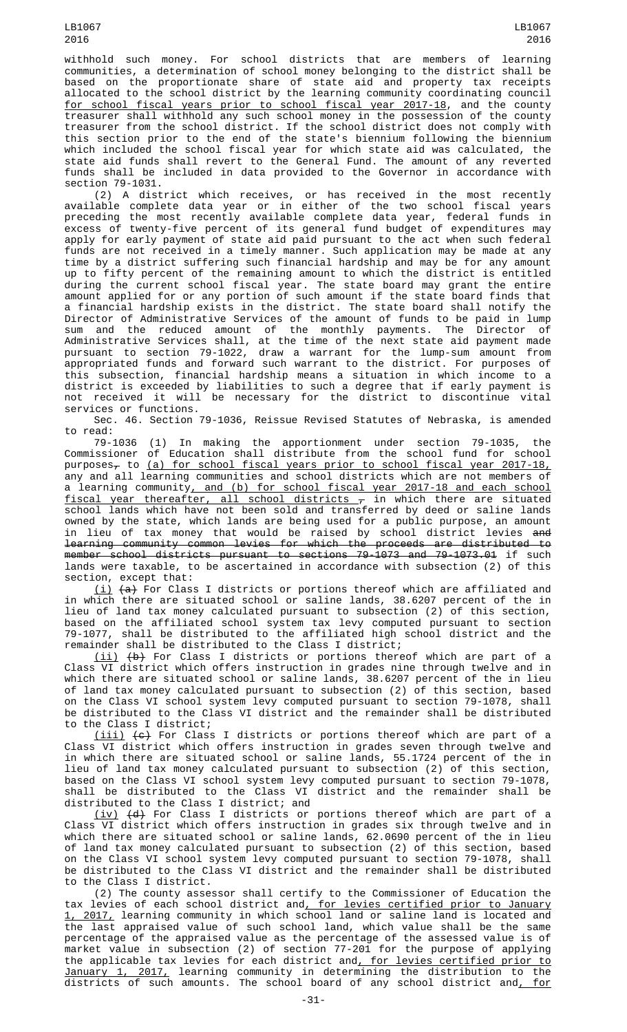withhold such money. For school districts that are members of learning communities, a determination of school money belonging to the district shall be based on the proportionate share of state aid and property tax receipts allocated to the school district by the learning community coordinating council for school fiscal years prior to school fiscal year 2017-18, and the county treasurer shall withhold any such school money in the possession of the county treasurer from the school district. If the school district does not comply with this section prior to the end of the state's biennium following the biennium which included the school fiscal year for which state aid was calculated, the state aid funds shall revert to the General Fund. The amount of any reverted funds shall be included in data provided to the Governor in accordance with section 79-1031.

(2) A district which receives, or has received in the most recently available complete data year or in either of the two school fiscal years preceding the most recently available complete data year, federal funds in excess of twenty-five percent of its general fund budget of expenditures may apply for early payment of state aid paid pursuant to the act when such federal funds are not received in a timely manner. Such application may be made at any time by a district suffering such financial hardship and may be for any amount up to fifty percent of the remaining amount to which the district is entitled during the current school fiscal year. The state board may grant the entire amount applied for or any portion of such amount if the state board finds that a financial hardship exists in the district. The state board shall notify the Director of Administrative Services of the amount of funds to be paid in lump sum and the reduced amount of the monthly payments. The Director of Administrative Services shall, at the time of the next state aid payment made pursuant to section 79-1022, draw a warrant for the lump-sum amount from appropriated funds and forward such warrant to the district. For purposes of this subsection, financial hardship means a situation in which income to a district is exceeded by liabilities to such a degree that if early payment is not received it will be necessary for the district to discontinue vital services or functions.

Sec. 46. Section 79-1036, Reissue Revised Statutes of Nebraska, is amended to read:

79-1036 (1) In making the apportionment under section 79-1035, the Commissioner of Education shall distribute from the school fund for school purposes, to (a) for school fiscal years prior to school fiscal year 2017-18, any and all learning communities and school districts which are not members of a learning community, and (b) for school fiscal year 2017-18 and each school fiscal year thereafter, all school districts , in which there are situated school lands which have not been sold and transferred by deed or saline lands owned by the state, which lands are being used for a public purpose, an amount in lieu of tax money that would be raised by school district levies and learning community common levies for which the proceeds are distributed to member school districts pursuant to sections 79-1073 and 79-1073.01 if such lands were taxable, to be ascertained in accordance with subsection (2) of this section, except that:

(i) (a) For Class I districts or portions thereof which are affiliated and in which there are situated school or saline lands, 38.6207 percent of the in lieu of land tax money calculated pursuant to subsection (2) of this section, based on the affiliated school system tax levy computed pursuant to section 79-1077, shall be distributed to the affiliated high school district and the remainder shall be distributed to the Class I district;

(ii) (b) For Class I districts or portions thereof which are part of a Class VI district which offers instruction in grades nine through twelve and in which there are situated school or saline lands, 38.6207 percent of the in lieu of land tax money calculated pursuant to subsection (2) of this section, based on the Class VI school system levy computed pursuant to section 79-1078, shall be distributed to the Class VI district and the remainder shall be distributed to the Class I district;

(iii) (c) For Class I districts or portions thereof which are part of a Class VI district which offers instruction in grades seven through twelve and in which there are situated school or saline lands, 55.1724 percent of the in lieu of land tax money calculated pursuant to subsection (2) of this section, based on the Class VI school system levy computed pursuant to section 79-1078, shall be distributed to the Class VI district and the remainder shall be distributed to the Class I district; and

(iv) (d) For Class I districts or portions thereof which are part of a Class VI district which offers instruction in grades six through twelve and in which there are situated school or saline lands, 62.0690 percent of the in lieu of land tax money calculated pursuant to subsection (2) of this section, based on the Class VI school system levy computed pursuant to section 79-1078, shall be distributed to the Class VI district and the remainder shall be distributed to the Class I district.

(2) The county assessor shall certify to the Commissioner of Education the tax levies of each school district and, for levies certified prior to January 1, 2017, learning community in which school land or saline land is located and the last appraised value of such school land, which value shall be the same percentage of the appraised value as the percentage of the assessed value is of market value in subsection (2) of section 77-201 for the purpose of applying the applicable tax levies for each district and, for levies certified prior to January 1, 2017, learning community in determining the distribution to the districts of such amounts. The school board of any school district and, for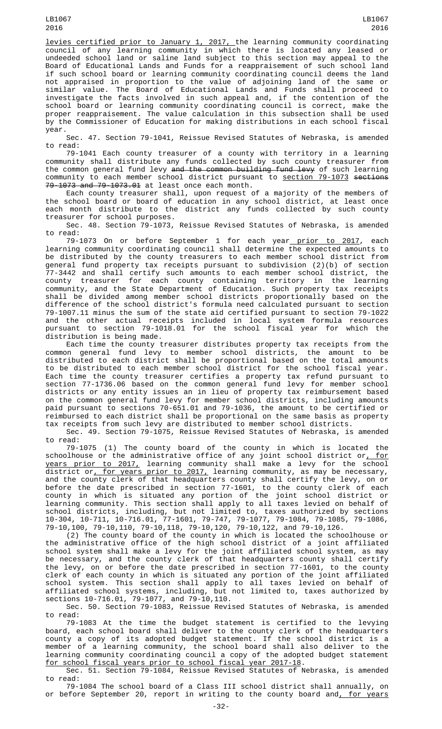levies certified prior to January 1, 2017, the learning community coordinating council of any learning community in which there is located any leased or undeeded school land or saline land subject to this section may appeal to the Board of Educational Lands and Funds for a reappraisement of such school land if such school board or learning community coordinating council deems the land not appraised in proportion to the value of adjoining land of the same or similar value. The Board of Educational Lands and Funds shall proceed to investigate the facts involved in such appeal and, if the contention of the school board or learning community coordinating council is correct, make the proper reappraisement. The value calculation in this subsection shall be used by the Commissioner of Education for making distributions in each school fiscal year.

Sec. 47. Section 79-1041, Reissue Revised Statutes of Nebraska, is amended to read:

79-1041 Each county treasurer of a county with territory in a learning community shall distribute any funds collected by such county treasurer from the common general fund levy ~~and the common building fund levy~~ of such learning community to each member school district pursuant to section 79-1073 ~~sections 79-1073 and 79-1073.01~~ at least once each month.

Each county treasurer shall, upon request of a majority of the members of the school board or board of education in any school district, at least once each month distribute to the district any funds collected by such county treasurer for school purposes.

Sec. 48. Section 79-1073, Reissue Revised Statutes of Nebraska, is amended to read:

79-1073 On or before September 1 for each year prior to 2017, each learning community coordinating council shall determine the expected amounts to be distributed by the county treasurers to each member school district from general fund property tax receipts pursuant to subdivision (2)(b) of section 77-3442 and shall certify such amounts to each member school district, the county treasurer for each county containing territory in the learning community, and the State Department of Education. Such property tax receipts shall be divided among member school districts proportionally based on the difference of the school district's formula need calculated pursuant to section 79-1007.11 minus the sum of the state aid certified pursuant to section 79-1022 and the other actual receipts included in local system formula resources pursuant to section 79-1018.01 for the school fiscal year for which the distribution is being made.

Each time the county treasurer distributes property tax receipts from the common general fund levy to member school districts, the amount to be distributed to each district shall be proportional based on the total amounts to be distributed to each member school district for the school fiscal year. Each time the county treasurer certifies a property tax refund pursuant to section 77-1736.06 based on the common general fund levy for member school districts or any entity issues an in lieu of property tax reimbursement based on the common general fund levy for member school districts, including amounts paid pursuant to sections 70-651.01 and 79-1036, the amount to be certified or reimbursed to each district shall be proportional on the same basis as property tax receipts from such levy are distributed to member school districts.

Sec. 49. Section 79-1075, Reissue Revised Statutes of Nebraska, is amended to read:

79-1075 (1) The county board of the county in which is located the schoolhouse or the administrative office of any joint school district or, for years prior to 2017, learning community shall make a levy for the school district or, for years prior to 2017, learning community, as may be necessary, and the county clerk of that headquarters county shall certify the levy, on or before the date prescribed in section 77-1601, to the county clerk of each county in which is situated any portion of the joint school district or learning community. This section shall apply to all taxes levied on behalf of school districts, including, but not limited to, taxes authorized by sections 10-304, 10-711, 10-716.01, 77-1601, 79-747, 79-1077, 79-1084, 79-1085, 79-1086, 79-10,100, 79-10,110, 79-10,118, 79-10,120, 79-10,122, and 79-10,126.

(2) The county board of the county in which is located the schoolhouse or the administrative office of the high school district of a joint affiliated school system shall make a levy for the joint affiliated school system, as may be necessary, and the county clerk of that headquarters county shall certify the levy, on or before the date prescribed in section 77-1601, to the county clerk of each county in which is situated any portion of the joint affiliated school system. This section shall apply to all taxes levied on behalf of affiliated school systems, including, but not limited to, taxes authorized by sections 10-716.01, 79-1077, and 79-10,110.

Sec. 50. Section 79-1083, Reissue Revised Statutes of Nebraska, is amended to read:

79-1083 At the time the budget statement is certified to the levying board, each school board shall deliver to the county clerk of the headquarters county a copy of its adopted budget statement. If the school district is a member of a learning community, the school board shall also deliver to the learning community coordinating council a copy of the adopted budget statement for school fiscal years prior to school fiscal year 2017-18.

Sec. 51. Section 79-1084, Reissue Revised Statutes of Nebraska, is amended to read:

79-1084 The school board of a Class III school district shall annually, on or before September 20, report in writing to the county board and, for years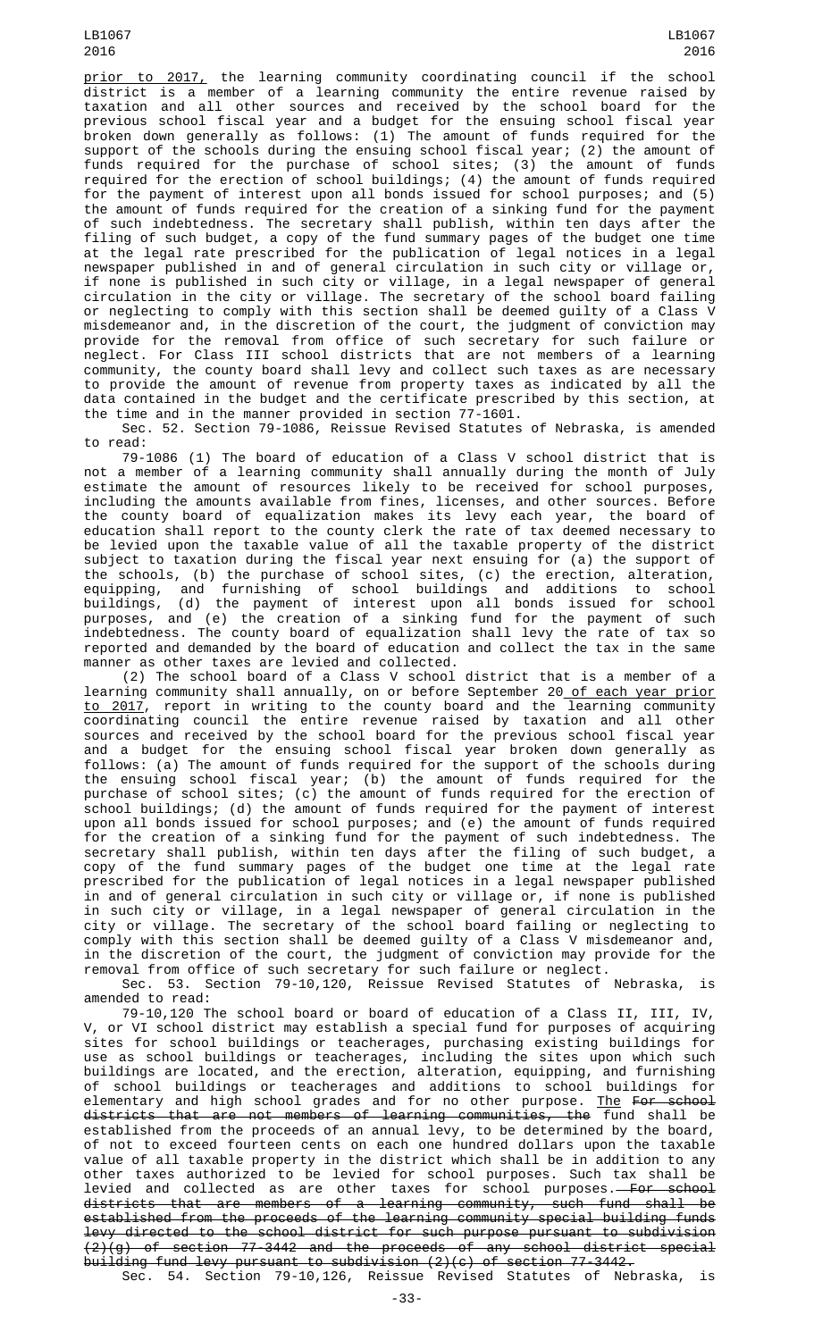prior to 2017, the learning community coordinating council if the school district is a member of a learning community the entire revenue raised by taxation and all other sources and received by the school board for the previous school fiscal year and a budget for the ensuing school fiscal year broken down generally as follows: (1) The amount of funds required for the support of the schools during the ensuing school fiscal year; (2) the amount of funds required for the purchase of school sites; (3) the amount of funds required for the erection of school buildings; (4) the amount of funds required for the payment of interest upon all bonds issued for school purposes; and (5) the amount of funds required for the creation of a sinking fund for the payment of such indebtedness. The secretary shall publish, within ten days after the filing of such budget, a copy of the fund summary pages of the budget one time at the legal rate prescribed for the publication of legal notices in a legal newspaper published in and of general circulation in such city or village or, if none is published in such city or village, in a legal newspaper of general circulation in the city or village. The secretary of the school board failing or neglecting to comply with this section shall be deemed guilty of a Class V misdemeanor and, in the discretion of the court, the judgment of conviction may provide for the removal from office of such secretary for such failure or neglect. For Class III school districts that are not members of a learning community, the county board shall levy and collect such taxes as are necessary to provide the amount of revenue from property taxes as indicated by all the data contained in the budget and the certificate prescribed by this section, at the time and in the manner provided in section 77-1601.

Sec. 52. Section 79-1086, Reissue Revised Statutes of Nebraska, is amended to read:

79-1086 (1) The board of education of a Class V school district that is not a member of a learning community shall annually during the month of July estimate the amount of resources likely to be received for school purposes, including the amounts available from fines, licenses, and other sources. Before the county board of equalization makes its levy each year, the board of education shall report to the county clerk the rate of tax deemed necessary to be levied upon the taxable value of all the taxable property of the district subject to taxation during the fiscal year next ensuing for (a) the support of the schools, (b) the purchase of school sites, (c) the erection, alteration, equipping, and furnishing of school buildings and additions to school buildings, (d) the payment of interest upon all bonds issued for school purposes, and (e) the creation of a sinking fund for the payment of such indebtedness. The county board of equalization shall levy the rate of tax so reported and demanded by the board of education and collect the tax in the same manner as other taxes are levied and collected.

(2) The school board of a Class V school district that is a member of a learning community shall annually, on or before September 20 of each year prior to 2017, report in writing to the county board and the learning community coordinating council the entire revenue raised by taxation and all other sources and received by the school board for the previous school fiscal year and a budget for the ensuing school fiscal year broken down generally as follows: (a) The amount of funds required for the support of the schools during the ensuing school fiscal year; (b) the amount of funds required for the purchase of school sites; (c) the amount of funds required for the erection of school buildings; (d) the amount of funds required for the payment of interest upon all bonds issued for school purposes; and (e) the amount of funds required for the creation of a sinking fund for the payment of such indebtedness. The secretary shall publish, within ten days after the filing of such budget, a copy of the fund summary pages of the budget one time at the legal rate prescribed for the publication of legal notices in a legal newspaper published in and of general circulation in such city or village or, if none is published in such city or village, in a legal newspaper of general circulation in the city or village. The secretary of the school board failing or neglecting to comply with this section shall be deemed guilty of a Class V misdemeanor and, in the discretion of the court, the judgment of conviction may provide for the removal from office of such secretary for such failure or neglect.

Sec. 53. Section 79-10,120, Reissue Revised Statutes of Nebraska, is amended to read:

79-10,120 The school board or board of education of a Class II, III, IV, V, or VI school district may establish a special fund for purposes of acquiring sites for school buildings or teacherages, purchasing existing buildings for use as school buildings or teacherages, including the sites upon which such buildings are located, and the erection, alteration, equipping, and furnishing of school buildings or teacherages and additions to school buildings for elementary and high school grades and for no other purpose. The ~~For school districts that are not members of learning communities, the~~ fund shall be established from the proceeds of an annual levy, to be determined by the board, of not to exceed fourteen cents on each one hundred dollars upon the taxable value of all taxable property in the district which shall be in addition to any other taxes authorized to be levied for school purposes. Such tax shall be levied and collected as are other taxes for school purposes. ~~For school districts that are members of a learning community, such fund shall be established from the proceeds of the learning community special building funds levy directed to the school district for such purpose pursuant to subdivision (2)(g) of section 77-3442 and the proceeds of any school district special building fund levy pursuant to subdivision (2)(c) of section 77-3442.~~

Sec. 54. Section 79-10,126, Reissue Revised Statutes of Nebraska, is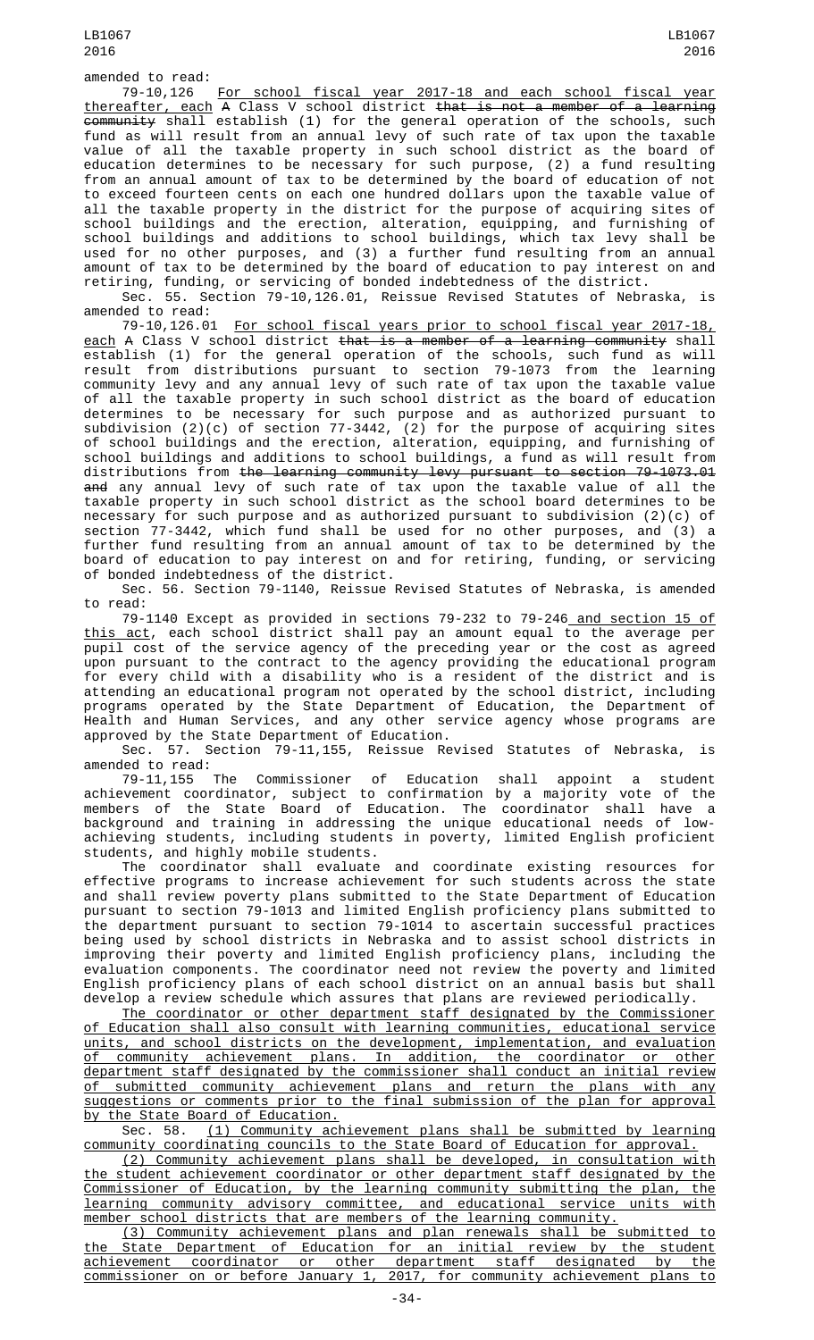amended to read:

79-10,126 For school fiscal year 2017-18 and each school fiscal year thereafter, each A Class V school district that is not a member of a learning community shall establish (1) for the general operation of the schools, such fund as will result from an annual levy of such rate of tax upon the taxable value of all the taxable property in such school district as the board of education determines to be necessary for such purpose, (2) a fund resulting from an annual amount of tax to be determined by the board of education of not to exceed fourteen cents on each one hundred dollars upon the taxable value of all the taxable property in the district for the purpose of acquiring sites of school buildings and the erection, alteration, equipping, and furnishing of school buildings and additions to school buildings, which tax levy shall be used for no other purposes, and (3) a further fund resulting from an annual amount of tax to be determined by the board of education to pay interest on and retiring, funding, or servicing of bonded indebtedness of the district.

Sec. 55. Section 79-10,126.01, Reissue Revised Statutes of Nebraska, is amended to read:

79-10,126.01 For school fiscal years prior to school fiscal year 2017-18, each A Class V school district that is a member of a learning community shall establish (1) for the general operation of the schools, such fund as will result from distributions pursuant to section 79-1073 from the learning community levy and any annual levy of such rate of tax upon the taxable value of all the taxable property in such school district as the board of education determines to be necessary for such purpose and as authorized pursuant to subdivision (2)(c) of section 77-3442, (2) for the purpose of acquiring sites of school buildings and the erection, alteration, equipping, and furnishing of school buildings and additions to school buildings, a fund as will result from distributions from the learning community levy pursuant to section 79-1073.01 and any annual levy of such rate of tax upon the taxable value of all the taxable property in such school district as the school board determines to be necessary for such purpose and as authorized pursuant to subdivision (2)(c) of section 77-3442, which fund shall be used for no other purposes, and (3) a further fund resulting from an annual amount of tax to be determined by the board of education to pay interest on and for retiring, funding, or servicing of bonded indebtedness of the district.

Sec. 56. Section 79-1140, Reissue Revised Statutes of Nebraska, is amended to read:

79-1140 Except as provided in sections 79-232 to 79-246 and section 15 of this act, each school district shall pay an amount equal to the average per pupil cost of the service agency of the preceding year or the cost as agreed upon pursuant to the contract to the agency providing the educational program for every child with a disability who is a resident of the district and is attending an educational program not operated by the school district, including programs operated by the State Department of Education, the Department of Health and Human Services, and any other service agency whose programs are approved by the State Department of Education.

Sec. 57. Section 79-11,155, Reissue Revised Statutes of Nebraska, is amended to read:

79-11,155 The Commissioner of Education shall appoint a student achievement coordinator, subject to confirmation by a majority vote of the members of the State Board of Education. The coordinator shall have a background and training in addressing the unique educational needs of low-achieving students, including students in poverty, limited English proficient students, and highly mobile students.

The coordinator shall evaluate and coordinate existing resources for effective programs to increase achievement for such students across the state and shall review poverty plans submitted to the State Department of Education pursuant to section 79-1013 and limited English proficiency plans submitted to the department pursuant to section 79-1014 to ascertain successful practices being used by school districts in Nebraska and to assist school districts in improving their poverty and limited English proficiency plans, including the evaluation components. The coordinator need not review the poverty and limited English proficiency plans of each school district on an annual basis but shall develop a review schedule which assures that plans are reviewed periodically.

The coordinator or other department staff designated by the Commissioner of Education shall also consult with learning communities, educational service units, and school districts on the development, implementation, and evaluation of community achievement plans. In addition, the coordinator or other department staff designated by the commissioner shall conduct an initial review of submitted community achievement plans and return the plans with any suggestions or comments prior to the final submission of the plan for approval by the State Board of Education.

Sec. 58. (1) Community achievement plans shall be submitted by learning community coordinating councils to the State Board of Education for approval.

(2) Community achievement plans shall be developed, in consultation with the student achievement coordinator or other department staff designated by the Commissioner of Education, by the learning community submitting the plan, the learning community advisory committee, and educational service units with member school districts that are members of the learning community.

(3) Community achievement plans and plan renewals shall be submitted to the State Department of Education for an initial review by the student achievement coordinator or other department staff designated by the commissioner on or before January 1, 2017, for community achievement plans to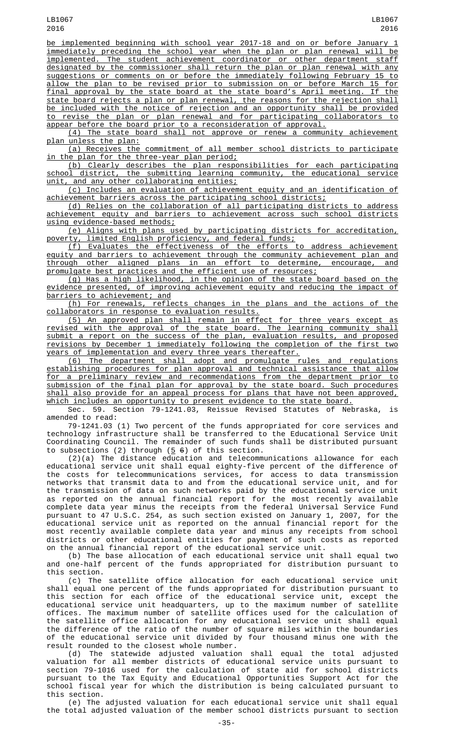be implemented beginning with school year 2017-18 and on or before January 1 immediately preceding the school year when the plan or plan renewal will be implemented. The student achievement coordinator or other department staff designated by the commissioner shall return the plan or plan renewal with any suggestions or comments on or before the immediately following February 15 to allow the plan to be revised prior to submission on or before March 15 for final approval by the state board at the state board's April meeting. If the state board rejects a plan or plan renewal, the reasons for the rejection shall be included with the notice of rejection and an opportunity shall be provided to revise the plan or plan renewal and for participating collaborators to appear before the board prior to a reconsideration of approval.

(4) The state board shall not approve or renew a community achievement plan unless the plan:

(a) Receives the commitment of all member school districts to participate in the plan for the three-year plan period;

(b) Clearly describes the plan responsibilities for each participating school district, the submitting learning community, the educational service unit, and any other collaborating entities;

(c) Includes an evaluation of achievement equity and an identification of achievement barriers across the participating school districts;

(d) Relies on the collaboration of all participating districts to address achievement equity and barriers to achievement across such school districts using evidence-based methods;

(e) Aligns with plans used by participating districts for accreditation, poverty, limited English proficiency, and federal funds;

(f) Evaluates the effectiveness of the efforts to address achievement equity and barriers to achievement through the community achievement plan and through other aligned plans in an effort to determine, encourage, and promulgate best practices and the efficient use of resources;

(g) Has a high likelihood, in the opinion of the state board based on the evidence presented, of improving achievement equity and reducing the impact of barriers to achievement; and

(h) For renewals, reflects changes in the plans and the actions of the collaborators in response to evaluation results.

(5) An approved plan shall remain in effect for three years except as revised with the approval of the state board. The learning community shall submit a report on the success of the plan, evaluation results, and proposed revisions by December 1 immediately following the completion of the first two years of implementation and every three years thereafter.

(6) The department shall adopt and promulgate rules and regulations establishing procedures for plan approval and technical assistance that allow for a preliminary review and recommendations from the department prior to submission of the final plan for approval by the state board. Such procedures shall also provide for an appeal process for plans that have not been approved, which includes an opportunity to present evidence to the state board.

Sec. 59. Section 79-1241.03, Reissue Revised Statutes of Nebraska, is amended to read:

79-1241.03 (1) Two percent of the funds appropriated for core services and technology infrastructure shall be transferred to the Educational Service Unit Coordinating Council. The remainder of such funds shall be distributed pursuant to subsections (2) through (5 6) of this section.

(2)(a) The distance education and telecommunications allowance for each educational service unit shall equal eighty-five percent of the difference of the costs for telecommunications services, for access to data transmission networks that transmit data to and from the educational service unit, and for the transmission of data on such networks paid by the educational service unit as reported on the annual financial report for the most recently available complete data year minus the receipts from the federal Universal Service Fund pursuant to 47 U.S.C. 254, as such section existed on January 1, 2007, for the educational service unit as reported on the annual financial report for the most recently available complete data year and minus any receipts from school districts or other educational entities for payment of such costs as reported on the annual financial report of the educational service unit.

(b) The base allocation of each educational service unit shall equal two and one-half percent of the funds appropriated for distribution pursuant to this section.

(c) The satellite office allocation for each educational service unit shall equal one percent of the funds appropriated for distribution pursuant to this section for each office of the educational service unit, except the educational service unit headquarters, up to the maximum number of satellite offices. The maximum number of satellite offices used for the calculation of the satellite office allocation for any educational service unit shall equal the difference of the ratio of the number of square miles within the boundaries of the educational service unit divided by four thousand minus one with the result rounded to the closest whole number.

(d) The statewide adjusted valuation shall equal the total adjusted valuation for all member districts of educational service units pursuant to section 79-1016 used for the calculation of state aid for school districts pursuant to the Tax Equity and Educational Opportunities Support Act for the school fiscal year for which the distribution is being calculated pursuant to this section.

(e) The adjusted valuation for each educational service unit shall equal the total adjusted valuation of the member school districts pursuant to section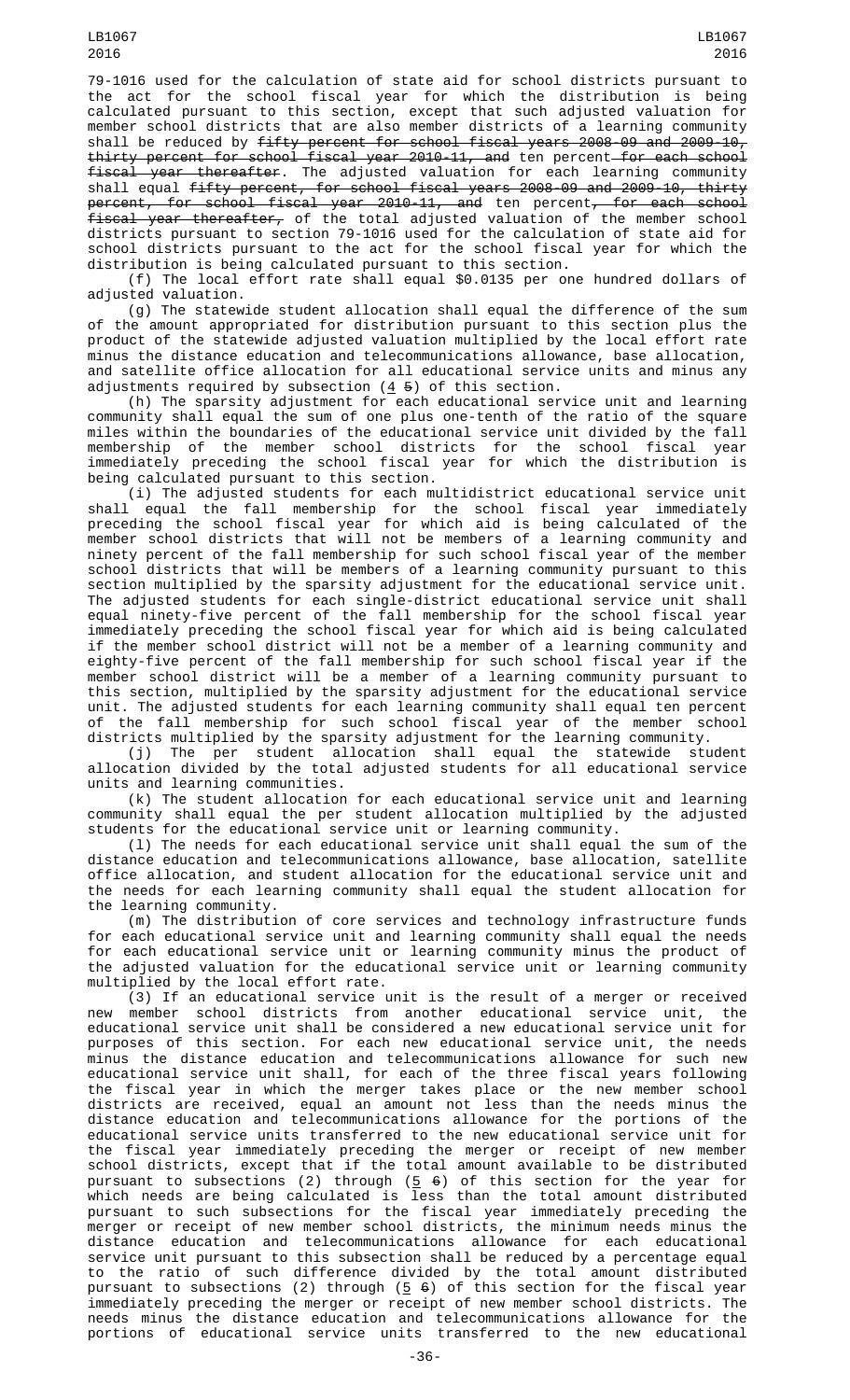79-1016 used for the calculation of state aid for school districts pursuant to the act for the school fiscal year for which the distribution is being calculated pursuant to this section, except that such adjusted valuation for member school districts that are also member districts of a learning community shall be reduced by ~~fifty percent for school fiscal years 2008-09 and 2009-10, thirty percent for school fiscal year 2010-11, and~~ ten percent ~~for each school fiscal year thereafter~~. The adjusted valuation for each learning community shall equal ~~fifty percent, for school fiscal years 2008-09 and 2009-10, thirty percent, for school fiscal year 2010-11, and~~ ten percent~~, for each school fiscal year thereafter,~~ of the total adjusted valuation of the member school districts pursuant to section 79-1016 used for the calculation of state aid for school districts pursuant to the act for the school fiscal year for which the distribution is being calculated pursuant to this section.

(f) The local effort rate shall equal $0.0135 per one hundred dollars of adjusted valuation.

(g) The statewide student allocation shall equal the difference of the sum of the amount appropriated for distribution pursuant to this section plus the product of the statewide adjusted valuation multiplied by the local effort rate minus the distance education and telecommunications allowance, base allocation, and satellite office allocation for all educational service units and minus any adjustments required by subsection (<u>4</u> ~~5~~) of this section.

(h) The sparsity adjustment for each educational service unit and learning community shall equal the sum of one plus one-tenth of the ratio of the square miles within the boundaries of the educational service unit divided by the fall membership of the member school districts for the school fiscal year immediately preceding the school fiscal year for which the distribution is being calculated pursuant to this section.

(i) The adjusted students for each multidistrict educational service unit shall equal the fall membership for the school fiscal year immediately preceding the school fiscal year for which aid is being calculated of the member school districts that will not be members of a learning community and ninety percent of the fall membership for such school fiscal year of the member school districts that will be members of a learning community pursuant to this section multiplied by the sparsity adjustment for the educational service unit. The adjusted students for each single-district educational service unit shall equal ninety-five percent of the fall membership for the school fiscal year immediately preceding the school fiscal year for which aid is being calculated if the member school district will not be a member of a learning community and eighty-five percent of the fall membership for such school fiscal year if the member school district will be a member of a learning community pursuant to this section, multiplied by the sparsity adjustment for the educational service unit. The adjusted students for each learning community shall equal ten percent of the fall membership for such school fiscal year of the member school districts multiplied by the sparsity adjustment for the learning community.

(j) The per student allocation shall equal the statewide student allocation divided by the total adjusted students for all educational service units and learning communities.

(k) The student allocation for each educational service unit and learning community shall equal the per student allocation multiplied by the adjusted students for the educational service unit or learning community.

(l) The needs for each educational service unit shall equal the sum of the distance education and telecommunications allowance, base allocation, satellite office allocation, and student allocation for the educational service unit and the needs for each learning community shall equal the student allocation for the learning community.

(m) The distribution of core services and technology infrastructure funds for each educational service unit and learning community shall equal the needs for each educational service unit or learning community minus the product of the adjusted valuation for the educational service unit or learning community multiplied by the local effort rate.

(3) If an educational service unit is the result of a merger or received new member school districts from another educational service unit, the educational service unit shall be considered a new educational service unit for purposes of this section. For each new educational service unit, the needs minus the distance education and telecommunications allowance for such new educational service unit shall, for each of the three fiscal years following the fiscal year in which the merger takes place or the new member school districts are received, equal an amount not less than the needs minus the distance education and telecommunications allowance for the portions of the educational service units transferred to the new educational service unit for the fiscal year immediately preceding the merger or receipt of new member school districts, except that if the total amount available to be distributed pursuant to subsections (2) through (<u>5</u> ~~6~~) of this section for the year for which needs are being calculated is less than the total amount distributed pursuant to such subsections for the fiscal year immediately preceding the merger or receipt of new member school districts, the minimum needs minus the distance education and telecommunications allowance for each educational service unit pursuant to this subsection shall be reduced by a percentage equal to the ratio of such difference divided by the total amount distributed pursuant to subsections (2) through (<u>5</u> ~~6~~) of this section for the fiscal year immediately preceding the merger or receipt of new member school districts. The needs minus the distance education and telecommunications allowance for the portions of educational service units transferred to the new educational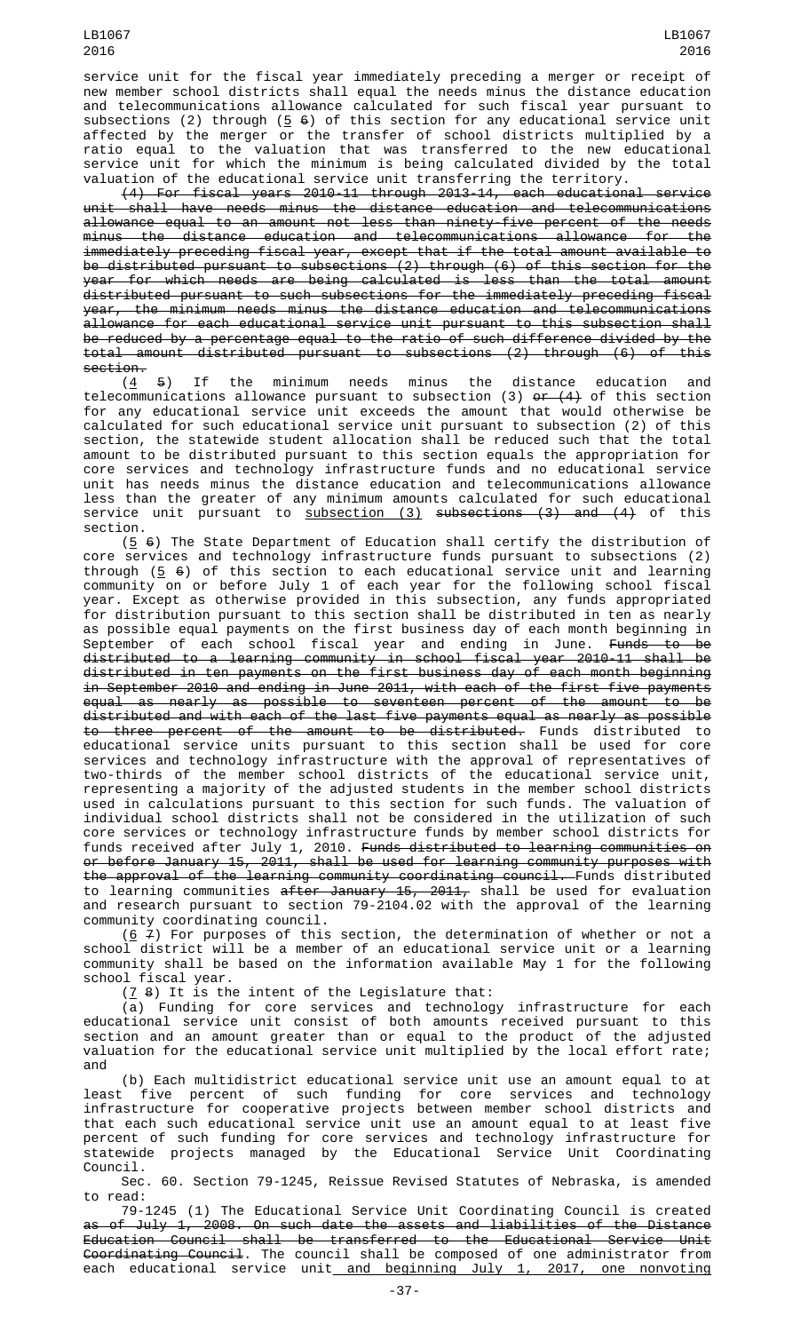service unit for the fiscal year immediately preceding a merger or receipt of new member school districts shall equal the needs minus the distance education and telecommunications allowance calculated for such fiscal year pursuant to subsections (2) through (5 6) of this section for any educational service unit affected by the merger or the transfer of school districts multiplied by a ratio equal to the valuation that was transferred to the new educational service unit for which the minimum is being calculated divided by the total valuation of the educational service unit transferring the territory.

~~(4) For fiscal years 2010-11 through 2013-14, each educational service unit shall have needs minus the distance education and telecommunications allowance equal to an amount not less than ninety-five percent of the needs minus the distance education and telecommunications allowance for the immediately preceding fiscal year, except that if the total amount available to be distributed pursuant to subsections (2) through (6) of this section for the year for which needs are being calculated is less than the total amount distributed pursuant to such subsections for the immediately preceding fiscal year, the minimum needs minus the distance education and telecommunications allowance for each educational service unit pursuant to this subsection shall be reduced by a percentage equal to the ratio of such difference divided by the total amount distributed pursuant to subsections (2) through (6) of this section.~~

(4 ~~5~~) If the minimum needs minus the distance education and telecommunications allowance pursuant to subsection (3) ~~or (4)~~ of this section for any educational service unit exceeds the amount that would otherwise be calculated for such educational service unit pursuant to subsection (2) of this section, the statewide student allocation shall be reduced such that the total amount to be distributed pursuant to this section equals the appropriation for core services and technology infrastructure funds and no educational service unit has needs minus the distance education and telecommunications allowance less than the greater of any minimum amounts calculated for such educational service unit pursuant to subsection (3) ~~subsections (3) and (4)~~ of this section.

(5 ~~6~~) The State Department of Education shall certify the distribution of core services and technology infrastructure funds pursuant to subsections (2) through (5 ~~6~~) of this section to each educational service unit and learning community on or before July 1 of each year for the following school fiscal year. Except as otherwise provided in this subsection, any funds appropriated for distribution pursuant to this section shall be distributed in ten as nearly as possible equal payments on the first business day of each month beginning in September of each school fiscal year and ending in June. ~~Funds to be distributed to a learning community in school fiscal year 2010-11 shall be distributed in ten payments on the first business day of each month beginning in September 2010 and ending in June 2011, with each of the first five payments equal as nearly as possible to seventeen percent of the amount to be distributed and with each of the last five payments equal as nearly as possible to three percent of the amount to be distributed.~~ Funds distributed to educational service units pursuant to this section shall be used for core services and technology infrastructure with the approval of representatives of two-thirds of the member school districts of the educational service unit, representing a majority of the adjusted students in the member school districts used in calculations pursuant to this section for such funds. The valuation of individual school districts shall not be considered in the utilization of such core services or technology infrastructure funds by member school districts for funds received after July 1, 2010. ~~Funds distributed to learning communities on or before January 15, 2011, shall be used for learning community purposes with the approval of the learning community coordinating council.~~ Funds distributed to learning communities ~~after January 15, 2011,~~ shall be used for evaluation and research pursuant to section 79-2104.02 with the approval of the learning community coordinating council.

(6 ~~7~~) For purposes of this section, the determination of whether or not a school district will be a member of an educational service unit or a learning community shall be based on the information available May 1 for the following school fiscal year.

(7 ~~8~~) It is the intent of the Legislature that:

(a) Funding for core services and technology infrastructure for each educational service unit consist of both amounts received pursuant to this section and an amount greater than or equal to the product of the adjusted valuation for the educational service unit multiplied by the local effort rate; and

(b) Each multidistrict educational service unit use an amount equal to at least five percent of such funding for core services and technology infrastructure for cooperative projects between member school districts and that each such educational service unit use an amount equal to at least five percent of such funding for core services and technology infrastructure for statewide projects managed by the Educational Service Unit Coordinating Council.

Sec. 60. Section 79-1245, Reissue Revised Statutes of Nebraska, is amended to read:

79-1245 (1) The Educational Service Unit Coordinating Council is created ~~as of July 1, 2008. On such date the assets and liabilities of the Distance Education Council shall be transferred to the Educational Service Unit Coordinating Council~~. The council shall be composed of one administrator from each educational service unit and beginning July 1, 2017, one nonvoting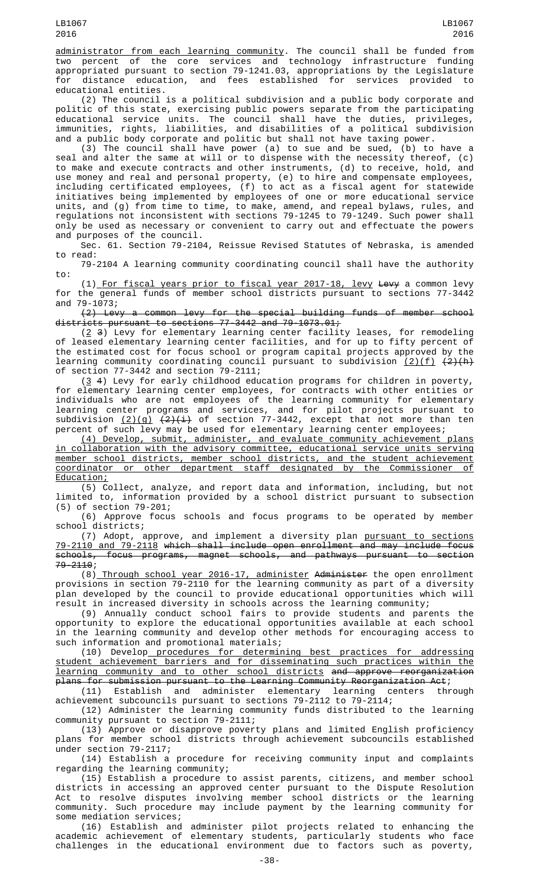administrator from each learning community. The council shall be funded from two percent of the core services and technology infrastructure funding appropriated pursuant to section 79-1241.03, appropriations by the Legislature for distance education, and fees established for services provided to educational entities.

(2) The council is a political subdivision and a public body corporate and politic of this state, exercising public powers separate from the participating educational service units. The council shall have the duties, privileges, immunities, rights, liabilities, and disabilities of a political subdivision and a public body corporate and politic but shall not have taxing power.

(3) The council shall have power (a) to sue and be sued, (b) to have a seal and alter the same at will or to dispense with the necessity thereof, (c) to make and execute contracts and other instruments, (d) to receive, hold, and use money and real and personal property, (e) to hire and compensate employees, including certificated employees, (f) to act as a fiscal agent for statewide initiatives being implemented by employees of one or more educational service units, and (g) from time to time, to make, amend, and repeal bylaws, rules, and regulations not inconsistent with sections 79-1245 to 79-1249. Such power shall only be used as necessary or convenient to carry out and effectuate the powers and purposes of the council.

Sec. 61. Section 79-2104, Reissue Revised Statutes of Nebraska, is amended to read:

79-2104 A learning community coordinating council shall have the authority to:

(1) For fiscal years prior to fiscal year 2017-18, levy ~~Levy~~ a common levy for the general funds of member school districts pursuant to sections 77-3442 and 79-1073;

~~(2) Levy a common levy for the special building funds of member school districts pursuant to sections 77-3442 and 79-1073.01;~~

(2 ~~3~~) Levy for elementary learning center facility leases, for remodeling of leased elementary learning center facilities, and for up to fifty percent of the estimated cost for focus school or program capital projects approved by the learning community coordinating council pursuant to subdivision (2)(f) ~~(2)(h)~~ of section 77-3442 and section 79-2111;

(3 ~~4~~) Levy for early childhood education programs for children in poverty, for elementary learning center employees, for contracts with other entities or individuals who are not employees of the learning community for elementary learning center programs and services, and for pilot projects pursuant to subdivision (2)(g) ~~(2)(i)~~ of section 77-3442, except that not more than ten percent of such levy may be used for elementary learning center employees;

(4) Develop, submit, administer, and evaluate community achievement plans in collaboration with the advisory committee, educational service units serving member school districts, member school districts, and the student achievement coordinator or other department staff designated by the Commissioner of Education;

(5) Collect, analyze, and report data and information, including, but not limited to, information provided by a school district pursuant to subsection (5) of section 79-201;

(6) Approve focus schools and focus programs to be operated by member school districts;

(7) Adopt, approve, and implement a diversity plan pursuant to sections 79-2110 and 79-2118 ~~which shall include open enrollment and may include focus schools, focus programs, magnet schools, and pathways pursuant to section 79-2110~~;

(8) Through school year 2016-17, administer ~~Administer~~ the open enrollment provisions in section 79-2110 for the learning community as part of a diversity plan developed by the council to provide educational opportunities which will result in increased diversity in schools across the learning community;

(9) Annually conduct school fairs to provide students and parents the opportunity to explore the educational opportunities available at each school in the learning community and develop other methods for encouraging access to such information and promotional materials;

(10) Develop procedures for determining best practices for addressing student achievement barriers and for disseminating such practices within the learning community and to other school districts ~~and approve reorganization plans for submission pursuant to the Learning Community Reorganization Act~~;

(11) Establish and administer elementary learning centers through achievement subcouncils pursuant to sections 79-2112 to 79-2114;

(12) Administer the learning community funds distributed to the learning community pursuant to section 79-2111;

(13) Approve or disapprove poverty plans and limited English proficiency plans for member school districts through achievement subcouncils established under section 79-2117;

(14) Establish a procedure for receiving community input and complaints regarding the learning community;

(15) Establish a procedure to assist parents, citizens, and member school districts in accessing an approved center pursuant to the Dispute Resolution Act to resolve disputes involving member school districts or the learning community. Such procedure may include payment by the learning community for some mediation services;

(16) Establish and administer pilot projects related to enhancing the academic achievement of elementary students, particularly students who face challenges in the educational environment due to factors such as poverty,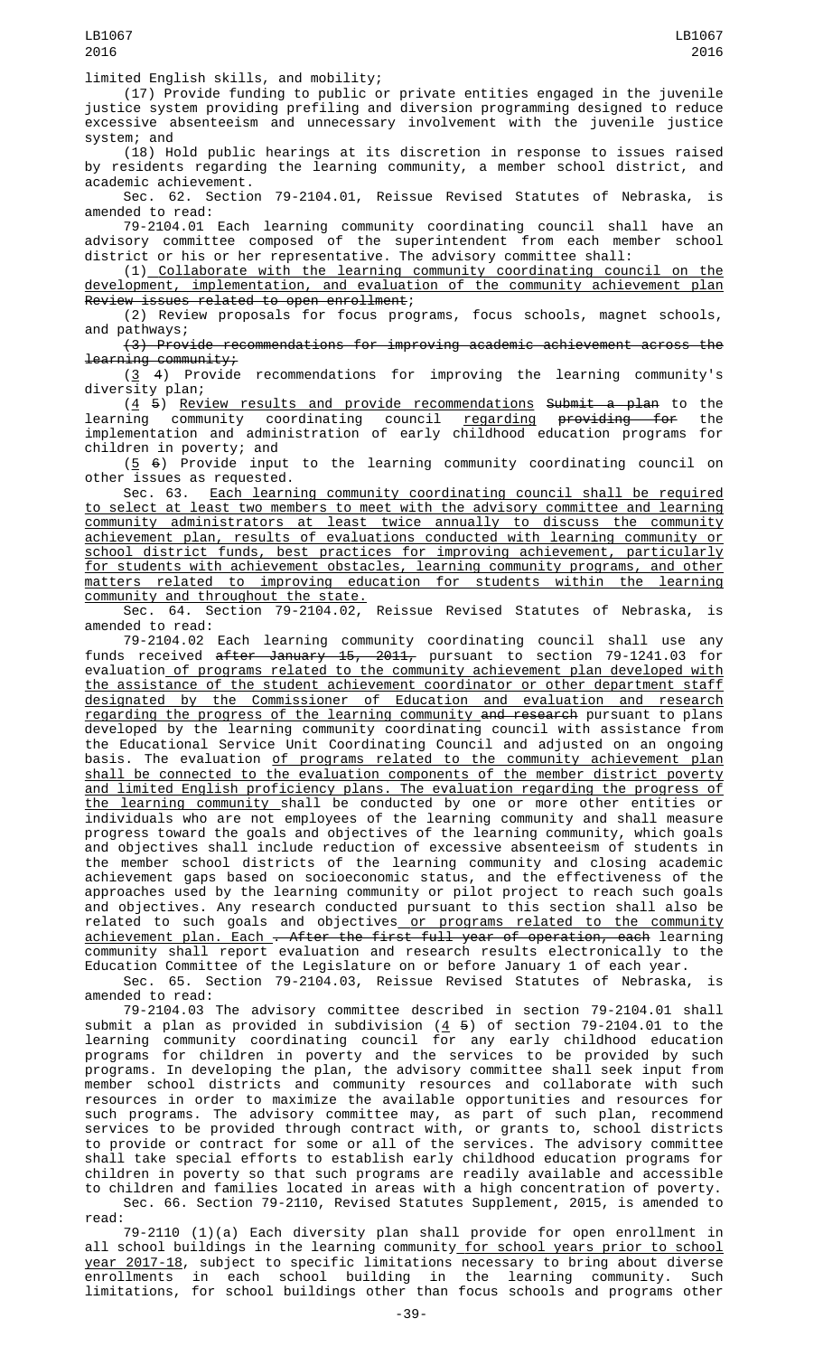limited English skills, and mobility;

(17) Provide funding to public or private entities engaged in the juvenile justice system providing prefiling and diversion programming designed to reduce excessive absenteeism and unnecessary involvement with the juvenile justice system; and

(18) Hold public hearings at its discretion in response to issues raised by residents regarding the learning community, a member school district, and academic achievement.

Sec. 62. Section 79-2104.01, Reissue Revised Statutes of Nebraska, is amended to read:

79-2104.01 Each learning community coordinating council shall have an advisory committee composed of the superintendent from each member school district or his or her representative. The advisory committee shall:

(1) Collaborate with the learning community coordinating council on the development, implementation, and evaluation of the community achievement plan ~~Review issues related to open enrollment~~;

(2) Review proposals for focus programs, focus schools, magnet schools, and pathways;

~~(3) Provide recommendations for improving academic achievement across the learning community;~~

(3 ~~4~~) Provide recommendations for improving the learning community's diversity plan;

(4 ~~5~~) Review results and provide recommendations ~~Submit a plan~~ to the learning community coordinating council regarding ~~providing for~~ the implementation and administration of early childhood education programs for children in poverty; and

(5 ~~6~~) Provide input to the learning community coordinating council on other issues as requested.

Sec. 63. Each learning community coordinating council shall be required to select at least two members to meet with the advisory committee and learning community administrators at least twice annually to discuss the community achievement plan, results of evaluations conducted with learning community or school district funds, best practices for improving achievement, particularly for students with achievement obstacles, learning community programs, and other matters related to improving education for students within the learning community and throughout the state.

Sec. 64. Section 79-2104.02, Reissue Revised Statutes of Nebraska, is amended to read:

79-2104.02 Each learning community coordinating council shall use any funds received ~~after January 15, 2011,~~ pursuant to section 79-1241.03 for evaluation of programs related to the community achievement plan developed with the assistance of the student achievement coordinator or other department staff designated by the Commissioner of Education and evaluation and research regarding the progress of the learning community ~~and research~~ pursuant to plans developed by the learning community coordinating council with assistance from the Educational Service Unit Coordinating Council and adjusted on an ongoing basis. The evaluation of programs related to the community achievement plan shall be connected to the evaluation components of the member district poverty and limited English proficiency plans. The evaluation regarding the progress of the learning community shall be conducted by one or more other entities or individuals who are not employees of the learning community and shall measure progress toward the goals and objectives of the learning community, which goals and objectives shall include reduction of excessive absenteeism of students in the member school districts of the learning community and closing academic achievement gaps based on socioeconomic status, and the effectiveness of the approaches used by the learning community or pilot project to reach such goals and objectives. Any research conducted pursuant to this section shall also be related to such goals and objectives or programs related to the community achievement plan. Each ~~. After the first full year of operation, each~~ learning community shall report evaluation and research results electronically to the Education Committee of the Legislature on or before January 1 of each year.

Sec. 65. Section 79-2104.03, Reissue Revised Statutes of Nebraska, is amended to read:

79-2104.03 The advisory committee described in section 79-2104.01 shall submit a plan as provided in subdivision (4 ~~5~~) of section 79-2104.01 to the learning community coordinating council for any early childhood education programs for children in poverty and the services to be provided by such programs. In developing the plan, the advisory committee shall seek input from member school districts and community resources and collaborate with such resources in order to maximize the available opportunities and resources for such programs. The advisory committee may, as part of such plan, recommend services to be provided through contract with, or grants to, school districts to provide or contract for some or all of the services. The advisory committee shall take special efforts to establish early childhood education programs for children in poverty so that such programs are readily available and accessible to children and families located in areas with a high concentration of poverty.

Sec. 66. Section 79-2110, Revised Statutes Supplement, 2015, is amended to read:

79-2110 (1)(a) Each diversity plan shall provide for open enrollment in all school buildings in the learning community for school years prior to school year 2017-18, subject to specific limitations necessary to bring about diverse enrollments in each school building in the learning community. Such limitations, for school buildings other than focus schools and programs other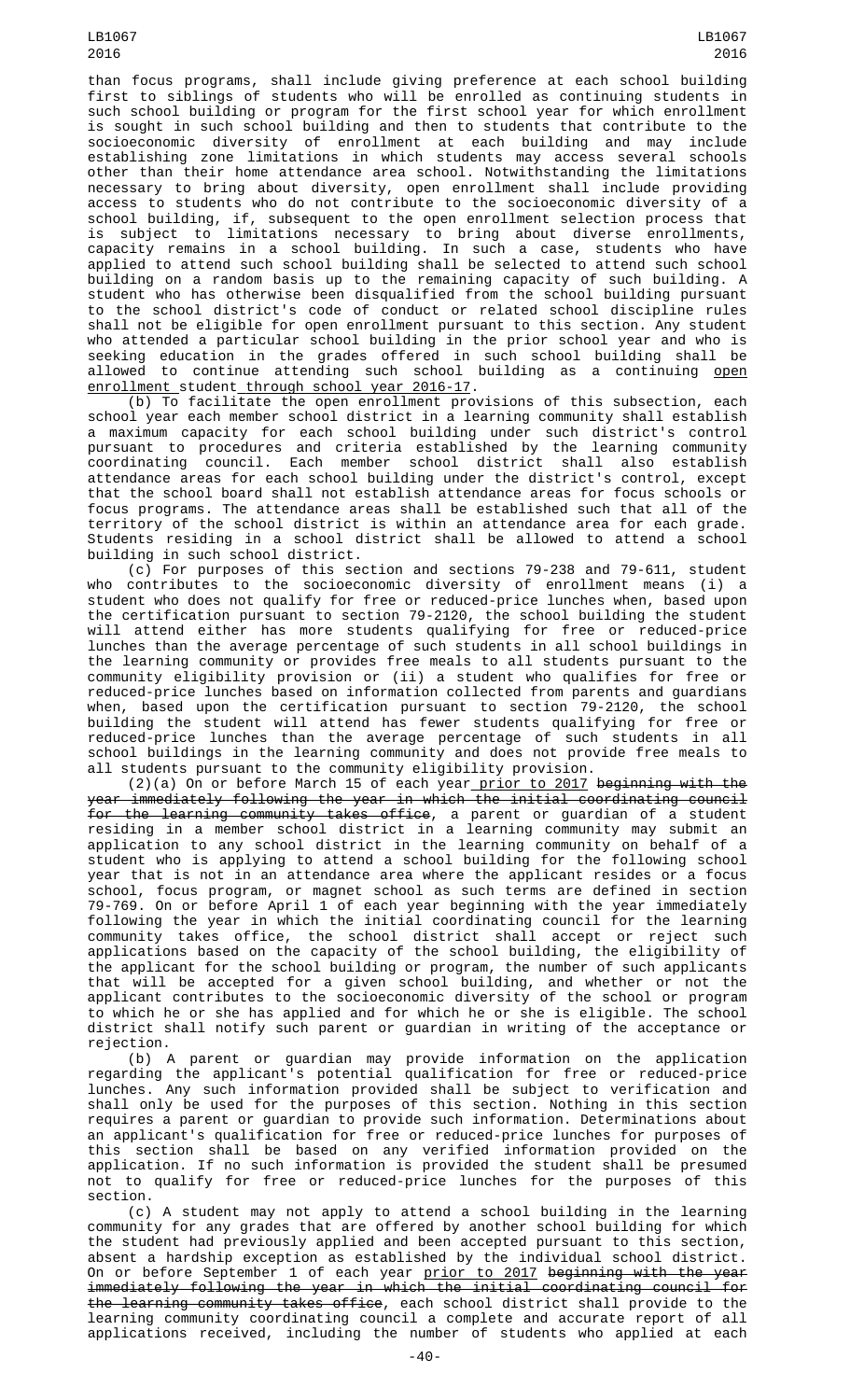than focus programs, shall include giving preference at each school building first to siblings of students who will be enrolled as continuing students in such school building or program for the first school year for which enrollment is sought in such school building and then to students that contribute to the socioeconomic diversity of enrollment at each building and may include establishing zone limitations in which students may access several schools other than their home attendance area school. Notwithstanding the limitations necessary to bring about diversity, open enrollment shall include providing access to students who do not contribute to the socioeconomic diversity of a school building, if, subsequent to the open enrollment selection process that is subject to limitations necessary to bring about diverse enrollments, capacity remains in a school building. In such a case, students who have applied to attend such school building shall be selected to attend such school building on a random basis up to the remaining capacity of such building. A student who has otherwise been disqualified from the school building pursuant to the school district's code of conduct or related school discipline rules shall not be eligible for open enrollment pursuant to this section. Any student who attended a particular school building in the prior school year and who is seeking education in the grades offered in such school building shall be allowed to continue attending such school building as a continuing open enrollment student through school year 2016-17.

(b) To facilitate the open enrollment provisions of this subsection, each school year each member school district in a learning community shall establish a maximum capacity for each school building under such district's control pursuant to procedures and criteria established by the learning community coordinating council. Each member school district shall also establish attendance areas for each school building under the district's control, except that the school board shall not establish attendance areas for focus schools or focus programs. The attendance areas shall be established such that all of the territory of the school district is within an attendance area for each grade. Students residing in a school district shall be allowed to attend a school building in such school district.

(c) For purposes of this section and sections 79-238 and 79-611, student who contributes to the socioeconomic diversity of enrollment means (i) a student who does not qualify for free or reduced-price lunches when, based upon the certification pursuant to section 79-2120, the school building the student will attend either has more students qualifying for free or reduced-price lunches than the average percentage of such students in all school buildings in the learning community or provides free meals to all students pursuant to the community eligibility provision or (ii) a student who qualifies for free or reduced-price lunches based on information collected from parents and guardians when, based upon the certification pursuant to section 79-2120, the school building the student will attend has fewer students qualifying for free or reduced-price lunches than the average percentage of such students in all school buildings in the learning community and does not provide free meals to all students pursuant to the community eligibility provision.

(2)(a) On or before March 15 of each year prior to 2017 ~~beginning with the year immediately following the year in which the initial coordinating council for the learning community takes office~~, a parent or guardian of a student residing in a member school district in a learning community may submit an application to any school district in the learning community on behalf of a student who is applying to attend a school building for the following school year that is not in an attendance area where the applicant resides or a focus school, focus program, or magnet school as such terms are defined in section 79-769. On or before April 1 of each year beginning with the year immediately following the year in which the initial coordinating council for the learning community takes office, the school district shall accept or reject such applications based on the capacity of the school building, the eligibility of the applicant for the school building or program, the number of such applicants that will be accepted for a given school building, and whether or not the applicant contributes to the socioeconomic diversity of the school or program to which he or she has applied and for which he or she is eligible. The school district shall notify such parent or guardian in writing of the acceptance or rejection.

(b) A parent or guardian may provide information on the application regarding the applicant's potential qualification for free or reduced-price lunches. Any such information provided shall be subject to verification and shall only be used for the purposes of this section. Nothing in this section requires a parent or guardian to provide such information. Determinations about an applicant's qualification for free or reduced-price lunches for purposes of this section shall be based on any verified information provided on the application. If no such information is provided the student shall be presumed not to qualify for free or reduced-price lunches for the purposes of this section.

(c) A student may not apply to attend a school building in the learning community for any grades that are offered by another school building for which the student had previously applied and been accepted pursuant to this section, absent a hardship exception as established by the individual school district. On or before September 1 of each year prior to 2017 ~~beginning with the year immediately following the year in which the initial coordinating council for the learning community takes office~~, each school district shall provide to the learning community coordinating council a complete and accurate report of all applications received, including the number of students who applied at each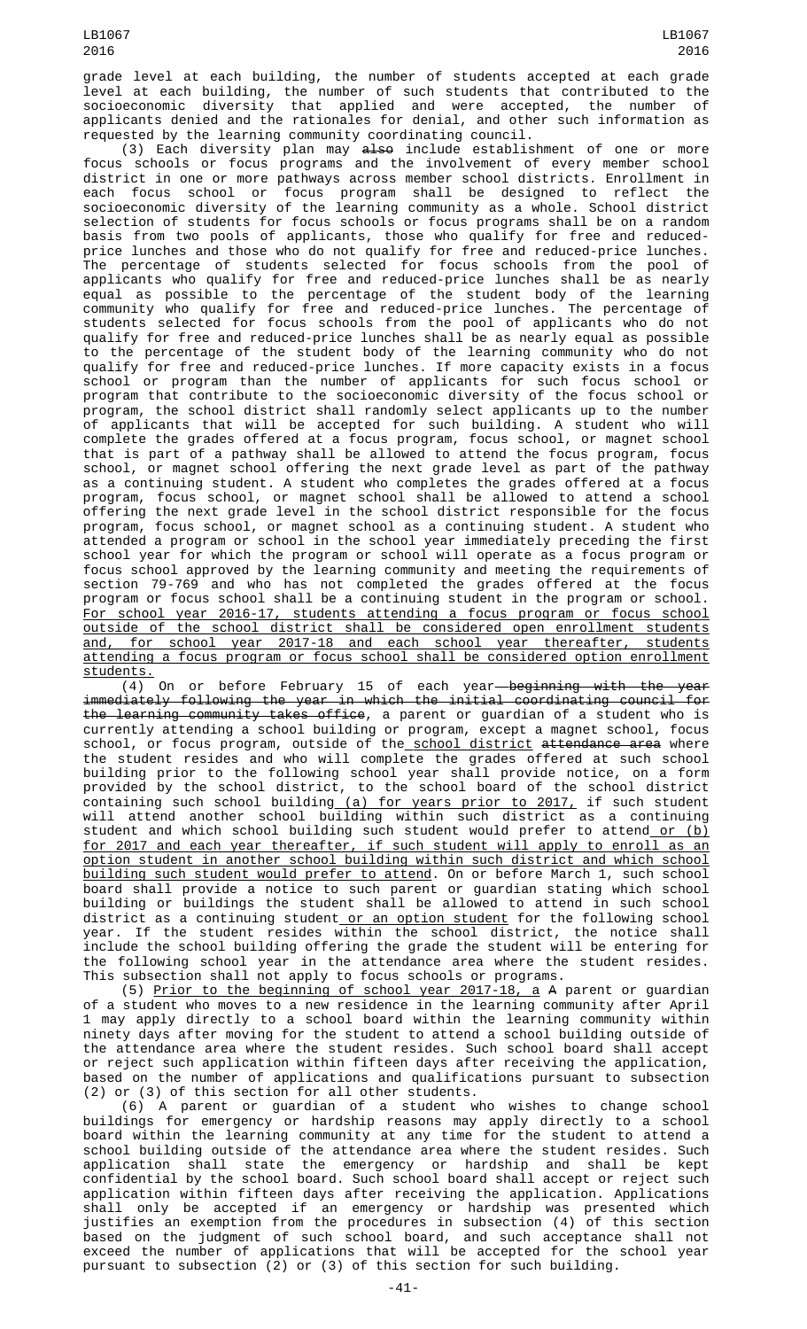grade level at each building, the number of students accepted at each grade level at each building, the number of such students that contributed to the socioeconomic diversity that applied and were accepted, the number of applicants denied and the rationales for denial, and other such information as requested by the learning community coordinating council.

(3) Each diversity plan may ~~also~~ include establishment of one or more focus schools or focus programs and the involvement of every member school district in one or more pathways across member school districts. Enrollment in each focus school or focus program shall be designed to reflect the socioeconomic diversity of the learning community as a whole. School district selection of students for focus schools or focus programs shall be on a random basis from two pools of applicants, those who qualify for free and reduced-price lunches and those who do not qualify for free and reduced-price lunches. The percentage of students selected for focus schools from the pool of applicants who qualify for free and reduced-price lunches shall be as nearly equal as possible to the percentage of the student body of the learning community who qualify for free and reduced-price lunches. The percentage of students selected for focus schools from the pool of applicants who do not qualify for free and reduced-price lunches shall be as nearly equal as possible to the percentage of the student body of the learning community who do not qualify for free and reduced-price lunches. If more capacity exists in a focus school or program than the number of applicants for such focus school or program that contribute to the socioeconomic diversity of the focus school or program, the school district shall randomly select applicants up to the number of applicants that will be accepted for such building. A student who will complete the grades offered at a focus program, focus school, or magnet school that is part of a pathway shall be allowed to attend the focus program, focus school, or magnet school offering the next grade level as part of the pathway as a continuing student. A student who completes the grades offered at a focus program, focus school, or magnet school shall be allowed to attend a school offering the next grade level in the school district responsible for the focus program, focus school, or magnet school as a continuing student. A student who attended a program or school in the school year immediately preceding the first school year for which the program or school will operate as a focus program or focus school approved by the learning community and meeting the requirements of section 79-769 and who has not completed the grades offered at the focus program or focus school shall be a continuing student in the program or school. For school year 2016-17, students attending a focus program or focus school outside of the school district shall be considered open enrollment students and, for school year 2017-18 and each school year thereafter, students attending a focus program or focus school shall be considered option enrollment students.

(4) On or before February 15 of each year ~~beginning with the year immediately following the year in which the initial coordinating council for the learning community takes office~~, a parent or guardian of a student who is currently attending a school building or program, except a magnet school, focus school, or focus program, outside of the school district ~~attendance area~~ where the student resides and who will complete the grades offered at such school building prior to the following school year shall provide notice, on a form provided by the school district, to the school board of the school district containing such school building (a) for years prior to 2017, if such student will attend another school building within such district as a continuing student and which school building such student would prefer to attend or (b) for 2017 and each year thereafter, if such student will apply to enroll as an option student in another school building within such district and which school building such student would prefer to attend. On or before March 1, such school board shall provide a notice to such parent or guardian stating which school building or buildings the student shall be allowed to attend in such school district as a continuing student or an option student for the following school year. If the student resides within the school district, the notice shall include the school building offering the grade the student will be entering for the following school year in the attendance area where the student resides. This subsection shall not apply to focus schools or programs.

(5) Prior to the beginning of school year 2017-18, a ~~A~~ parent or guardian of a student who moves to a new residence in the learning community after April 1 may apply directly to a school board within the learning community within ninety days after moving for the student to attend a school building outside of the attendance area where the student resides. Such school board shall accept or reject such application within fifteen days after receiving the application, based on the number of applications and qualifications pursuant to subsection (2) or (3) of this section for all other students.

(6) A parent or guardian of a student who wishes to change school buildings for emergency or hardship reasons may apply directly to a school board within the learning community at any time for the student to attend a school building outside of the attendance area where the student resides. Such application shall state the emergency or hardship and shall be kept confidential by the school board. Such school board shall accept or reject such application within fifteen days after receiving the application. Applications shall only be accepted if an emergency or hardship was presented which justifies an exemption from the procedures in subsection (4) of this section based on the judgment of such school board, and such acceptance shall not exceed the number of applications that will be accepted for the school year pursuant to subsection (2) or (3) of this section for such building.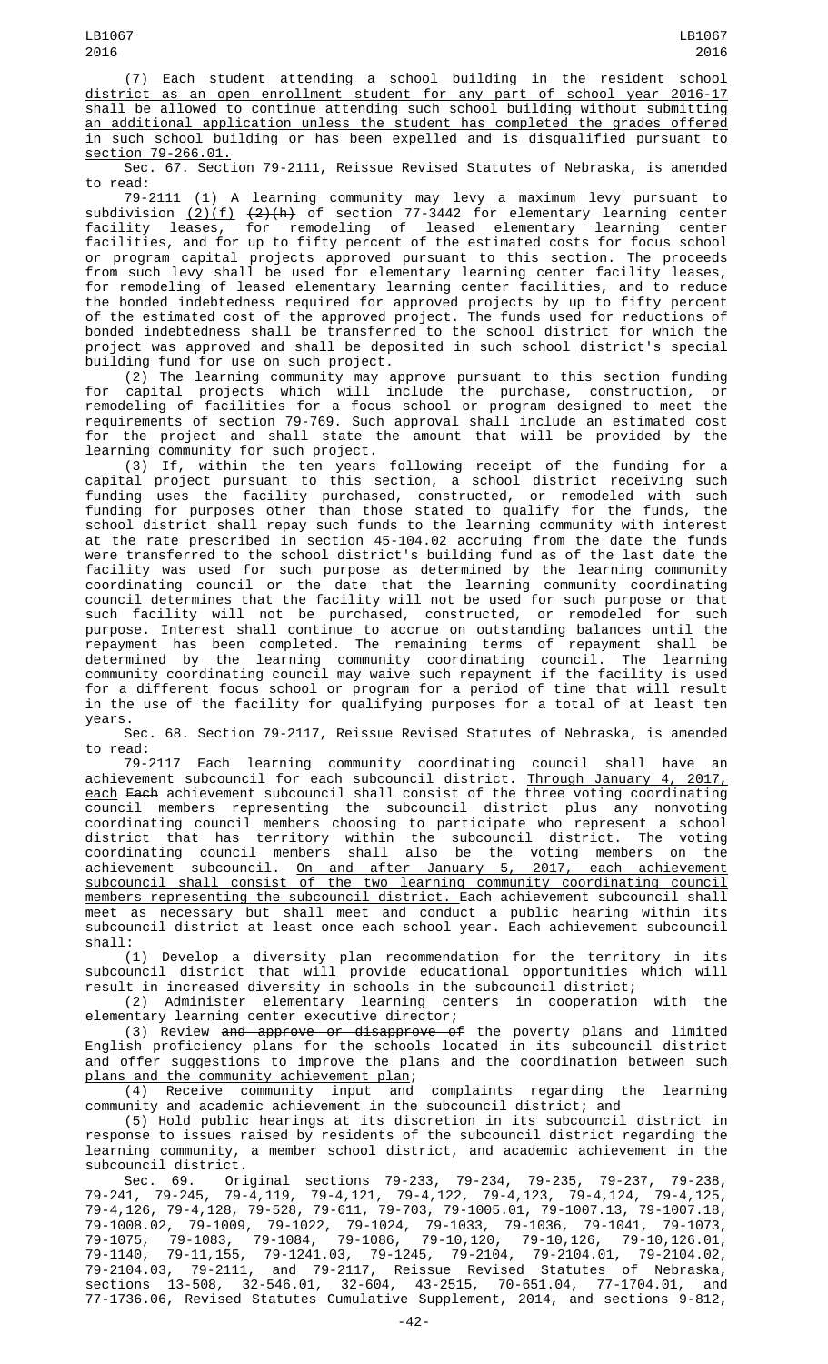(7) Each student attending a school building in the resident school district as an open enrollment student for any part of school year 2016-17 shall be allowed to continue attending such school building without submitting an additional application unless the student has completed the grades offered in such school building or has been expelled and is disqualified pursuant to section 79-266.01.

Sec. 67. Section 79-2111, Reissue Revised Statutes of Nebraska, is amended to read:

79-2111 (1) A learning community may levy a maximum levy pursuant to subdivision (2)(f) ~~(2)(h)~~ of section 77-3442 for elementary learning center facility leases, for remodeling of leased elementary learning center facilities, and for up to fifty percent of the estimated costs for focus school or program capital projects approved pursuant to this section. The proceeds from such levy shall be used for elementary learning center facility leases, for remodeling of leased elementary learning center facilities, and to reduce the bonded indebtedness required for approved projects by up to fifty percent of the estimated cost of the approved project. The funds used for reductions of bonded indebtedness shall be transferred to the school district for which the project was approved and shall be deposited in such school district's special building fund for use on such project.

(2) The learning community may approve pursuant to this section funding for capital projects which will include the purchase, construction, or remodeling of facilities for a focus school or program designed to meet the requirements of section 79-769. Such approval shall include an estimated cost for the project and shall state the amount that will be provided by the learning community for such project.

(3) If, within the ten years following receipt of the funding for a capital project pursuant to this section, a school district receiving such funding uses the facility purchased, constructed, or remodeled with such funding for purposes other than those stated to qualify for the funds, the school district shall repay such funds to the learning community with interest at the rate prescribed in section 45-104.02 accruing from the date the funds were transferred to the school district's building fund as of the last date the facility was used for such purpose as determined by the learning community coordinating council or the date that the learning community coordinating council determines that the facility will not be used for such purpose or that such facility will not be purchased, constructed, or remodeled for such purpose. Interest shall continue to accrue on outstanding balances until the repayment has been completed. The remaining terms of repayment shall be determined by the learning community coordinating council. The learning community coordinating council may waive such repayment if the facility is used for a different focus school or program for a period of time that will result in the use of the facility for qualifying purposes for a total of at least ten years.

Sec. 68. Section 79-2117, Reissue Revised Statutes of Nebraska, is amended to read:

79-2117 Each learning community coordinating council shall have an achievement subcouncil for each subcouncil district. Through January 4, 2017, each ~~Each~~ achievement subcouncil shall consist of the three voting coordinating council members representing the subcouncil district plus any nonvoting coordinating council members choosing to participate who represent a school district that has territory within the subcouncil district. The voting coordinating council members shall also be the voting members on the achievement subcouncil. On and after January 5, 2017, each achievement subcouncil shall consist of the two learning community coordinating council members representing the subcouncil district. Each achievement subcouncil shall meet as necessary but shall meet and conduct a public hearing within its subcouncil district at least once each school year. Each achievement subcouncil shall:

(1) Develop a diversity plan recommendation for the territory in its subcouncil district that will provide educational opportunities which will result in increased diversity in schools in the subcouncil district;

(2) Administer elementary learning centers in cooperation with the elementary learning center executive director;

(3) Review ~~and approve or disapprove of~~ the poverty plans and limited English proficiency plans for the schools located in its subcouncil district and offer suggestions to improve the plans and the coordination between such plans and the community achievement plan;

(4) Receive community input and complaints regarding the learning community and academic achievement in the subcouncil district; and

(5) Hold public hearings at its discretion in its subcouncil district in response to issues raised by residents of the subcouncil district regarding the learning community, a member school district, and academic achievement in the subcouncil district.

Sec. 69. Original sections 79-233, 79-234, 79-235, 79-237, 79-238, 79-241, 79-245, 79-4,119, 79-4,121, 79-4,122, 79-4,123, 79-4,124, 79-4,125, 79-4,126, 79-4,128, 79-528, 79-611, 79-703, 79-1005.01, 79-1007.13, 79-1007.18, 79-1008.02, 79-1009, 79-1022, 79-1024, 79-1033, 79-1036, 79-1041, 79-1073, 79-1075, 79-1083, 79-1084, 79-1086, 79-10,120, 79-10,126, 79-10,126.01, 79-1140, 79-11,155, 79-1241.03, 79-1245, 79-2104, 79-2104.01, 79-2104.02, 79-2104.03, 79-2111, and 79-2117, Reissue Revised Statutes of Nebraska, sections 13-508, 32-546.01, 32-604, 43-2515, 70-651.04, 77-1704.01, and 77-1736.06, Revised Statutes Cumulative Supplement, 2014, and sections 9-812,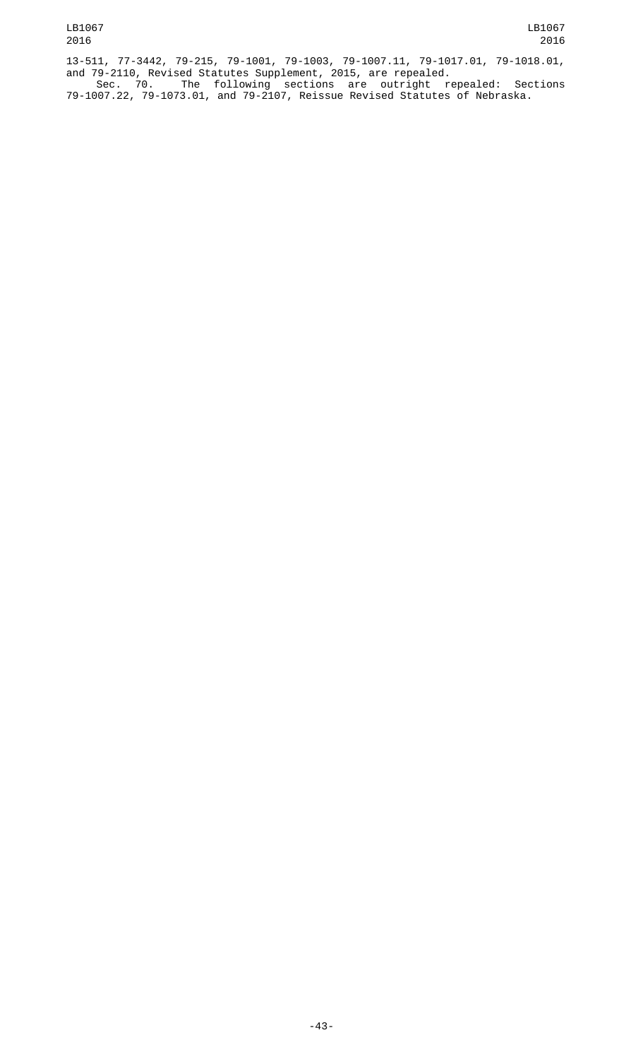13-511, 77-3442, 79-215, 79-1001, 79-1003, 79-1007.11, 79-1017.01, 79-1018.01, and 79-2110, Revised Statutes Supplement, 2015, are repealed.

Sec. 70. The following sections are outright repealed: Sections 79-1007.22, 79-1073.01, and 79-2107, Reissue Revised Statutes of Nebraska.